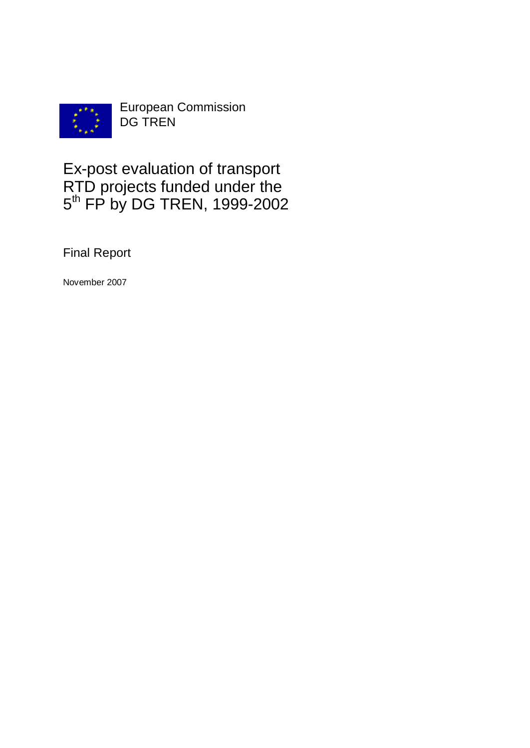European Commission
DG TREN

# Ex-post evaluation of transport RTD projects funded under the $5^{th}$ FP by DG TREN, 1999-2002

Final Report

November 2007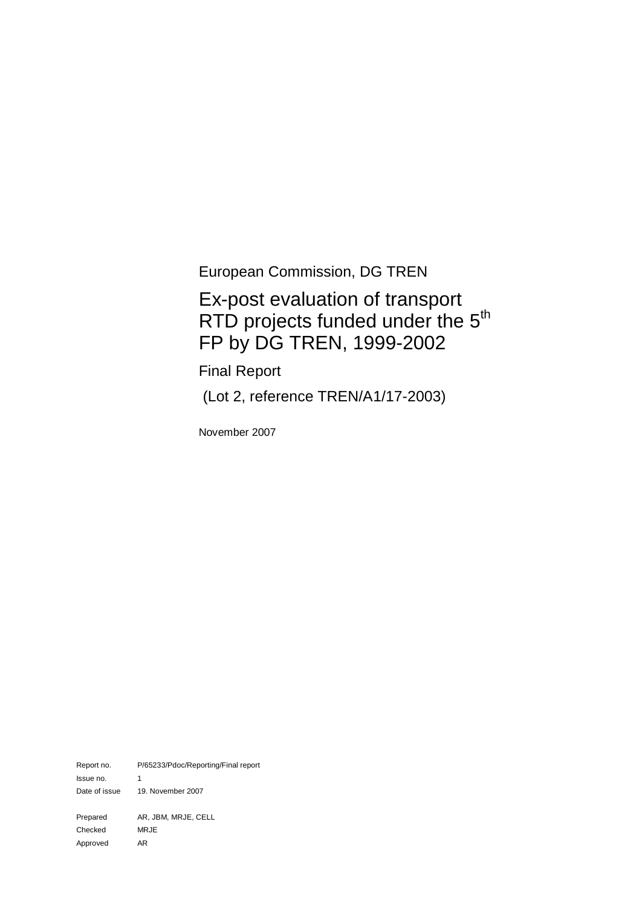European Commission, DG TREN

# Ex-post evaluation of transport RTD projects funded under the 5th FP by DG TREN, 1999-2002

## Final Report

(Lot 2, reference TREN/A1/17-2003)

November 2007

| | |
|---|---|
| Report no. | P/65233/Pdoc/Reporting/Final report |
| Issue no. | 1 |
| Date of issue | 19. November 2007 |
| | |
| Prepared | AR, JBM, MRJE, CELL |
| Checked | MRJE |
| Approved | AR |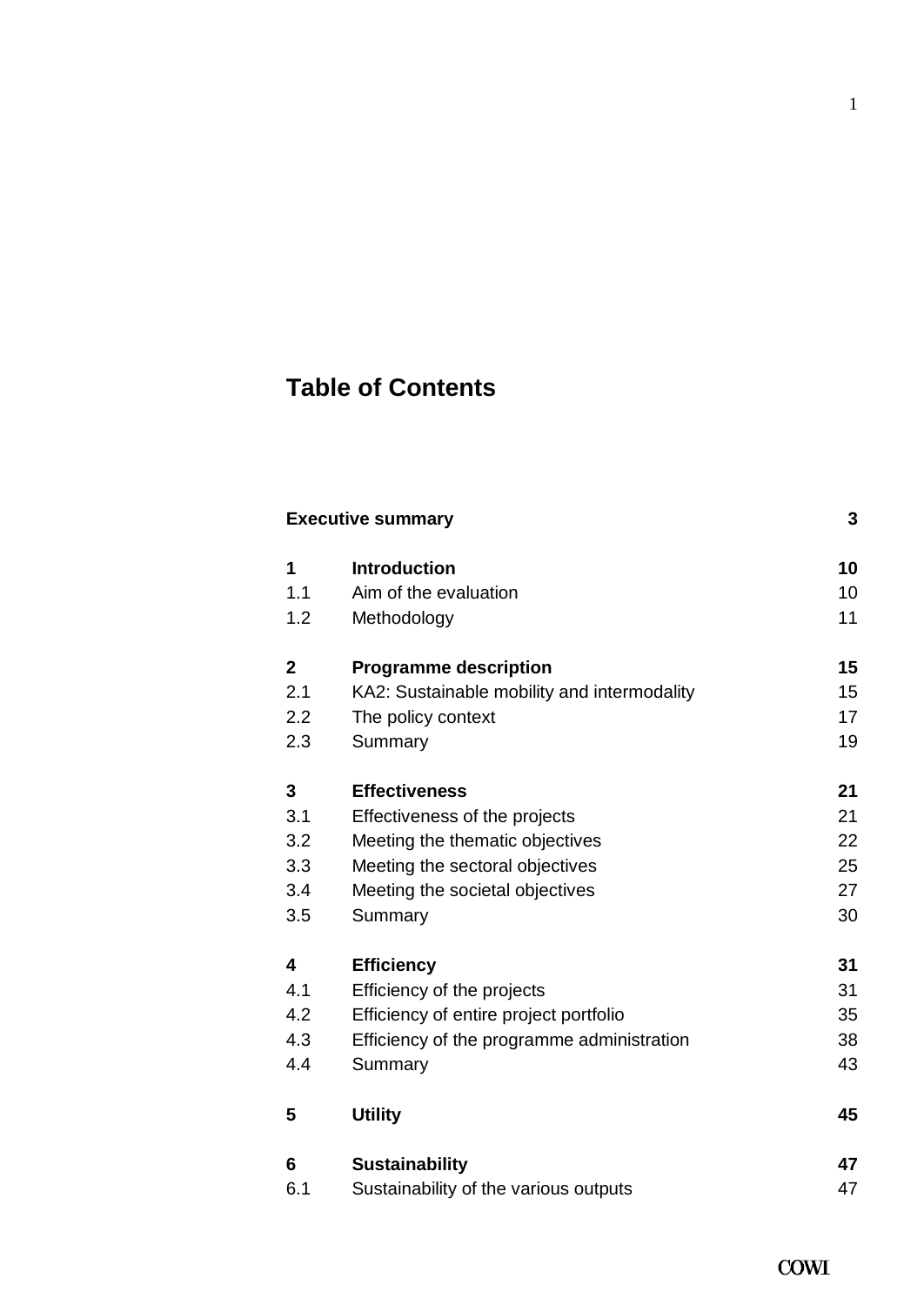# Table of Contents

| | | |
|---|---|---|
| **Executive summary** | | **3** |
| **1** | **Introduction** | **10** |
| 1.1 | Aim of the evaluation | 10 |
| 1.2 | Methodology | 11 |
| **2** | **Programme description** | **15** |
| 2.1 | KA2: Sustainable mobility and intermodality | 15 |
| 2.2 | The policy context | 17 |
| 2.3 | Summary | 19 |
| **3** | **Effectiveness** | **21** |
| 3.1 | Effectiveness of the projects | 21 |
| 3.2 | Meeting the thematic objectives | 22 |
| 3.3 | Meeting the sectoral objectives | 25 |
| 3.4 | Meeting the societal objectives | 27 |
| 3.5 | Summary | 30 |
| **4** | **Efficiency** | **31** |
| 4.1 | Efficiency of the projects | 31 |
| 4.2 | Efficiency of entire project portfolio | 35 |
| 4.3 | Efficiency of the programme administration | 38 |
| 4.4 | Summary | 43 |
| **5** | **Utility** | **45** |
| **6** | **Sustainability** | **47** |
| 6.1 | Sustainability of the various outputs | 47 |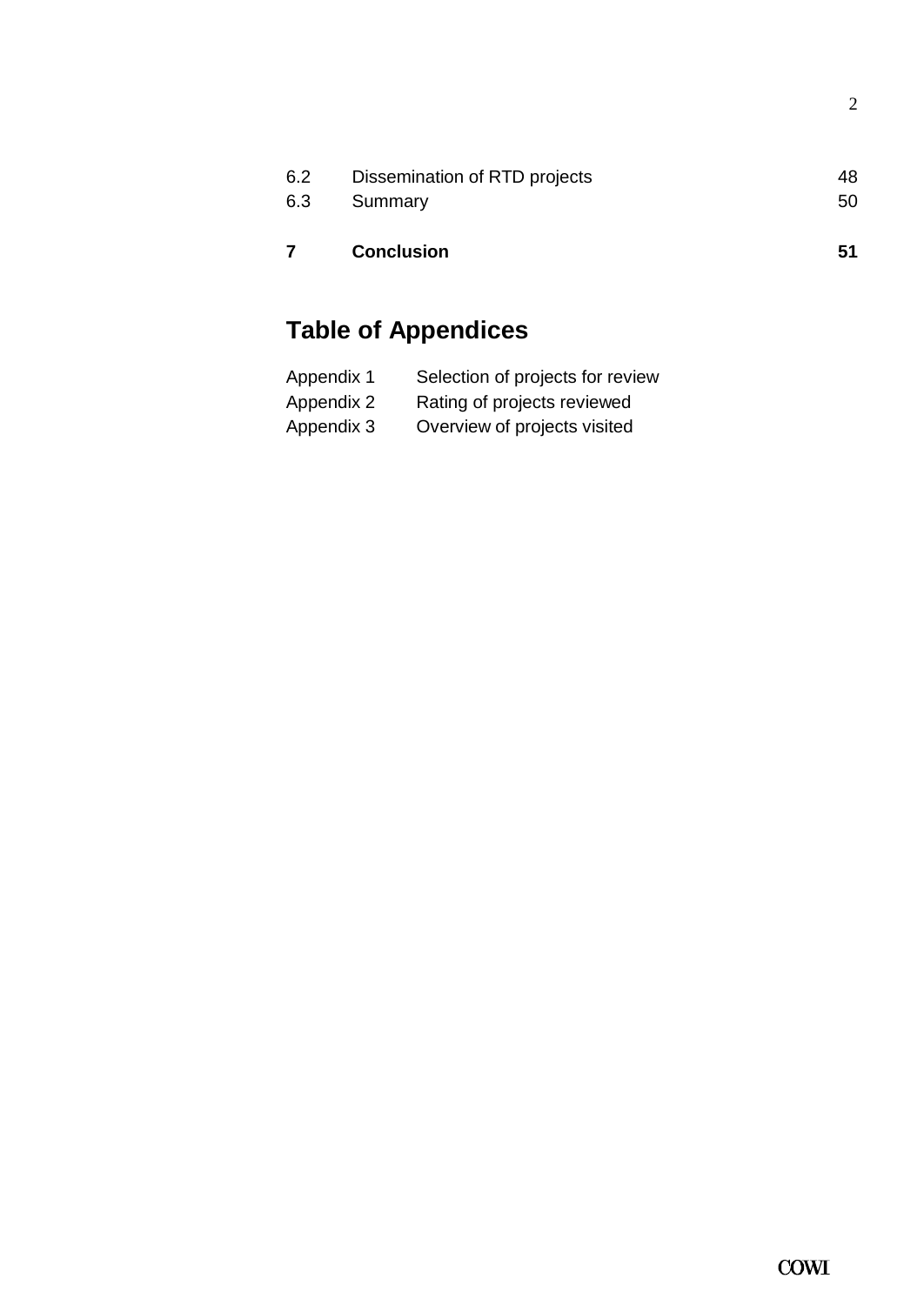| | | |
|---|---|---|
| 6.2 | Dissemination of RTD projects | 48 |
| 6.3 | Summary | 50 |
| **7** | **Conclusion** | **51** |

## Table of Appendices

| | |
|---|---|
| Appendix 1 | Selection of projects for review |
| Appendix 2 | Rating of projects reviewed |
| Appendix 3 | Overview of projects visited |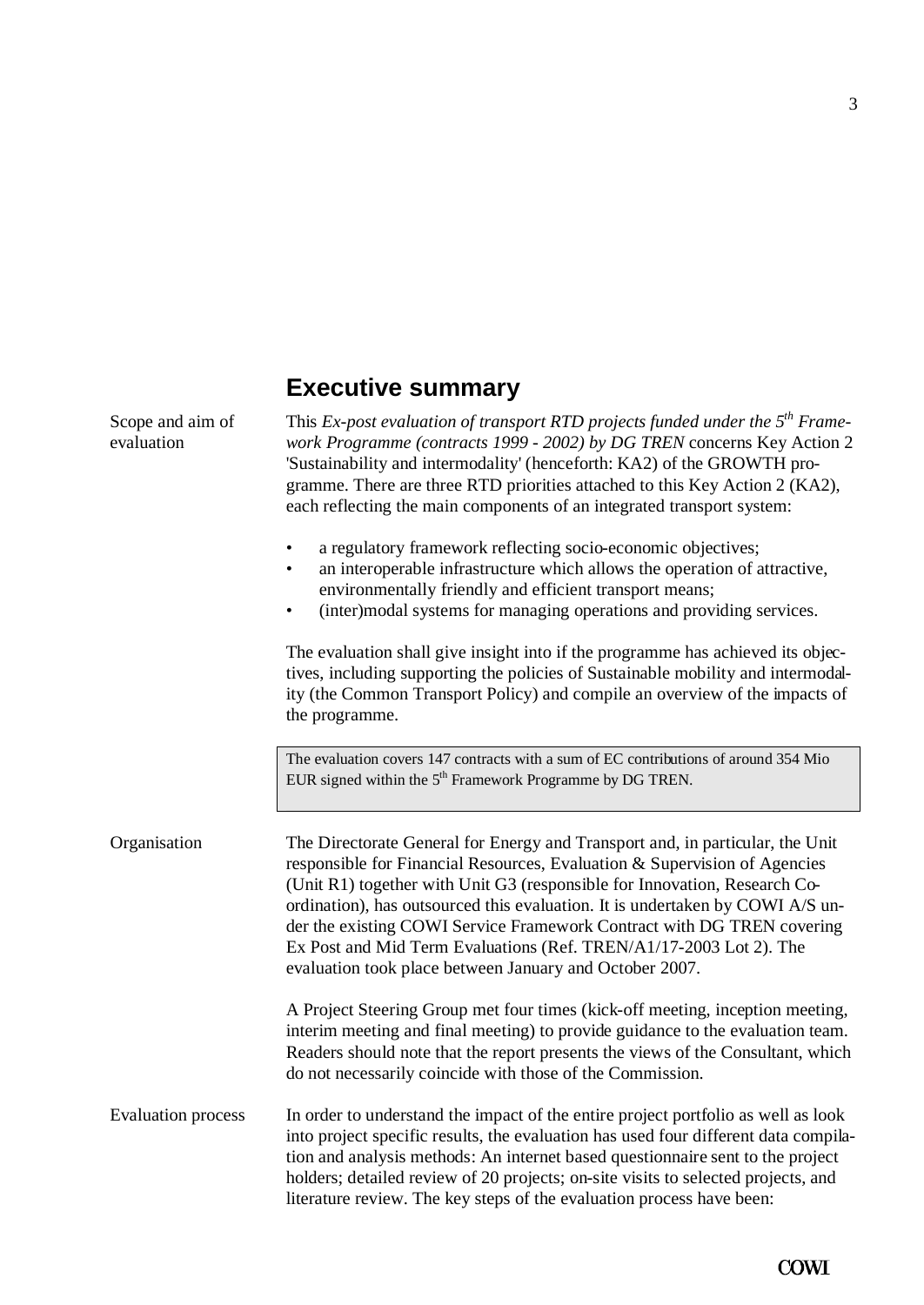## Executive summary

**Scope and aim of evaluation**

This *Ex-post evaluation of transport RTD projects funded under the 5th Framework Programme (contracts 1999 - 2002) by DG TREN* concerns Key Action 2 'Sustainability and intermodality' (henceforth: KA2) of the GROWTH programme. There are three RTD priorities attached to this Key Action 2 (KA2), each reflecting the main components of an integrated transport system:

- a regulatory framework reflecting socio-economic objectives;
- an interoperable infrastructure which allows the operation of attractive, environmentally friendly and efficient transport means;
- (inter)modal systems for managing operations and providing services.

The evaluation shall give insight into if the programme has achieved its objectives, including supporting the policies of Sustainable mobility and intermodality (the Common Transport Policy) and compile an overview of the impacts of the programme.

> The evaluation covers 147 contracts with a sum of EC contributions of around 354 Mio EUR signed within the 5th Framework Programme by DG TREN.

**Organisation**

The Directorate General for Energy and Transport and, in particular, the Unit responsible for Financial Resources, Evaluation & Supervision of Agencies (Unit R1) together with Unit G3 (responsible for Innovation, Research Co-ordination), has outsourced this evaluation. It is undertaken by COWI A/S under the existing COWI Service Framework Contract with DG TREN covering Ex Post and Mid Term Evaluations (Ref. TREN/A1/17-2003 Lot 2). The evaluation took place between January and October 2007.

A Project Steering Group met four times (kick-off meeting, inception meeting, interim meeting and final meeting) to provide guidance to the evaluation team. Readers should note that the report presents the views of the Consultant, which do not necessarily coincide with those of the Commission.

**Evaluation process**

In order to understand the impact of the entire project portfolio as well as look into project specific results, the evaluation has used four different data compilation and analysis methods: An internet based questionnaire sent to the project holders; detailed review of 20 projects; on-site visits to selected projects, and literature review. The key steps of the evaluation process have been: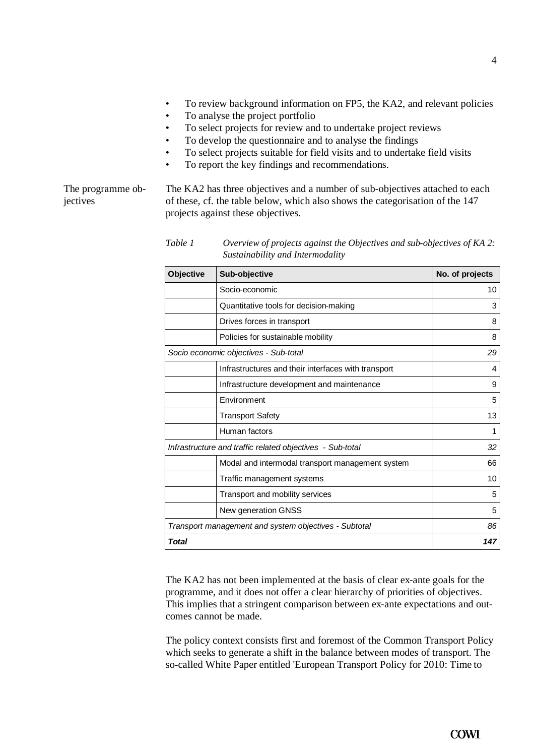- To review background information on FP5, the KA2, and relevant policies
- To analyse the project portfolio
- To select projects for review and to undertake project reviews
- To develop the questionnaire and to analyse the findings
- To select projects suitable for field visits and to undertake field visits
- To report the key findings and recommendations.

The programme objectives

The KA2 has three objectives and a number of sub-objectives attached to each of these, cf. the table below, which also shows the categorisation of the 147 projects against these objectives.

*Table 1 Overview of projects against the Objectives and sub-objectives of KA 2: Sustainability and Intermodality*

| Objective | Sub-objective | No. of projects |
|---|---|---|
| | Socio-economic | 10 |
| | Quantitative tools for decision-making | 3 |
| | Drives forces in transport | 8 |
| | Policies for sustainable mobility | 8 |
| *Socio economic objectives - Sub-total* | | *29* |
| | Infrastructures and their interfaces with transport | 4 |
| | Infrastructure development and maintenance | 9 |
| | Environment | 5 |
| | Transport Safety | 13 |
| | Human factors | 1 |
| *Infrastructure and traffic related objectives - Sub-total* | | *32* |
| | Modal and intermodal transport management system | 66 |
| | Traffic management systems | 10 |
| | Transport and mobility services | 5 |
| | New generation GNSS | 5 |
| *Transport management and system objectives - Subtotal* | | *86* |
| ***Total*** | | ***147*** |

The KA2 has not been implemented at the basis of clear ex-ante goals for the programme, and it does not offer a clear hierarchy of priorities of objectives. This implies that a stringent comparison between ex-ante expectations and outcomes cannot be made.

The policy context consists first and foremost of the Common Transport Policy which seeks to generate a shift in the balance between modes of transport. The so-called White Paper entitled 'European Transport Policy for 2010: Time to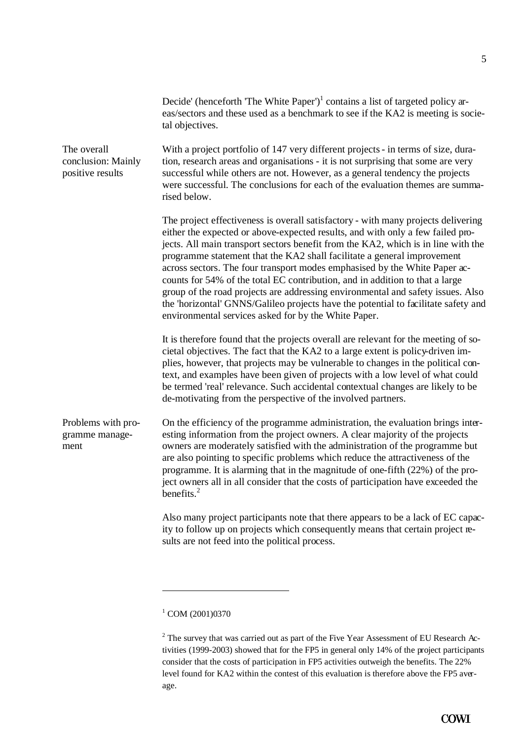Decide' (henceforth 'The White Paper')[1] contains a list of targeted policy areas/sectors and these used as a benchmark to see if the KA2 is meeting is societal objectives.

**The overall conclusion: Mainly positive results**

With a project portfolio of 147 very different projects - in terms of size, duration, research areas and organisations - it is not surprising that some are very successful while others are not. However, as a general tendency the projects were successful. The conclusions for each of the evaluation themes are summarised below.

The project effectiveness is overall satisfactory - with many projects delivering either the expected or above-expected results, and with only a few failed projects. All main transport sectors benefit from the KA2, which is in line with the programme statement that the KA2 shall facilitate a general improvement across sectors. The four transport modes emphasised by the White Paper accounts for 54% of the total EC contribution, and in addition to that a large group of the road projects are addressing environmental and safety issues. Also the 'horizontal' GNNS/Galileo projects have the potential to facilitate safety and environmental services asked for by the White Paper.

It is therefore found that the projects overall are relevant for the meeting of societal objectives. The fact that the KA2 to a large extent is policy-driven implies, however, that projects may be vulnerable to changes in the political context, and examples have been given of projects with a low level of what could be termed 'real' relevance. Such accidental contextual changes are likely to be de-motivating from the perspective of the involved partners.

**Problems with programme management**

On the efficiency of the programme administration, the evaluation brings interesting information from the project owners. A clear majority of the projects owners are moderately satisfied with the administration of the programme but are also pointing to specific problems which reduce the attractiveness of the programme. It is alarming that in the magnitude of one-fifth (22%) of the project owners all in all consider that the costs of participation have exceeded the benefits.[2]

Also many project participants note that there appears to be a lack of EC capacity to follow up on projects which consequently means that certain project results are not feed into the political process.

---

[1] COM (2001)0370

[2] The survey that was carried out as part of the Five Year Assessment of EU Research Activities (1999-2003) showed that for the FP5 in general only 14% of the project participants consider that the costs of participation in FP5 activities outweigh the benefits. The 22% level found for KA2 within the contest of this evaluation is therefore above the FP5 average.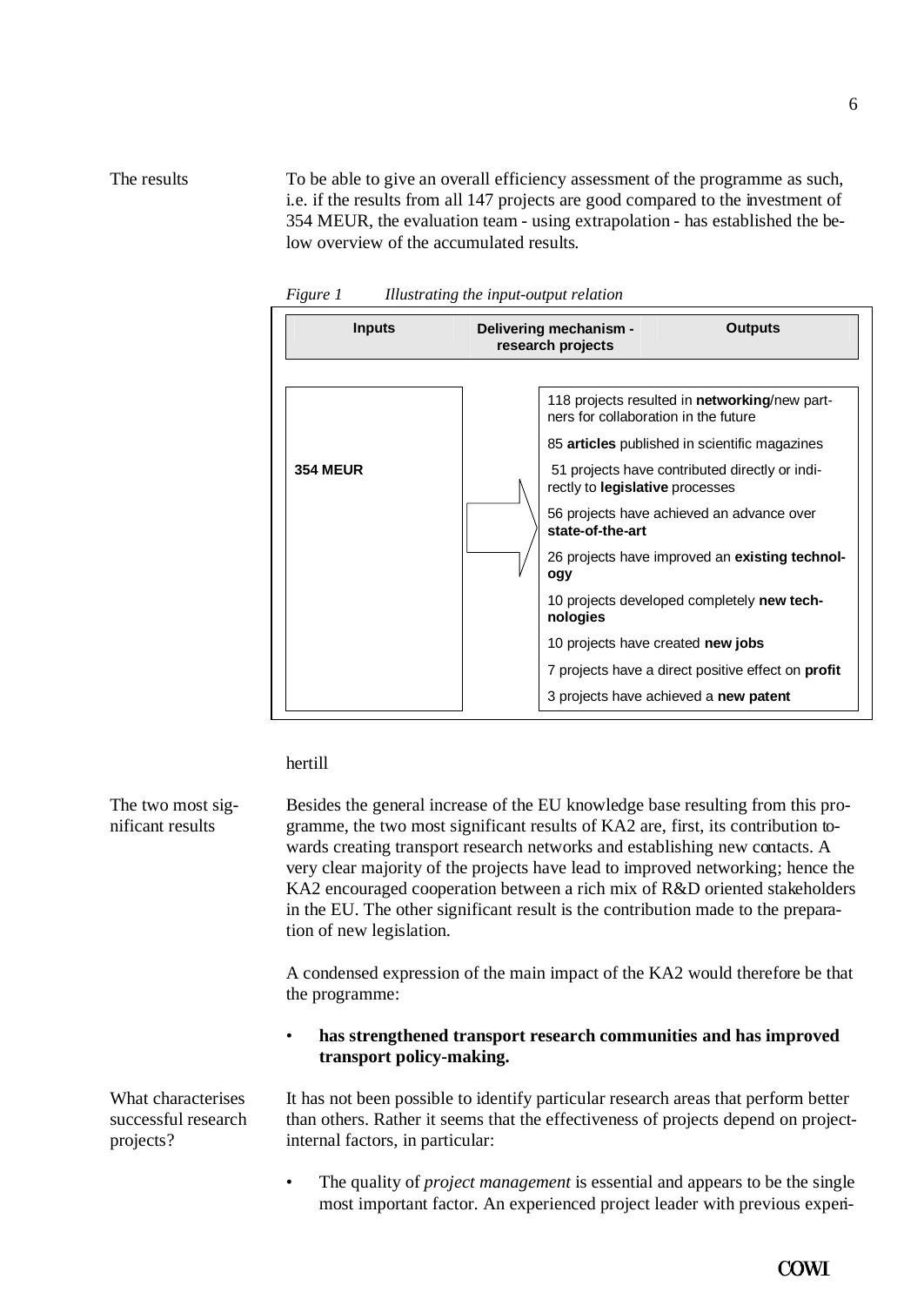**The results**

To be able to give an overall efficiency assessment of the programme as such, i.e. if the results from all 147 projects are good compared to the investment of 354 MEUR, the evaluation team - using extrapolation - has established the below overview of the accumulated results.

*Figure 1 Illustrating the input-output relation*

| Inputs | Delivering mechanism - research projects | Outputs |
|---|---|---|
| 354 MEUR | → | 118 projects resulted in **networking**/new partners for collaboration in the future |
| | | 85 **articles** published in scientific magazines |
| | | 51 projects have contributed directly or indirectly to **legislative** processes |
| | | 56 projects have achieved an advance over **state-of-the-art** |
| | | 26 projects have improved an **existing technology** |
| | | 10 projects developed completely **new technologies** |
| | | 10 projects have created **new jobs** |
| | | 7 projects have a direct positive effect on **profit** |
| | | 3 projects have achieved a **new patent** |

hertill

**The two most significant results**

Besides the general increase of the EU knowledge base resulting from this programme, the two most significant results of KA2 are, first, its contribution towards creating transport research networks and establishing new contacts. A very clear majority of the projects have lead to improved networking; hence the KA2 encouraged cooperation between a rich mix of R&D oriented stakeholders in the EU. The other significant result is the contribution made to the preparation of new legislation.

A condensed expression of the main impact of the KA2 would therefore be that the programme:

- **has strengthened transport research communities and has improved transport policy-making.**

**What characterises successful research projects?**

It has not been possible to identify particular research areas that perform better than others. Rather it seems that the effectiveness of projects depend on project-internal factors, in particular:

- The quality of *project management* is essential and appears to be the single most important factor. An experienced project leader with previous experi-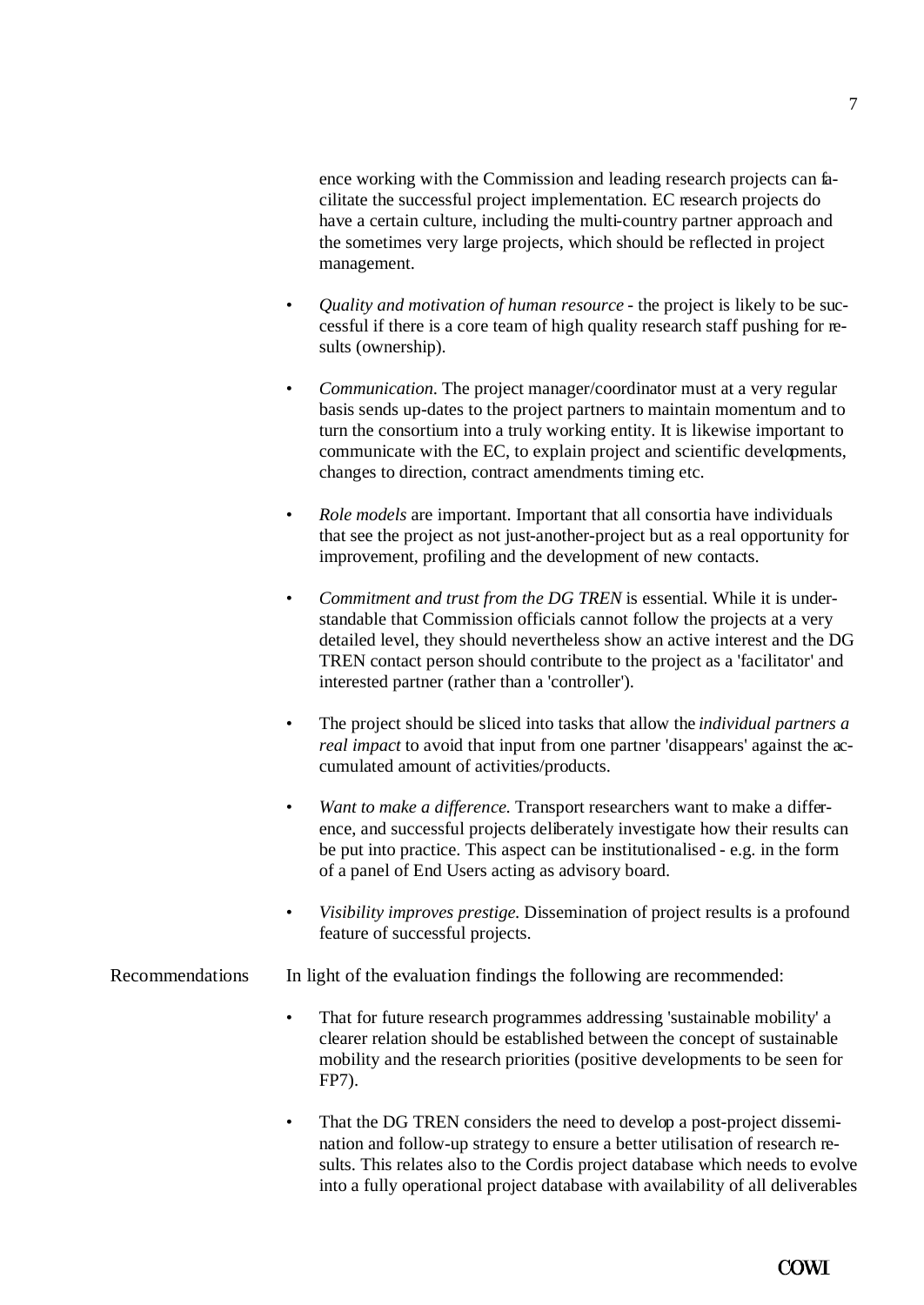ence working with the Commission and leading research projects can facilitate the successful project implementation. EC research projects do have a certain culture, including the multi-country partner approach and the sometimes very large projects, which should be reflected in project management.

- *Quality and motivation of human resource* - the project is likely to be successful if there is a core team of high quality research staff pushing for results (ownership).
- *Communication*. The project manager/coordinator must at a very regular basis sends up-dates to the project partners to maintain momentum and to turn the consortium into a truly working entity. It is likewise important to communicate with the EC, to explain project and scientific developments, changes to direction, contract amendments timing etc.
- *Role models* are important. Important that all consortia have individuals that see the project as not just-another-project but as a real opportunity for improvement, profiling and the development of new contacts.
- *Commitment and trust from the DG TREN* is essential. While it is understandable that Commission officials cannot follow the projects at a very detailed level, they should nevertheless show an active interest and the DG TREN contact person should contribute to the project as a 'facilitator' and interested partner (rather than a 'controller').
- The project should be sliced into tasks that allow the *individual partners a real impact* to avoid that input from one partner 'disappears' against the accumulated amount of activities/products.
- *Want to make a difference*. Transport researchers want to make a difference, and successful projects deliberately investigate how their results can be put into practice. This aspect can be institutionalised - e.g. in the form of a panel of End Users acting as advisory board.
- *Visibility improves prestige*. Dissemination of project results is a profound feature of successful projects.

Recommendations

In light of the evaluation findings the following are recommended:

- That for future research programmes addressing 'sustainable mobility' a clearer relation should be established between the concept of sustainable mobility and the research priorities (positive developments to be seen for FP7).
- That the DG TREN considers the need to develop a post-project dissemination and follow-up strategy to ensure a better utilisation of research results. This relates also to the Cordis project database which needs to evolve into a fully operational project database with availability of all deliverables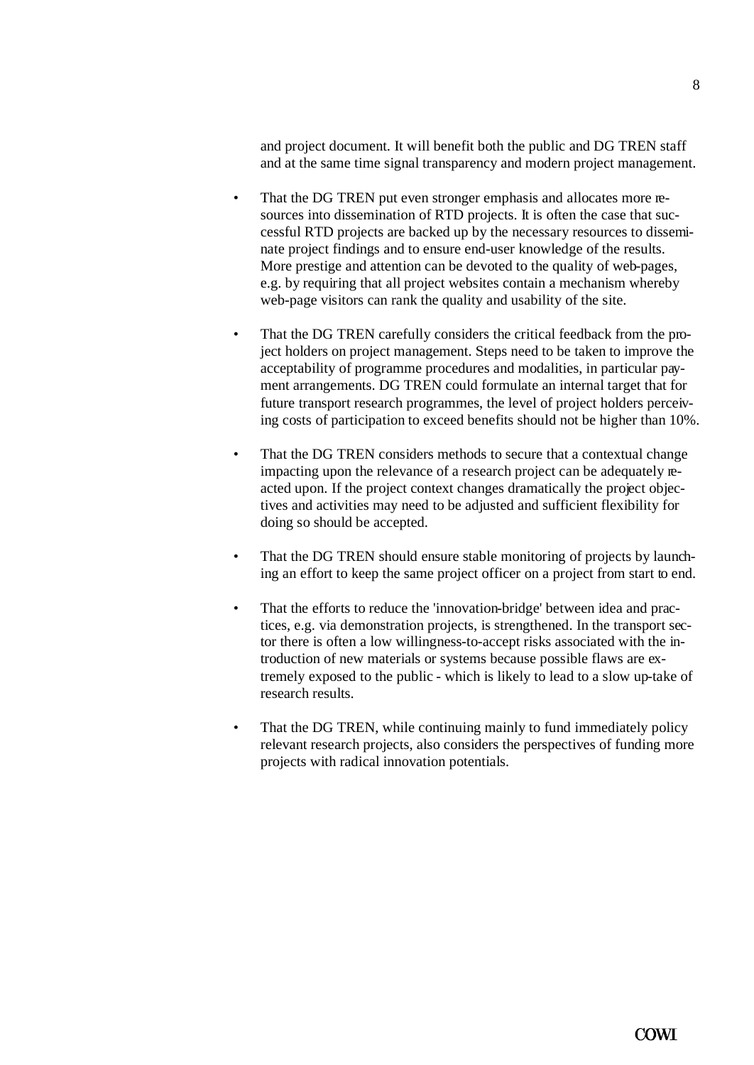and project document. It will benefit both the public and DG TREN staff and at the same time signal transparency and modern project management.

- That the DG TREN put even stronger emphasis and allocates more resources into dissemination of RTD projects. It is often the case that successful RTD projects are backed up by the necessary resources to disseminate project findings and to ensure end-user knowledge of the results. More prestige and attention can be devoted to the quality of web-pages, e.g. by requiring that all project websites contain a mechanism whereby web-page visitors can rank the quality and usability of the site.

- That the DG TREN carefully considers the critical feedback from the project holders on project management. Steps need to be taken to improve the acceptability of programme procedures and modalities, in particular payment arrangements. DG TREN could formulate an internal target that for future transport research programmes, the level of project holders perceiving costs of participation to exceed benefits should not be higher than 10%.

- That the DG TREN considers methods to secure that a contextual change impacting upon the relevance of a research project can be adequately reacted upon. If the project context changes dramatically the project objectives and activities may need to be adjusted and sufficient flexibility for doing so should be accepted.

- That the DG TREN should ensure stable monitoring of projects by launching an effort to keep the same project officer on a project from start to end.

- That the efforts to reduce the 'innovation-bridge' between idea and practices, e.g. via demonstration projects, is strengthened. In the transport sector there is often a low willingness-to-accept risks associated with the introduction of new materials or systems because possible flaws are extremely exposed to the public - which is likely to lead to a slow up-take of research results.

- That the DG TREN, while continuing mainly to fund immediately policy relevant research projects, also considers the perspectives of funding more projects with radical innovation potentials.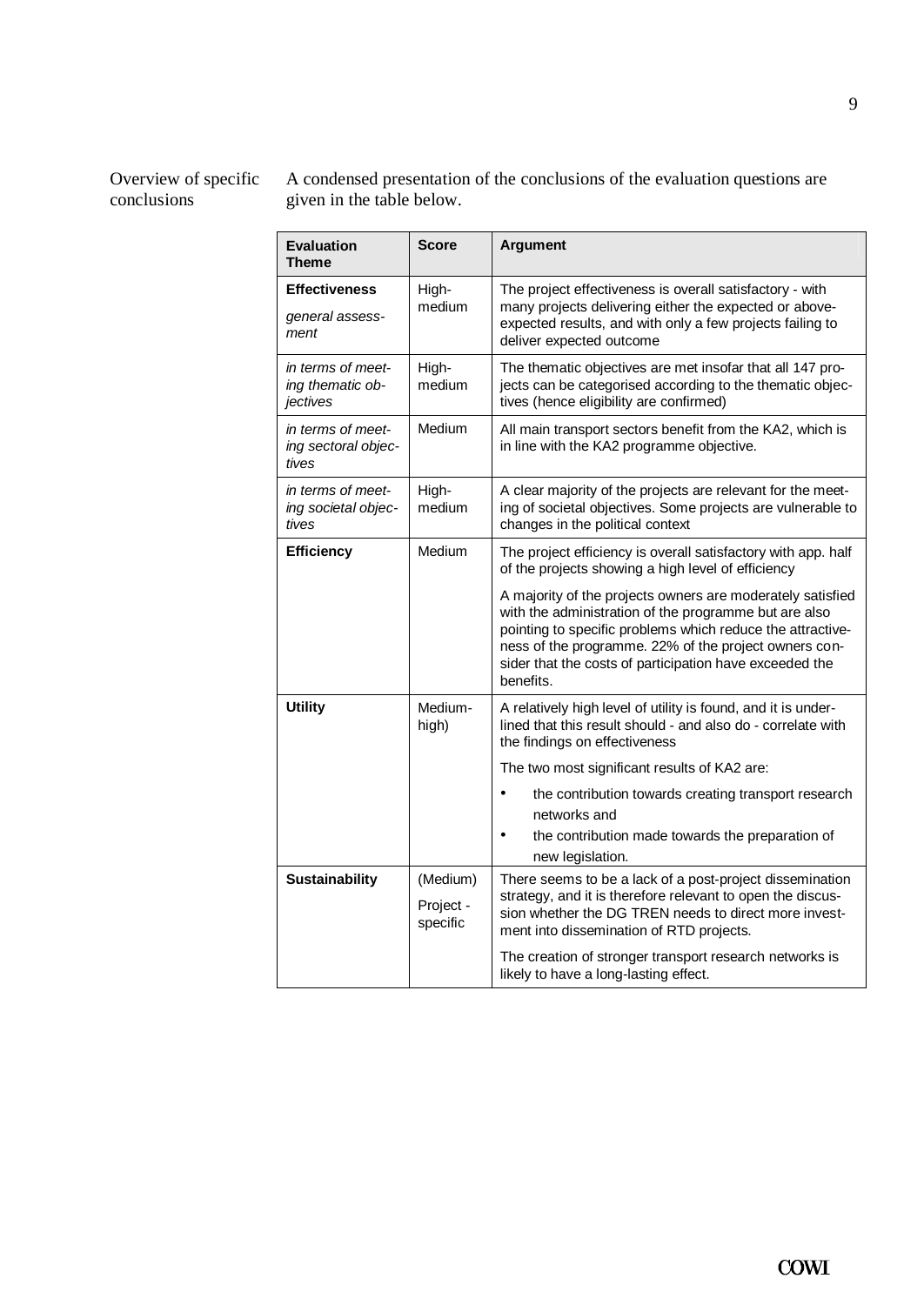Overview of specific conclusions

A condensed presentation of the conclusions of the evaluation questions are given in the table below.

| Evaluation Theme | Score | Argument |
|---|---|---|
| **Effectiveness** *general assessment* | High-medium | The project effectiveness is overall satisfactory - with many projects delivering either the expected or above-expected results, and with only a few projects failing to deliver expected outcome |
| *in terms of meeting thematic objectives* | High-medium | The thematic objectives are met insofar that all 147 projects can be categorised according to the thematic objectives (hence eligibility are confirmed) |
| *in terms of meeting sectoral objectives* | Medium | All main transport sectors benefit from the KA2, which is in line with the KA2 programme objective. |
| *in terms of meeting societal objectives* | High-medium | A clear majority of the projects are relevant for the meeting of societal objectives. Some projects are vulnerable to changes in the political context |
| **Efficiency** | Medium | The project efficiency is overall satisfactory with app. half of the projects showing a high level of efficiency<br><br>A majority of the projects owners are moderately satisfied with the administration of the programme but are also pointing to specific problems which reduce the attractiveness of the programme. 22% of the project owners consider that the costs of participation have exceeded the benefits. |
| **Utility** | Medium-high) | A relatively high level of utility is found, and it is underlined that this result should - and also do - correlate with the findings on effectiveness<br><br>The two most significant results of KA2 are:<br>• the contribution towards creating transport research networks and<br>• the contribution made towards the preparation of new legislation. |
| **Sustainability** | (Medium)<br><br>Project - specific | There seems to be a lack of a post-project dissemination strategy, and it is therefore relevant to open the discussion whether the DG TREN needs to direct more investment into dissemination of RTD projects.<br><br>The creation of stronger transport research networks is likely to have a long-lasting effect. |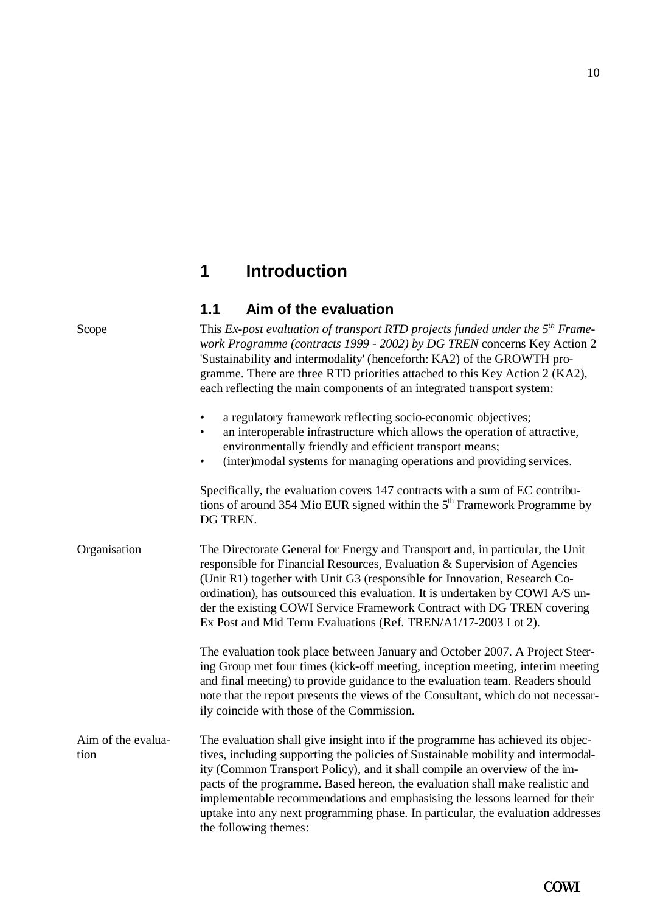# 1 Introduction

## 1.1 Aim of the evaluation

Scope

This *Ex-post evaluation of transport RTD projects funded under the 5th Framework Programme (contracts 1999 - 2002) by DG TREN* concerns Key Action 2 'Sustainability and intermodality' (henceforth: KA2) of the GROWTH programme. There are three RTD priorities attached to this Key Action 2 (KA2), each reflecting the main components of an integrated transport system:

- a regulatory framework reflecting socio-economic objectives;
- an interoperable infrastructure which allows the operation of attractive, environmentally friendly and efficient transport means;
- (inter)modal systems for managing operations and providing services.

Specifically, the evaluation covers 147 contracts with a sum of EC contributions of around 354 Mio EUR signed within the 5th Framework Programme by DG TREN.

Organisation

The Directorate General for Energy and Transport and, in particular, the Unit responsible for Financial Resources, Evaluation & Supervision of Agencies (Unit R1) together with Unit G3 (responsible for Innovation, Research Coordination), has outsourced this evaluation. It is undertaken by COWI A/S under the existing COWI Service Framework Contract with DG TREN covering Ex Post and Mid Term Evaluations (Ref. TREN/A1/17-2003 Lot 2).

The evaluation took place between January and October 2007. A Project Steering Group met four times (kick-off meeting, inception meeting, interim meeting and final meeting) to provide guidance to the evaluation team. Readers should note that the report presents the views of the Consultant, which do not necessarily coincide with those of the Commission.

Aim of the evaluation

The evaluation shall give insight into if the programme has achieved its objectives, including supporting the policies of Sustainable mobility and intermodality (Common Transport Policy), and it shall compile an overview of the impacts of the programme. Based hereon, the evaluation shall make realistic and implementable recommendations and emphasising the lessons learned for their uptake into any next programming phase. In particular, the evaluation addresses the following themes: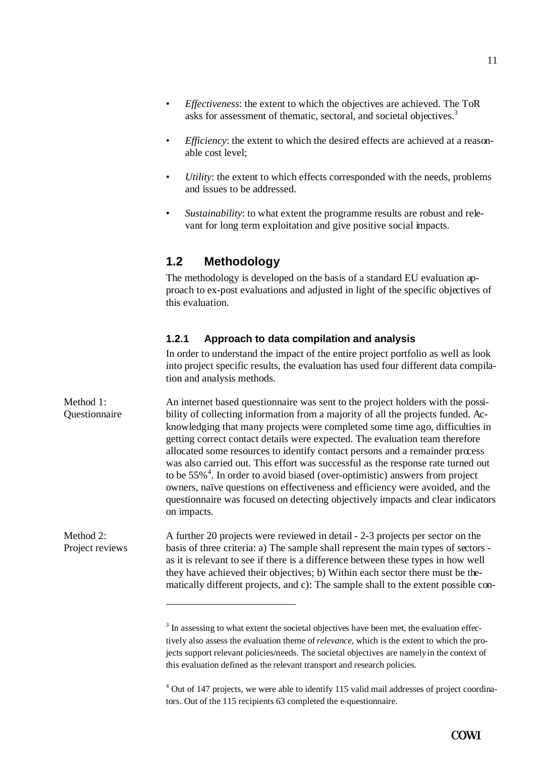- *Effectiveness*: the extent to which the objectives are achieved. The ToR asks for assessment of thematic, sectoral, and societal objectives.[3]

- *Efficiency*: the extent to which the desired effects are achieved at a reasonable cost level;

- *Utility*: the extent to which effects corresponded with the needs, problems and issues to be addressed.

- *Sustainability*: to what extent the programme results are robust and relevant for long term exploitation and give positive social impacts.

## 1.2 Methodology

The methodology is developed on the basis of a standard EU evaluation approach to ex-post evaluations and adjusted in light of the specific objectives of this evaluation.

### 1.2.1 Approach to data compilation and analysis

In order to understand the impact of the entire project portfolio as well as look into project specific results, the evaluation has used four different data compilation and analysis methods.

**Method 1: Questionnaire**

An internet based questionnaire was sent to the project holders with the possibility of collecting information from a majority of all the projects funded. Acknowledging that many projects were completed some time ago, difficulties in getting correct contact details were expected. The evaluation team therefore allocated some resources to identify contact persons and a remainder process was also carried out. This effort was successful as the response rate turned out to be 55%[4]. In order to avoid biased (over-optimistic) answers from project owners, naïve questions on effectiveness and efficiency were avoided, and the questionnaire was focused on detecting objectively impacts and clear indicators on impacts.

**Method 2: Project reviews**

A further 20 projects were reviewed in detail - 2-3 projects per sector on the basis of three criteria: a) The sample shall represent the main types of sectors - as it is relevant to see if there is a difference between these types in how well they have achieved their objectives; b) Within each sector there must be thematically different projects, and c): The sample shall to the extent possible con-

---

[3] In assessing to what extent the societal objectives have been met, the evaluation effectively also assess the evaluation theme of *relevance*, which is the extent to which the projects support relevant policies/needs. The societal objectives are namely in the context of this evaluation defined as the relevant transport and research policies.

[4] Out of 147 projects, we were able to identify 115 valid mail addresses of project coordinators. Out of the 115 recipients 63 completed the e-questionnaire.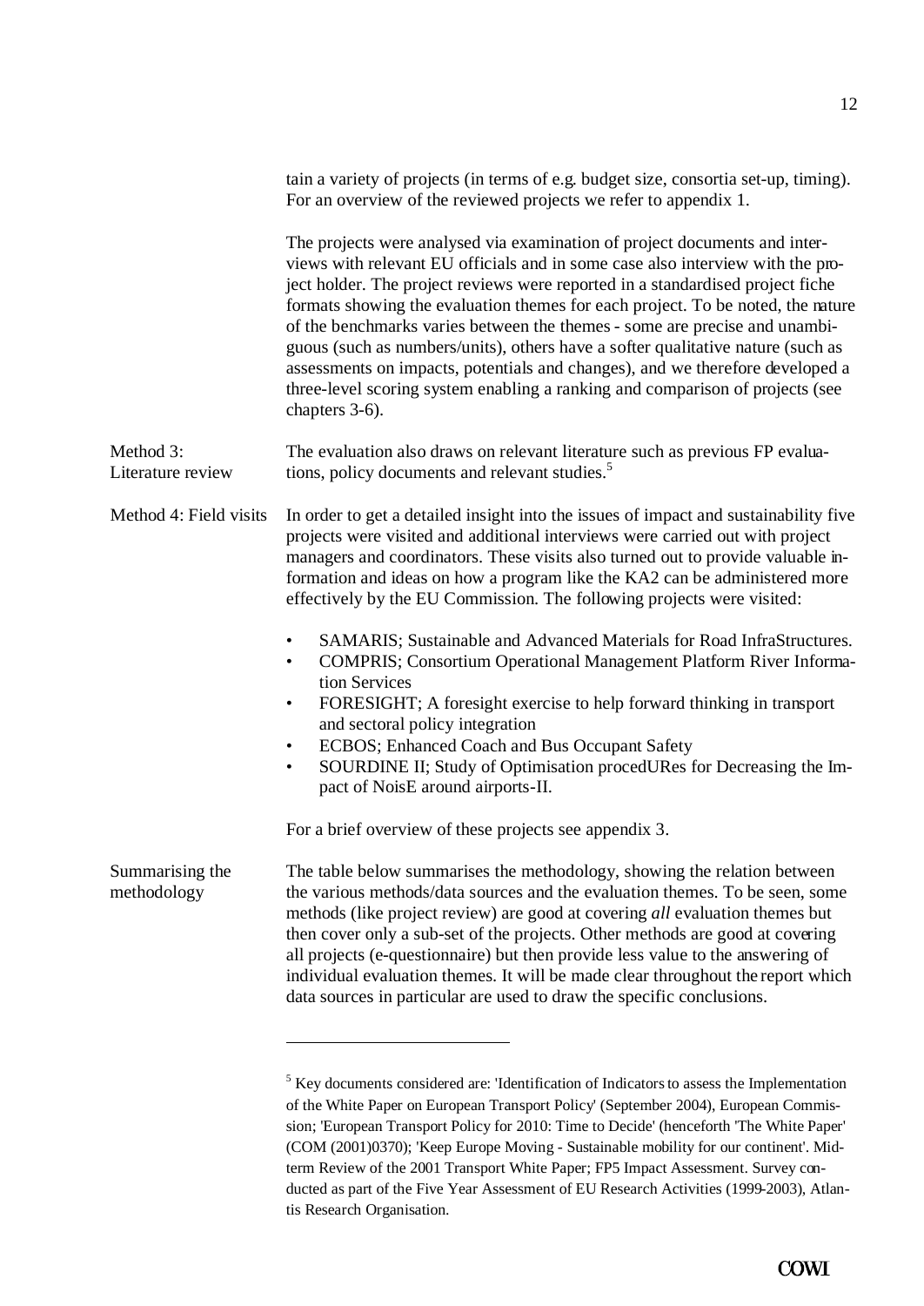tain a variety of projects (in terms of e.g. budget size, consortia set-up, timing). For an overview of the reviewed projects we refer to appendix 1.

The projects were analysed via examination of project documents and interviews with relevant EU officials and in some case also interview with the project holder. The project reviews were reported in a standardised project fiche formats showing the evaluation themes for each project. To be noted, the nature of the benchmarks varies between the themes - some are precise and unambiguous (such as numbers/units), others have a softer qualitative nature (such as assessments on impacts, potentials and changes), and we therefore developed a three-level scoring system enabling a ranking and comparison of projects (see chapters 3-6).

**Method 3: Literature review**

The evaluation also draws on relevant literature such as previous FP evaluations, policy documents and relevant studies.[5]

**Method 4: Field visits**

In order to get a detailed insight into the issues of impact and sustainability five projects were visited and additional interviews were carried out with project managers and coordinators. These visits also turned out to provide valuable information and ideas on how a program like the KA2 can be administered more effectively by the EU Commission. The following projects were visited:

- SAMARIS; Sustainable and Advanced Materials for Road InfraStructures.
- COMPRIS; Consortium Operational Management Platform River Information Services
- FORESIGHT; A foresight exercise to help forward thinking in transport and sectoral policy integration
- ECBOS; Enhanced Coach and Bus Occupant Safety
- SOURDINE II; Study of Optimisation procedURes for Decreasing the Impact of NoisE around airports-II.

For a brief overview of these projects see appendix 3.

**Summarising the methodology**

The table below summarises the methodology, showing the relation between the various methods/data sources and the evaluation themes. To be seen, some methods (like project review) are good at covering *all* evaluation themes but then cover only a sub-set of the projects. Other methods are good at covering all projects (e-questionnaire) but then provide less value to the answering of individual evaluation themes. It will be made clear throughout the report which data sources in particular are used to draw the specific conclusions.

---

[5] Key documents considered are: 'Identification of Indicators to assess the Implementation of the White Paper on European Transport Policy' (September 2004), European Commission; 'European Transport Policy for 2010: Time to Decide' (henceforth 'The White Paper' (COM (2001)0370); 'Keep Europe Moving - Sustainable mobility for our continent'. Mid-term Review of the 2001 Transport White Paper; FP5 Impact Assessment. Survey conducted as part of the Five Year Assessment of EU Research Activities (1999-2003), Atlantis Research Organisation.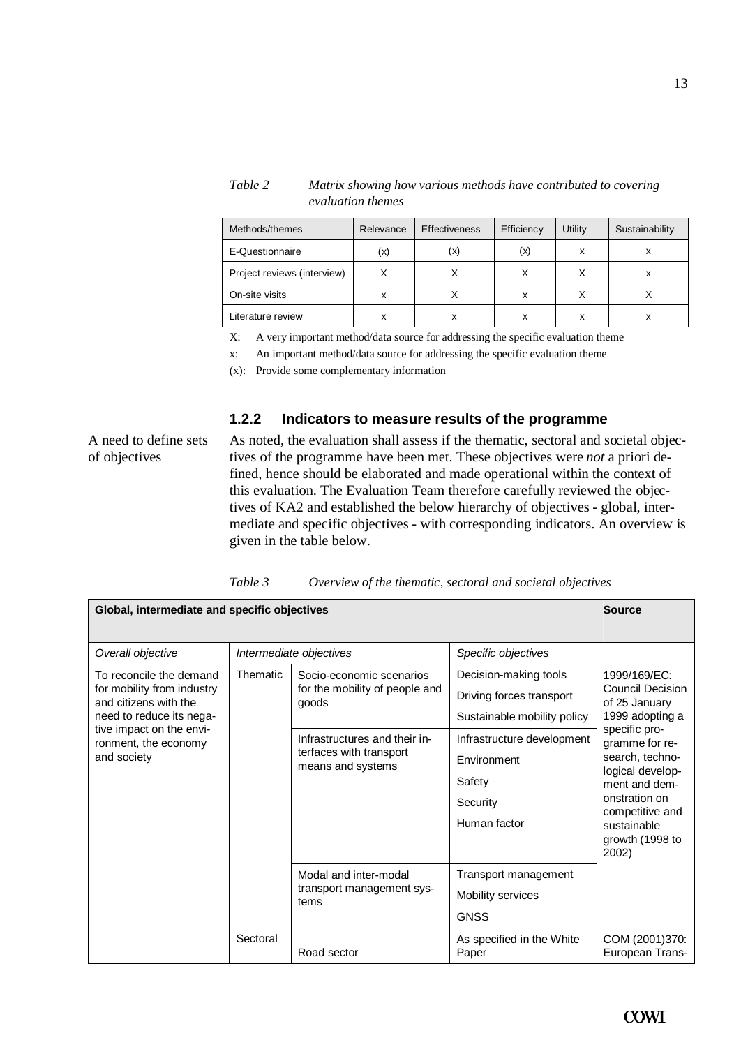*Table 2 Matrix showing how various methods have contributed to covering evaluation themes*

| Methods/themes | Relevance | Effectiveness | Efficiency | Utility | Sustainability |
|---|---|---|---|---|---|
| E-Questionnaire | (x) | (x) | (x) | x | x |
| Project reviews (interview) | X | X | X | X | x |
| On-site visits | x | X | x | X | X |
| Literature review | x | x | x | x | x |

X: A very important method/data source for addressing the specific evaluation theme

x: An important method/data source for addressing the specific evaluation theme

(x): Provide some complementary information

### 1.2.2 Indicators to measure results of the programme

A need to define sets of objectives

As noted, the evaluation shall assess if the thematic, sectoral and societal objectives of the programme have been met. These objectives were *not* a priori defined, hence should be elaborated and made operational within the context of this evaluation. The Evaluation Team therefore carefully reviewed the objectives of KA2 and established the below hierarchy of objectives - global, intermediate and specific objectives - with corresponding indicators. An overview is given in the table below.

*Table 3 Overview of the thematic, sectoral and societal objectives*

| Global, intermediate and specific objectives | | | | Source |
|---|---|---|---|---|
| *Overall objective* | *Intermediate objectives* | | *Specific objectives* | |
| To reconcile the demand for mobility from industry and citizens with the need to reduce its negative impact on the environment, the economy and society | Thematic | Socio-economic scenarios for the mobility of people and goods | Decision-making tools<br>Driving forces transport<br>Sustainable mobility policy | 1999/169/EC: Council Decision of 25 January 1999 adopting a specific programme for research, technological development and demonstration on competitive and sustainable growth (1998 to 2002) |
| | | Infrastructures and their interfaces with transport means and systems | Infrastructure development<br>Environment<br>Safety<br>Security<br>Human factor | |
| | | Modal and inter-modal transport management systems | Transport management<br>Mobility services<br>GNSS | |
| | Sectoral | Road sector | As specified in the White Paper | COM (2001)370: European Trans- |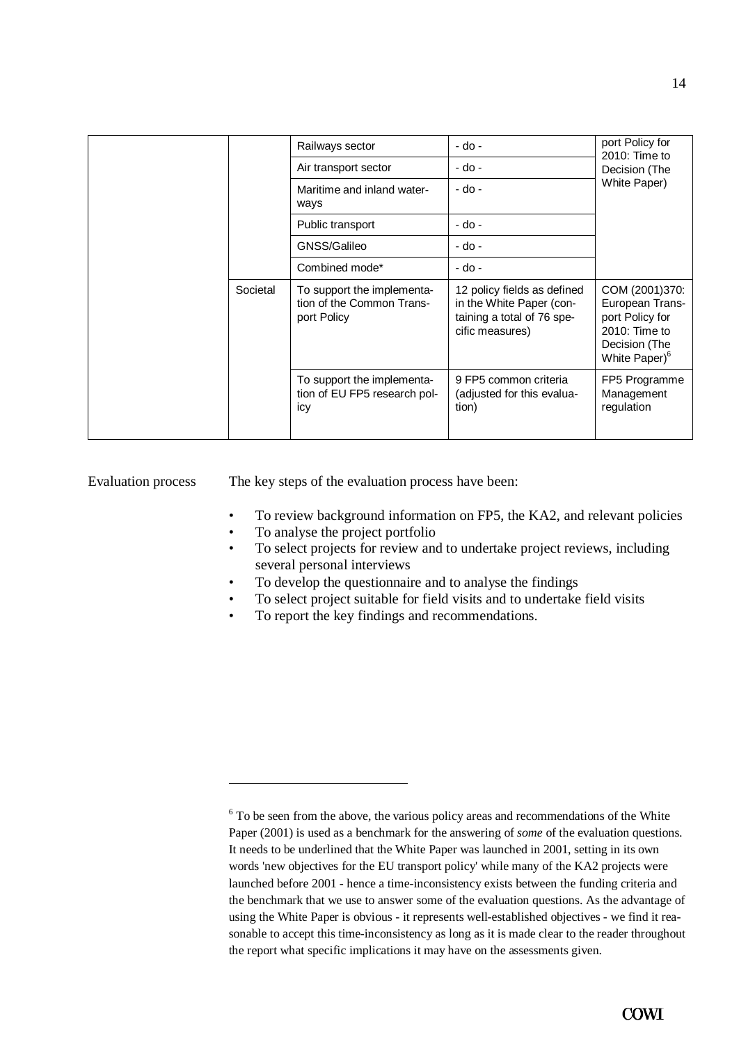| | | | | |
|---|---|---|---|---|
| | | Railways sector | - do - | port Policy for 2010: Time to Decision (The White Paper) |
| | | Air transport sector | - do - | |
| | | Maritime and inland waterways | - do - | |
| | | Public transport | - do - | |
| | | GNSS/Galileo | - do - | |
| | | Combined mode* | - do - | |
| | Societal | To support the implementation of the Common Transport Policy | 12 policy fields as defined in the White Paper (containing a total of 76 specific measures) | COM (2001)370: European Transport Policy for 2010: Time to Decision (The White Paper)[6] |
| | | To support the implementation of EU FP5 research policy | 9 FP5 common criteria (adjusted for this evaluation) | FP5 Programme Management regulation |

Evaluation process

The key steps of the evaluation process have been:

- To review background information on FP5, the KA2, and relevant policies
- To analyse the project portfolio
- To select projects for review and to undertake project reviews, including several personal interviews
- To develop the questionnaire and to analyse the findings
- To select project suitable for field visits and to undertake field visits
- To report the key findings and recommendations.

---

[6] To be seen from the above, the various policy areas and recommendations of the White Paper (2001) is used as a benchmark for the answering of *some* of the evaluation questions. It needs to be underlined that the White Paper was launched in 2001, setting in its own words 'new objectives for the EU transport policy' while many of the KA2 projects were launched before 2001 - hence a time-inconsistency exists between the funding criteria and the benchmark that we use to answer some of the evaluation questions. As the advantage of using the White Paper is obvious - it represents well-established objectives - we find it reasonable to accept this time-inconsistency as long as it is made clear to the reader throughout the report what specific implications it may have on the assessments given.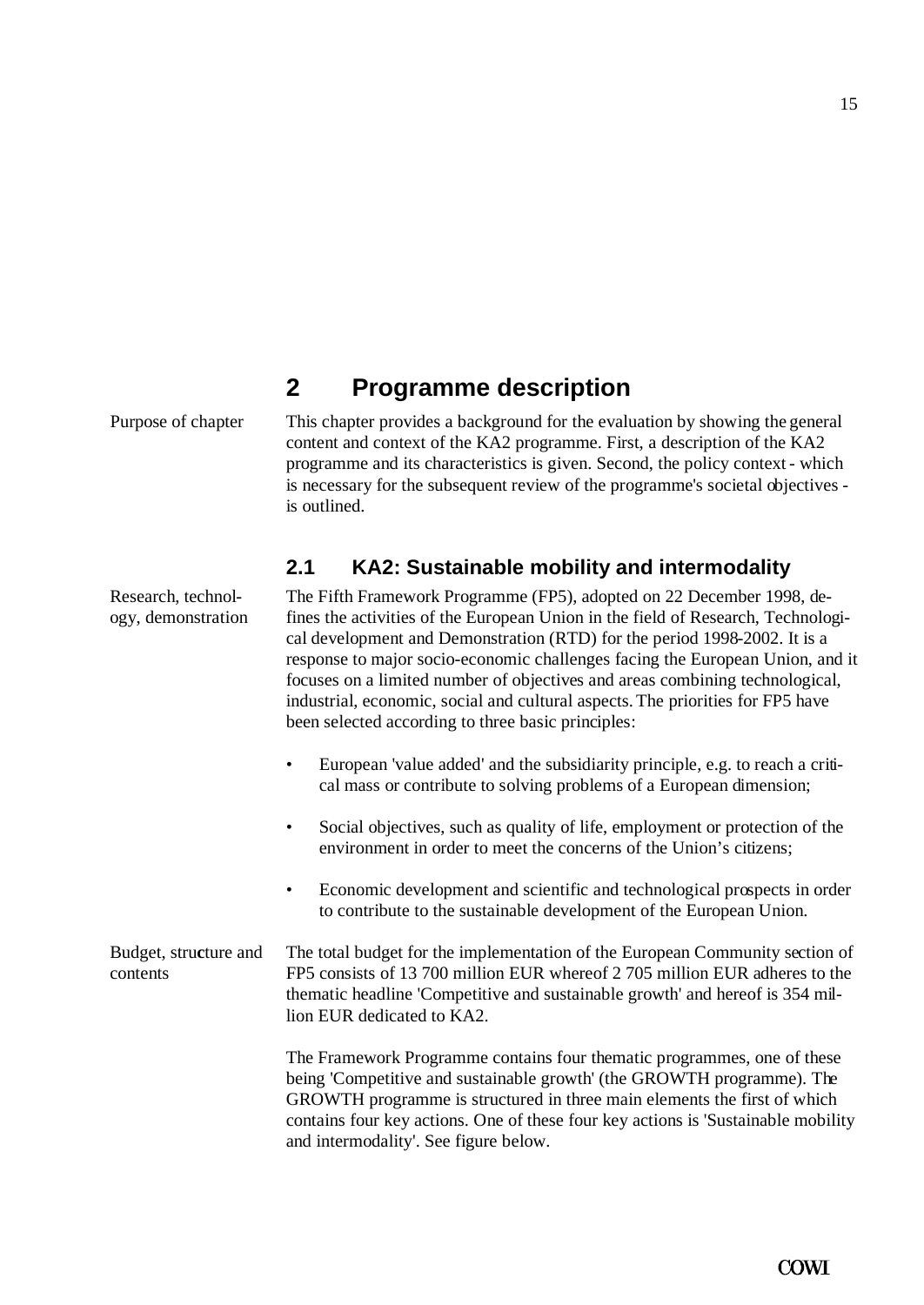# 2 Programme description

Purpose of chapter

This chapter provides a background for the evaluation by showing the general content and context of the KA2 programme. First, a description of the KA2 programme and its characteristics is given. Second, the policy context - which is necessary for the subsequent review of the programme's societal objectives - is outlined.

## 2.1 KA2: Sustainable mobility and intermodality

Research, technology, demonstration

The Fifth Framework Programme (FP5), adopted on 22 December 1998, defines the activities of the European Union in the field of Research, Technological development and Demonstration (RTD) for the period 1998-2002. It is a response to major socio-economic challenges facing the European Union, and it focuses on a limited number of objectives and areas combining technological, industrial, economic, social and cultural aspects. The priorities for FP5 have been selected according to three basic principles:

- European 'value added' and the subsidiarity principle, e.g. to reach a critical mass or contribute to solving problems of a European dimension;
- Social objectives, such as quality of life, employment or protection of the environment in order to meet the concerns of the Union's citizens;
- Economic development and scientific and technological prospects in order to contribute to the sustainable development of the European Union.

Budget, structure and contents

The total budget for the implementation of the European Community section of FP5 consists of 13 700 million EUR whereof 2 705 million EUR adheres to the thematic headline 'Competitive and sustainable growth' and hereof is 354 million EUR dedicated to KA2.

The Framework Programme contains four thematic programmes, one of these being 'Competitive and sustainable growth' (the GROWTH programme). The GROWTH programme is structured in three main elements the first of which contains four key actions. One of these four key actions is 'Sustainable mobility and intermodality'. See figure below.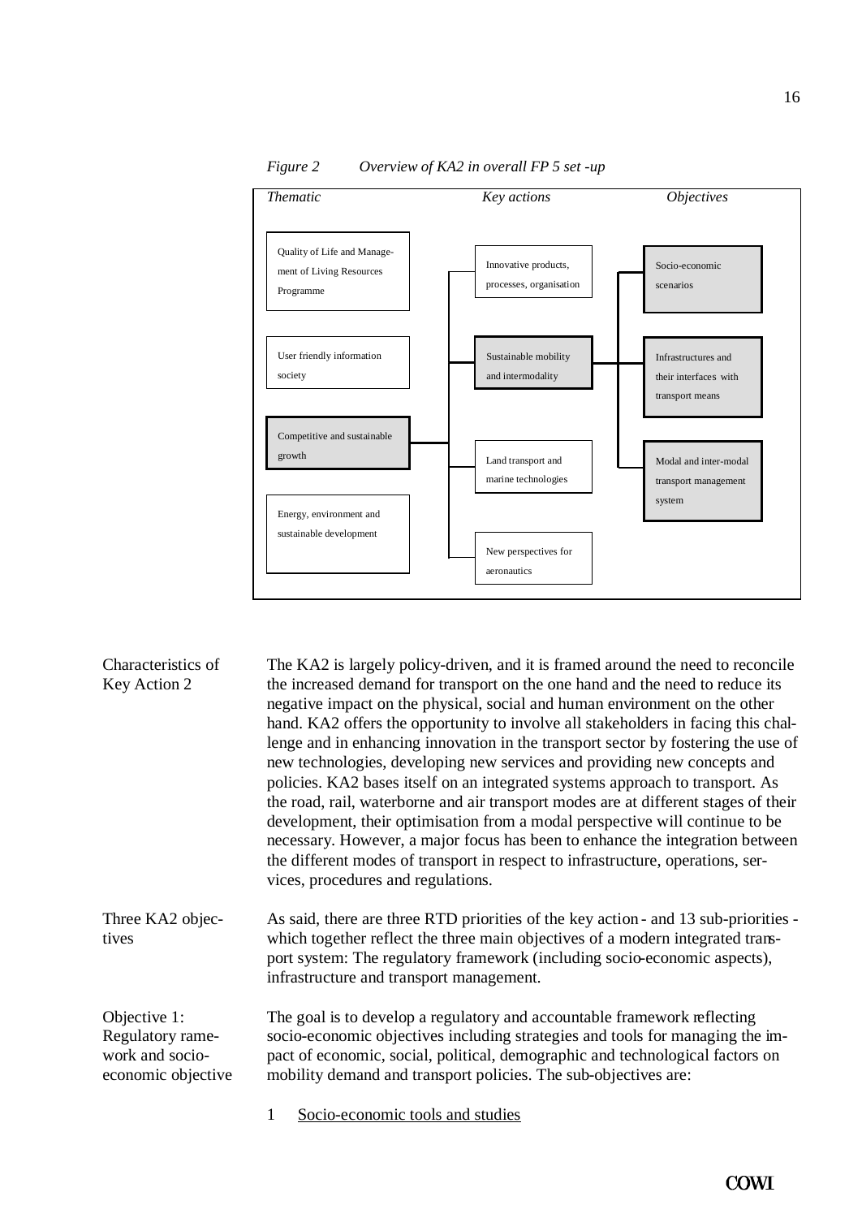*Figure 2 Overview of KA2 in overall FP 5 set -up*

| *Thematic* | *Key actions* | *Objectives* |
|---|---|---|
| Quality of Life and Management of Living Resources Programme | Innovative products, processes, organisation | Socio-economic scenarios |
| User friendly information society | Sustainable mobility and intermodality | Infrastructures and their interfaces with transport means |
| Competitive and sustainable growth | Land transport and marine technologies | Modal and inter-modal transport management system |
| Energy, environment and sustainable development | New perspectives for aeronautics | |

**Characteristics of Key Action 2**

The KA2 is largely policy-driven, and it is framed around the need to reconcile the increased demand for transport on the one hand and the need to reduce its negative impact on the physical, social and human environment on the other hand. KA2 offers the opportunity to involve all stakeholders in facing this challenge and in enhancing innovation in the transport sector by fostering the use of new technologies, developing new services and providing new concepts and policies. KA2 bases itself on an integrated systems approach to transport. As the road, rail, waterborne and air transport modes are at different stages of their development, their optimisation from a modal perspective will continue to be necessary. However, a major focus has been to enhance the integration between the different modes of transport in respect to infrastructure, operations, services, procedures and regulations.

**Three KA2 objectives**

As said, there are three RTD priorities of the key action - and 13 sub-priorities - which together reflect the three main objectives of a modern integrated transport system: The regulatory framework (including socio-economic aspects), infrastructure and transport management.

**Objective 1: Regulatory framework and socio-economic objective**

The goal is to develop a regulatory and accountable framework reflecting socio-economic objectives including strategies and tools for managing the impact of economic, social, political, demographic and technological factors on mobility demand and transport policies. The sub-objectives are:

1 Socio-economic tools and studies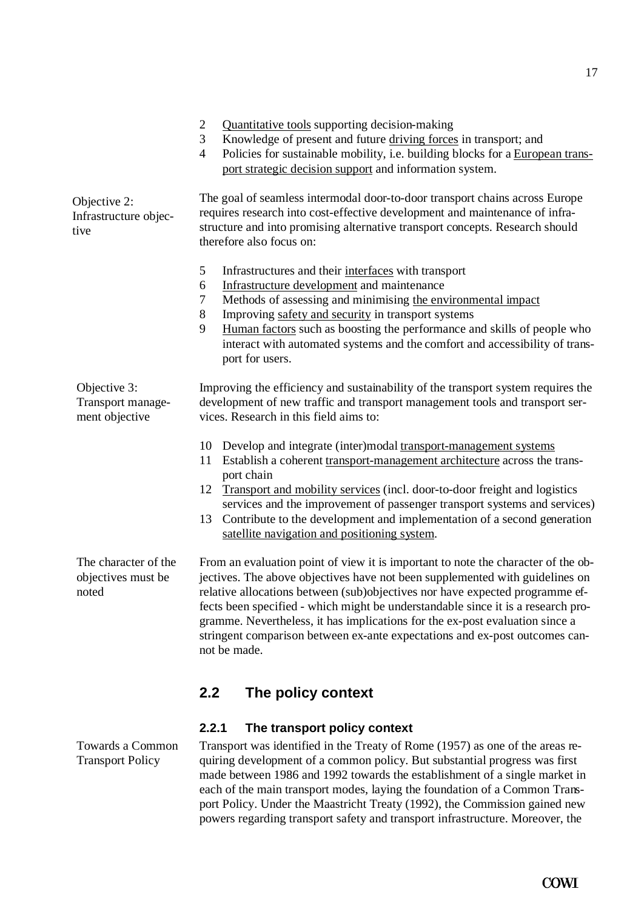2. Quantitative tools supporting decision-making
3. Knowledge of present and future driving forces in transport; and
4. Policies for sustainable mobility, i.e. building blocks for a European transport strategic decision support and information system.

Objective 2: Infrastructure objective

The goal of seamless intermodal door-to-door transport chains across Europe requires research into cost-effective development and maintenance of infrastructure and into promising alternative transport concepts. Research should therefore also focus on:

5. Infrastructures and their interfaces with transport
6. Infrastructure development and maintenance
7. Methods of assessing and minimising the environmental impact
8. Improving safety and security in transport systems
9. Human factors such as boosting the performance and skills of people who interact with automated systems and the comfort and accessibility of transport for users.

Objective 3: Transport management objective

Improving the efficiency and sustainability of the transport system requires the development of new traffic and transport management tools and transport services. Research in this field aims to:

10. Develop and integrate (inter)modal transport-management systems
11. Establish a coherent transport-management architecture across the transport chain
12. Transport and mobility services (incl. door-to-door freight and logistics services and the improvement of passenger transport systems and services)
13. Contribute to the development and implementation of a second generation satellite navigation and positioning system.

The character of the objectives must be noted

From an evaluation point of view it is important to note the character of the objectives. The above objectives have not been supplemented with guidelines on relative allocations between (sub)objectives nor have expected programme effects been specified - which might be understandable since it is a research programme. Nevertheless, it has implications for the ex-post evaluation since a stringent comparison between ex-ante expectations and ex-post outcomes cannot be made.

## 2.2 The policy context

### 2.2.1 The transport policy context

Towards a Common Transport Policy

Transport was identified in the Treaty of Rome (1957) as one of the areas requiring development of a common policy. But substantial progress was first made between 1986 and 1992 towards the establishment of a single market in each of the main transport modes, laying the foundation of a Common Transport Policy. Under the Maastricht Treaty (1992), the Commission gained new powers regarding transport safety and transport infrastructure. Moreover, the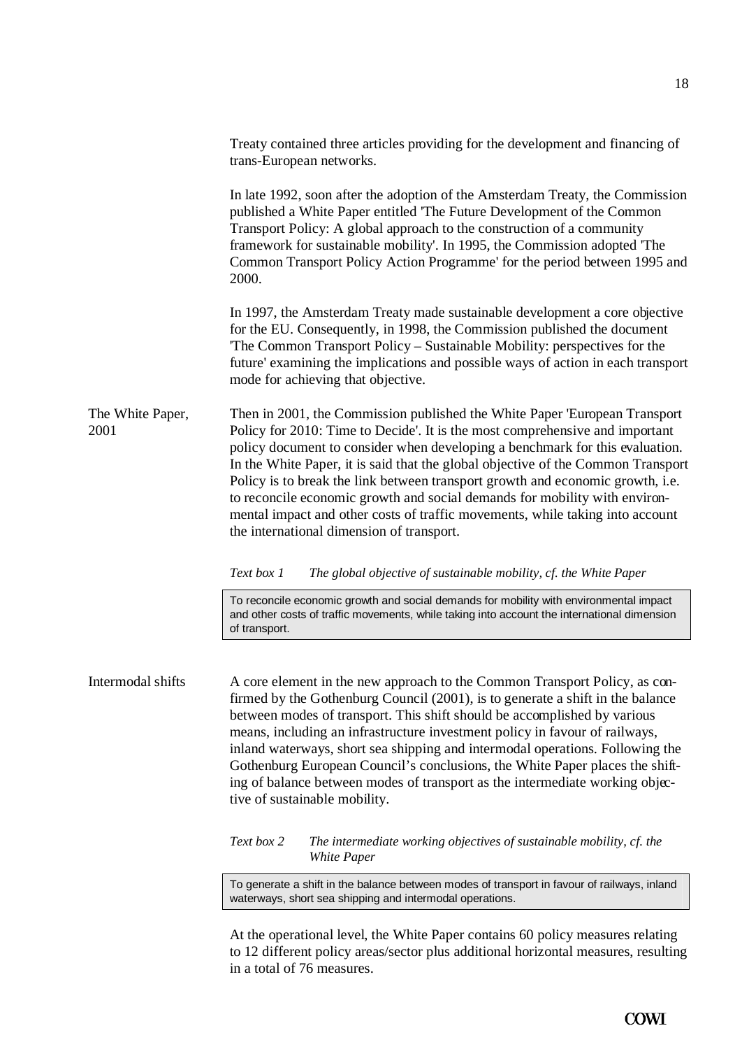Treaty contained three articles providing for the development and financing of trans-European networks.

In late 1992, soon after the adoption of the Amsterdam Treaty, the Commission published a White Paper entitled 'The Future Development of the Common Transport Policy: A global approach to the construction of a community framework for sustainable mobility'. In 1995, the Commission adopted 'The Common Transport Policy Action Programme' for the period between 1995 and 2000.

In 1997, the Amsterdam Treaty made sustainable development a core objective for the EU. Consequently, in 1998, the Commission published the document 'The Common Transport Policy – Sustainable Mobility: perspectives for the future' examining the implications and possible ways of action in each transport mode for achieving that objective.

**The White Paper, 2001**

Then in 2001, the Commission published the White Paper 'European Transport Policy for 2010: Time to Decide'. It is the most comprehensive and important policy document to consider when developing a benchmark for this evaluation. In the White Paper, it is said that the global objective of the Common Transport Policy is to break the link between transport growth and economic growth, i.e. to reconcile economic growth and social demands for mobility with environmental impact and other costs of traffic movements, while taking into account the international dimension of transport.

*Text box 1 The global objective of sustainable mobility, cf. the White Paper*

> To reconcile economic growth and social demands for mobility with environmental impact and other costs of traffic movements, while taking into account the international dimension of transport.

**Intermodal shifts**

A core element in the new approach to the Common Transport Policy, as confirmed by the Gothenburg Council (2001), is to generate a shift in the balance between modes of transport. This shift should be accomplished by various means, including an infrastructure investment policy in favour of railways, inland waterways, short sea shipping and intermodal operations. Following the Gothenburg European Council's conclusions, the White Paper places the shifting of balance between modes of transport as the intermediate working objective of sustainable mobility.

*Text box 2 The intermediate working objectives of sustainable mobility, cf. the White Paper*

> To generate a shift in the balance between modes of transport in favour of railways, inland waterways, short sea shipping and intermodal operations.

At the operational level, the White Paper contains 60 policy measures relating to 12 different policy areas/sector plus additional horizontal measures, resulting in a total of 76 measures.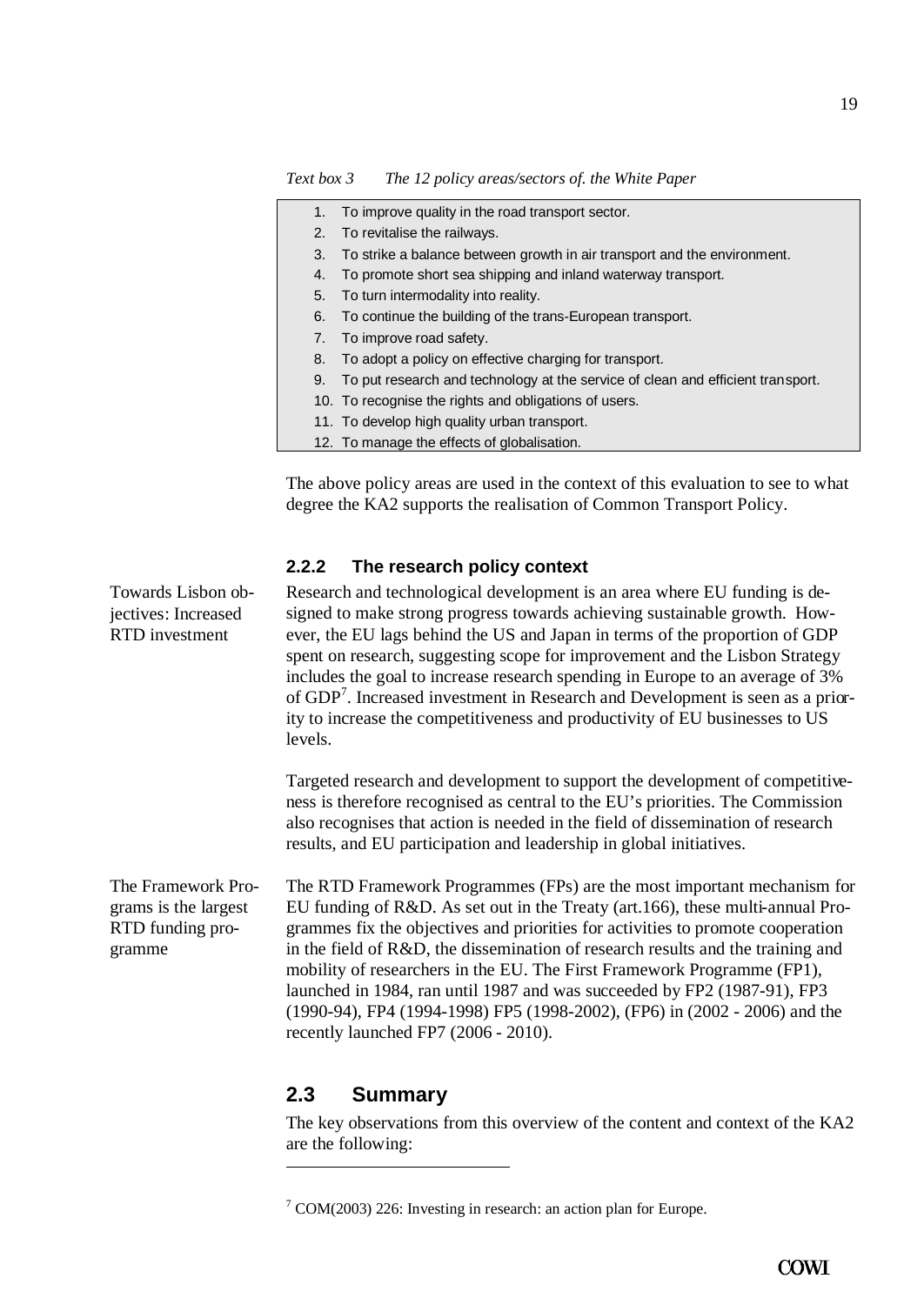*Text box 3 The 12 policy areas/sectors of. the White Paper*

1. To improve quality in the road transport sector.
2. To revitalise the railways.
3. To strike a balance between growth in air transport and the environment.
4. To promote short sea shipping and inland waterway transport.
5. To turn intermodality into reality.
6. To continue the building of the trans-European transport.
7. To improve road safety.
8. To adopt a policy on effective charging for transport.
9. To put research and technology at the service of clean and efficient transport.
10. To recognise the rights and obligations of users.
11. To develop high quality urban transport.
12. To manage the effects of globalisation.

The above policy areas are used in the context of this evaluation to see to what degree the KA2 supports the realisation of Common Transport Policy.

### 2.2.2 The research policy context

*Towards Lisbon objectives: Increased RTD investment*

Research and technological development is an area where EU funding is designed to make strong progress towards achieving sustainable growth. However, the EU lags behind the US and Japan in terms of the proportion of GDP spent on research, suggesting scope for improvement and the Lisbon Strategy includes the goal to increase research spending in Europe to an average of 3% of GDP[7]. Increased investment in Research and Development is seen as a priority to increase the competitiveness and productivity of EU businesses to US levels.

Targeted research and development to support the development of competitiveness is therefore recognised as central to the EU's priorities. The Commission also recognises that action is needed in the field of dissemination of research results, and EU participation and leadership in global initiatives.

*The Framework Programs is the largest RTD funding programme*

The RTD Framework Programmes (FPs) are the most important mechanism for EU funding of R&D. As set out in the Treaty (art.166), these multi-annual Programmes fix the objectives and priorities for activities to promote cooperation in the field of R&D, the dissemination of research results and the training and mobility of researchers in the EU. The First Framework Programme (FP1), launched in 1984, ran until 1987 and was succeeded by FP2 (1987-91), FP3 (1990-94), FP4 (1994-1998) FP5 (1998-2002), (FP6) in (2002 - 2006) and the recently launched FP7 (2006 - 2010).

## 2.3 Summary

The key observations from this overview of the content and context of the KA2 are the following:

[7] COM(2003) 226: Investing in research: an action plan for Europe.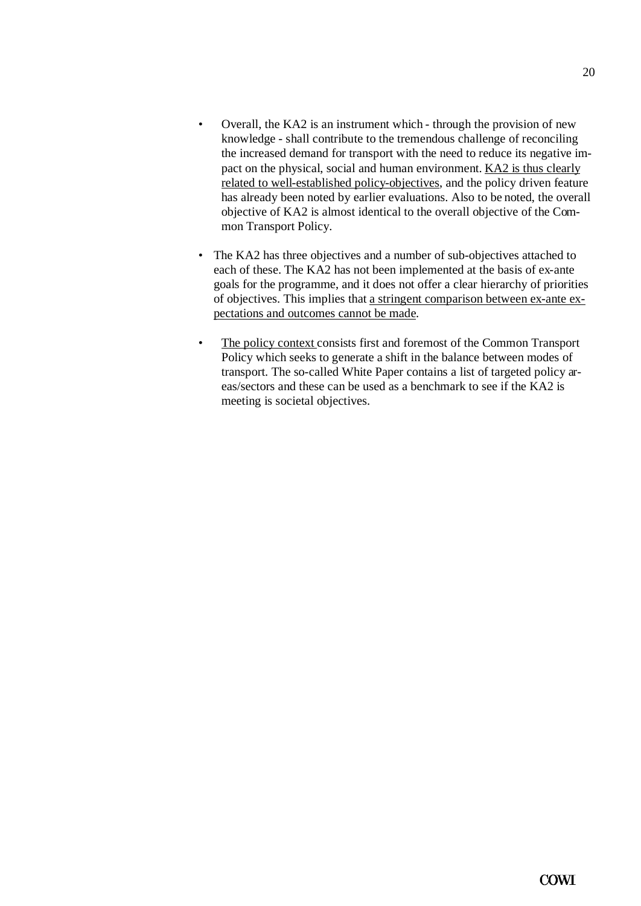- Overall, the KA2 is an instrument which - through the provision of new knowledge - shall contribute to the tremendous challenge of reconciling the increased demand for transport with the need to reduce its negative impact on the physical, social and human environment. <u>KA2 is thus clearly related to well-established policy-objectives</u>, and the policy driven feature has already been noted by earlier evaluations. Also to be noted, the overall objective of KA2 is almost identical to the overall objective of the Common Transport Policy.

- The KA2 has three objectives and a number of sub-objectives attached to each of these. The KA2 has not been implemented at the basis of ex-ante goals for the programme, and it does not offer a clear hierarchy of priorities of objectives. This implies that <u>a stringent comparison between ex-ante expectations and outcomes cannot be made</u>.

- <u>The policy context</u> consists first and foremost of the Common Transport Policy which seeks to generate a shift in the balance between modes of transport. The so-called White Paper contains a list of targeted policy areas/sectors and these can be used as a benchmark to see if the KA2 is meeting is societal objectives.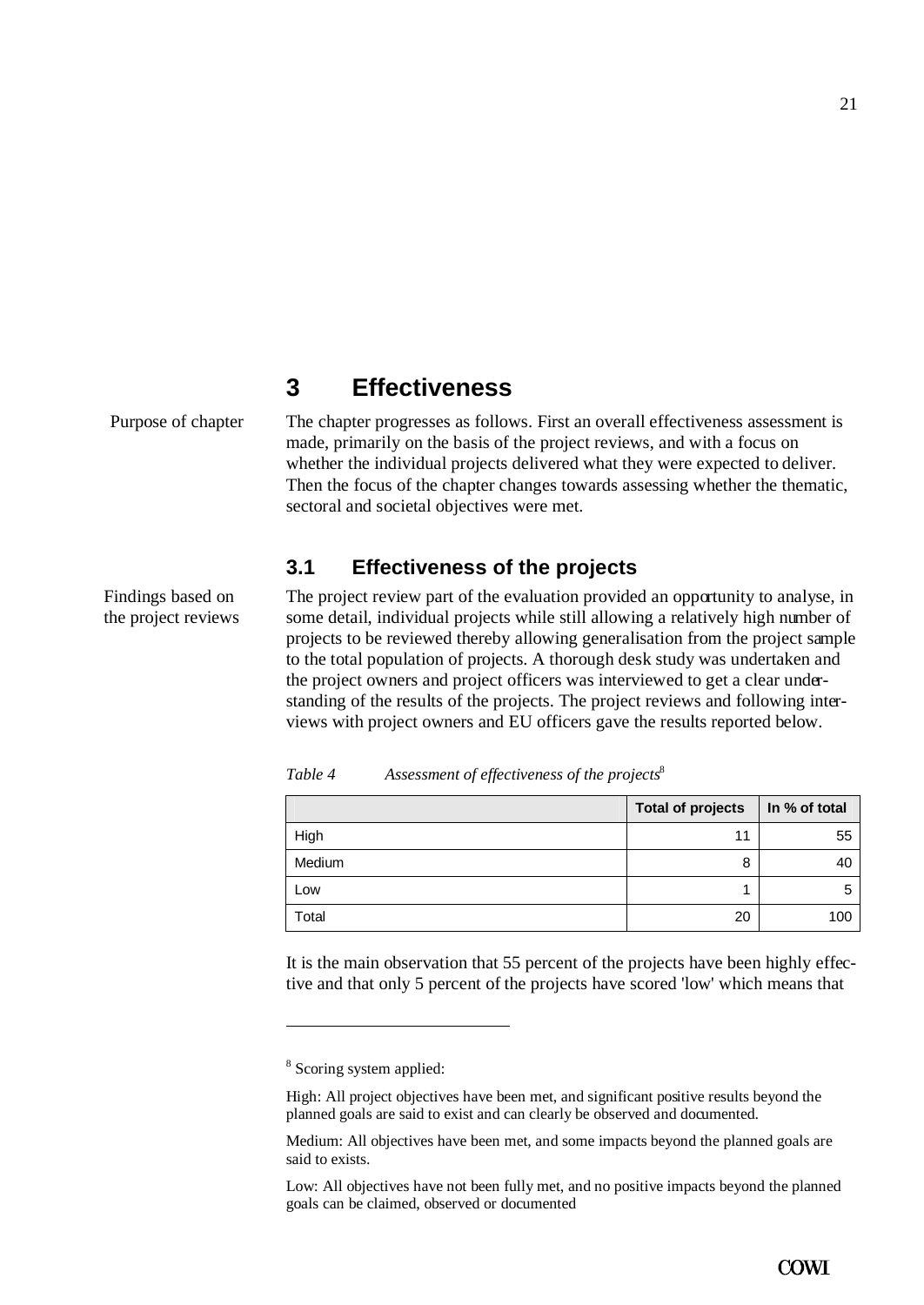# 3 Effectiveness

Purpose of chapter

The chapter progresses as follows. First an overall effectiveness assessment is made, primarily on the basis of the project reviews, and with a focus on whether the individual projects delivered what they were expected to deliver. Then the focus of the chapter changes towards assessing whether the thematic, sectoral and societal objectives were met.

## 3.1 Effectiveness of the projects

Findings based on the project reviews

The project review part of the evaluation provided an opportunity to analyse, in some detail, individual projects while still allowing a relatively high number of projects to be reviewed thereby allowing generalisation from the project sample to the total population of projects. A thorough desk study was undertaken and the project owners and project officers was interviewed to get a clear understanding of the results of the projects. The project reviews and following interviews with project owners and EU officers gave the results reported below.

*Table 4 Assessment of effectiveness of the projects*[8]

| | Total of projects | In % of total |
|---|---|---|
| High | 11 | 55 |
| Medium | 8 | 40 |
| Low | 1 | 5 |
| Total | 20 | 100 |

It is the main observation that 55 percent of the projects have been highly effective and that only 5 percent of the projects have scored 'low' which means that

---

[8] Scoring system applied:

High: All project objectives have been met, and significant positive results beyond the planned goals are said to exist and can clearly be observed and documented.

Medium: All objectives have been met, and some impacts beyond the planned goals are said to exists.

Low: All objectives have not been fully met, and no positive impacts beyond the planned goals can be claimed, observed or documented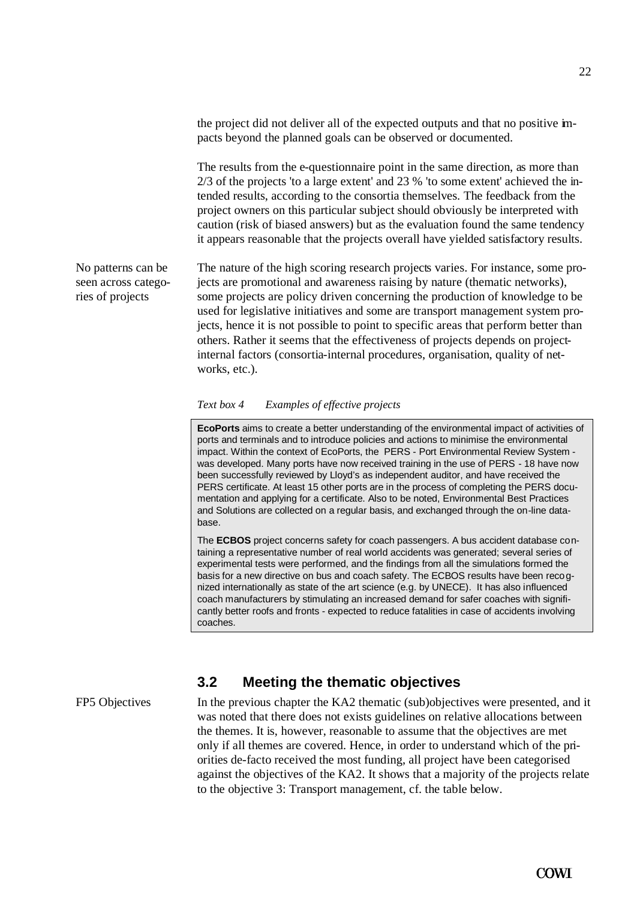the project did not deliver all of the expected outputs and that no positive impacts beyond the planned goals can be observed or documented.

The results from the e-questionnaire point in the same direction, as more than 2/3 of the projects 'to a large extent' and 23 % 'to some extent' achieved the intended results, according to the consortia themselves. The feedback from the project owners on this particular subject should obviously be interpreted with caution (risk of biased answers) but as the evaluation found the same tendency it appears reasonable that the projects overall have yielded satisfactory results.

No patterns can be seen across categories of projects

The nature of the high scoring research projects varies. For instance, some projects are promotional and awareness raising by nature (thematic networks), some projects are policy driven concerning the production of knowledge to be used for legislative initiatives and some are transport management system projects, hence it is not possible to point to specific areas that perform better than others. Rather it seems that the effectiveness of projects depends on project-internal factors (consortia-internal procedures, organisation, quality of networks, etc.).

*Text box 4 Examples of effective projects*

> **EcoPorts** aims to create a better understanding of the environmental impact of activities of ports and terminals and to introduce policies and actions to minimise the environmental impact. Within the context of EcoPorts, the PERS - Port Environmental Review System - was developed. Many ports have now received training in the use of PERS - 18 have now been successfully reviewed by Lloyd's as independent auditor, and have received the PERS certificate. At least 15 other ports are in the process of completing the PERS documentation and applying for a certificate. Also to be noted, Environmental Best Practices and Solutions are collected on a regular basis, and exchanged through the on-line database.
>
> The **ECBOS** project concerns safety for coach passengers. A bus accident database containing a representative number of real world accidents was generated; several series of experimental tests were performed, and the findings from all the simulations formed the basis for a new directive on bus and coach safety. The ECBOS results have been recognized internationally as state of the art science (e.g. by UNECE). It has also influenced coach manufacturers by stimulating an increased demand for safer coaches with significantly better roofs and fronts - expected to reduce fatalities in case of accidents involving coaches.

## 3.2 Meeting the thematic objectives

FP5 Objectives

In the previous chapter the KA2 thematic (sub)objectives were presented, and it was noted that there does not exists guidelines on relative allocations between the themes. It is, however, reasonable to assume that the objectives are met only if all themes are covered. Hence, in order to understand which of the priorities de-facto received the most funding, all project have been categorised against the objectives of the KA2. It shows that a majority of the projects relate to the objective 3: Transport management, cf. the table below.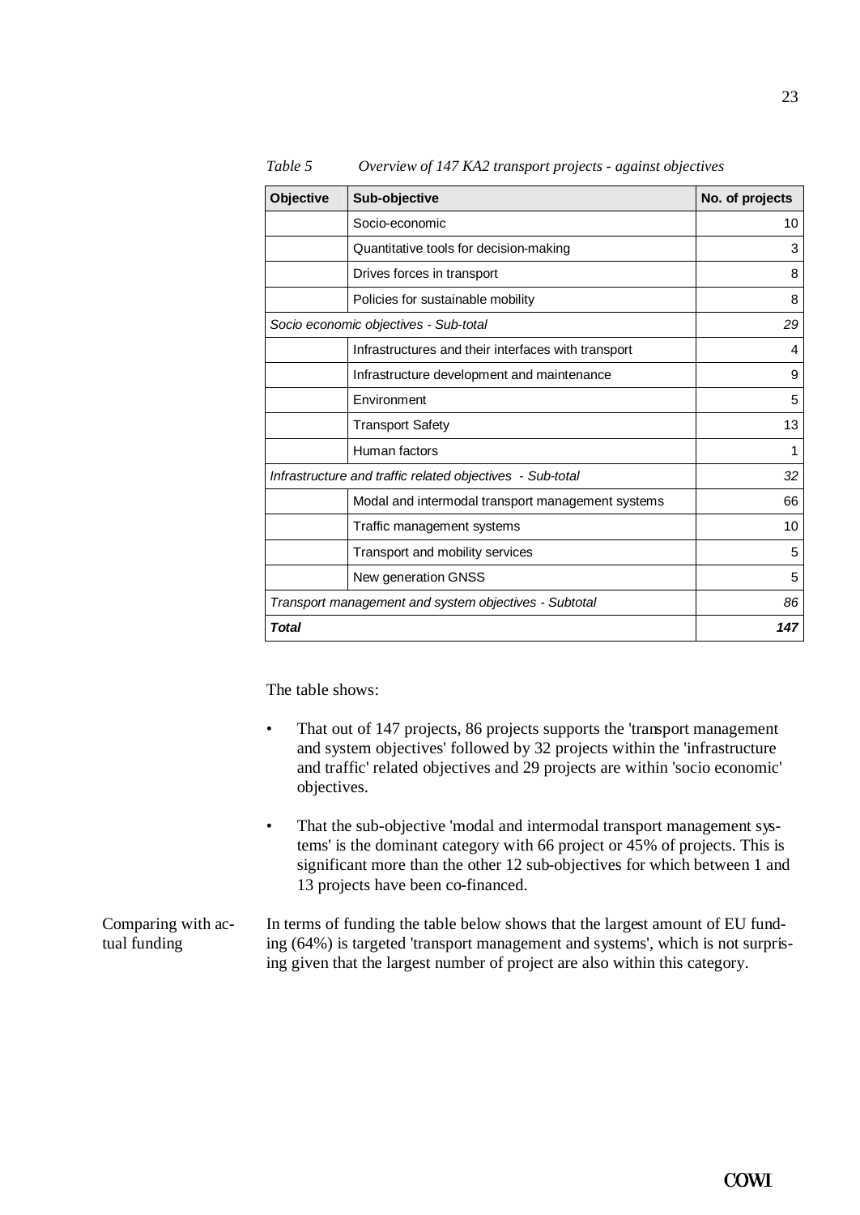*Table 5 Overview of 147 KA2 transport projects - against objectives*

| Objective | Sub-objective | No. of projects |
|---|---|---|
| | Socio-economic | 10 |
| | Quantitative tools for decision-making | 3 |
| | Drives forces in transport | 8 |
| | Policies for sustainable mobility | 8 |
| *Socio economic objectives - Sub-total* | | *29* |
| | Infrastructures and their interfaces with transport | 4 |
| | Infrastructure development and maintenance | 9 |
| | Environment | 5 |
| | Transport Safety | 13 |
| | Human factors | 1 |
| *Infrastructure and traffic related objectives - Sub-total* | | *32* |
| | Modal and intermodal transport management systems | 66 |
| | Traffic management systems | 10 |
| | Transport and mobility services | 5 |
| | New generation GNSS | 5 |
| *Transport management and system objectives - Subtotal* | | *86* |
| ***Total*** | | ***147*** |

The table shows:

- That out of 147 projects, 86 projects supports the 'transport management and system objectives' followed by 32 projects within the 'infrastructure and traffic' related objectives and 29 projects are within 'socio economic' objectives.

- That the sub-objective 'modal and intermodal transport management systems' is the dominant category with 66 project or 45% of projects. This is significant more than the other 12 sub-objectives for which between 1 and 13 projects have been co-financed.

Comparing with actual funding

In terms of funding the table below shows that the largest amount of EU funding (64%) is targeted 'transport management and systems', which is not surprising given that the largest number of project are also within this category.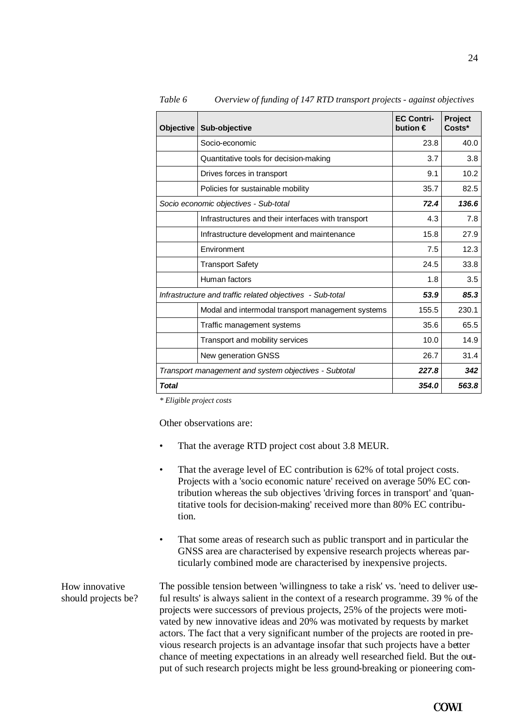*Table 6 Overview of funding of 147 RTD transport projects - against objectives*

| Objective | Sub-objective | EC Contribution € | Project Costs* |
|---|---|---|---|
| | Socio-economic | 23.8 | 40.0 |
| | Quantitative tools for decision-making | 3.7 | 3.8 |
| | Drives forces in transport | 9.1 | 10.2 |
| | Policies for sustainable mobility | 35.7 | 82.5 |
| *Socio economic objectives - Sub-total* | | ***72.4*** | ***136.6*** |
| | Infrastructures and their interfaces with transport | 4.3 | 7.8 |
| | Infrastructure development and maintenance | 15.8 | 27.9 |
| | Environment | 7.5 | 12.3 |
| | Transport Safety | 24.5 | 33.8 |
| | Human factors | 1.8 | 3.5 |
| *Infrastructure and traffic related objectives - Sub-total* | | ***53.9*** | ***85.3*** |
| | Modal and intermodal transport management systems | 155.5 | 230.1 |
| | Traffic management systems | 35.6 | 65.5 |
| | Transport and mobility services | 10.0 | 14.9 |
| | New generation GNSS | 26.7 | 31.4 |
| *Transport management and system objectives - Subtotal* | | ***227.8*** | ***342*** |
| ***Total*** | | ***354.0*** | ***563.8*** |

*\* Eligible project costs*

Other observations are:

- That the average RTD project cost about 3.8 MEUR.
- That the average level of EC contribution is 62% of total project costs. Projects with a 'socio economic nature' received on average 50% EC contribution whereas the sub objectives 'driving forces in transport' and 'quantitative tools for decision-making' received more than 80% EC contribution.
- That some areas of research such as public transport and in particular the GNSS area are characterised by expensive research projects whereas particularly combined mode are characterised by inexpensive projects.

How innovative should projects be?

The possible tension between 'willingness to take a risk' vs. 'need to deliver useful results' is always salient in the context of a research programme. 39 % of the projects were successors of previous projects, 25% of the projects were motivated by new innovative ideas and 20% was motivated by requests by market actors. The fact that a very significant number of the projects are rooted in previous research projects is an advantage insofar that such projects have a better chance of meeting expectations in an already well researched field. But the output of such research projects might be less ground-breaking or pioneering com-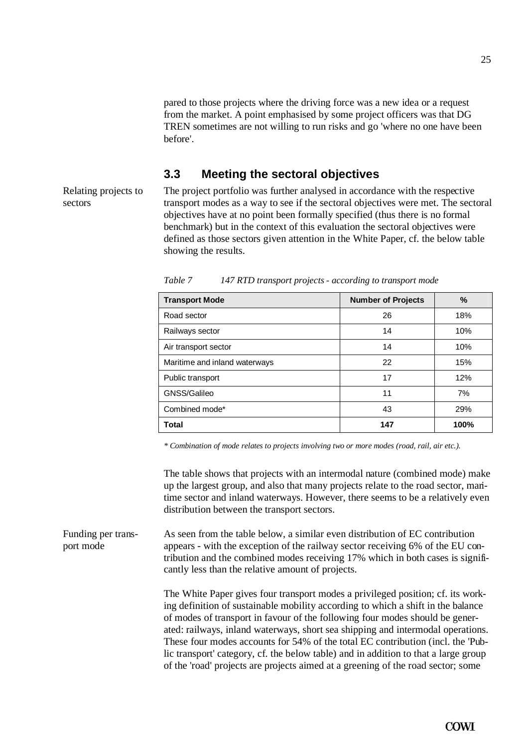pared to those projects where the driving force was a new idea or a request from the market. A point emphasised by some project officers was that DG TREN sometimes are not willing to run risks and go 'where no one have been before'.

## 3.3 Meeting the sectoral objectives

Relating projects to sectors

The project portfolio was further analysed in accordance with the respective transport modes as a way to see if the sectoral objectives were met. The sectoral objectives have at no point been formally specified (thus there is no formal benchmark) but in the context of this evaluation the sectoral objectives were defined as those sectors given attention in the White Paper, cf. the below table showing the results.

*Table 7 147 RTD transport projects - according to transport mode*

| Transport Mode | Number of Projects | % |
|---|---|---|
| Road sector | 26 | 18% |
| Railways sector | 14 | 10% |
| Air transport sector | 14 | 10% |
| Maritime and inland waterways | 22 | 15% |
| Public transport | 17 | 12% |
| GNSS/Galileo | 11 | 7% |
| Combined mode* | 43 | 29% |
| **Total** | **147** | **100%** |

*\* Combination of mode relates to projects involving two or more modes (road, rail, air etc.).*

The table shows that projects with an intermodal nature (combined mode) make up the largest group, and also that many projects relate to the road sector, maritime sector and inland waterways. However, there seems to be a relatively even distribution between the transport sectors.

Funding per transport mode

As seen from the table below, a similar even distribution of EC contribution appears - with the exception of the railway sector receiving 6% of the EU contribution and the combined modes receiving 17% which in both cases is significantly less than the relative amount of projects.

The White Paper gives four transport modes a privileged position; cf. its working definition of sustainable mobility according to which a shift in the balance of modes of transport in favour of the following four modes should be generated: railways, inland waterways, short sea shipping and intermodal operations. These four modes accounts for 54% of the total EC contribution (incl. the 'Public transport' category, cf. the below table) and in addition to that a large group of the 'road' projects are projects aimed at a greening of the road sector; some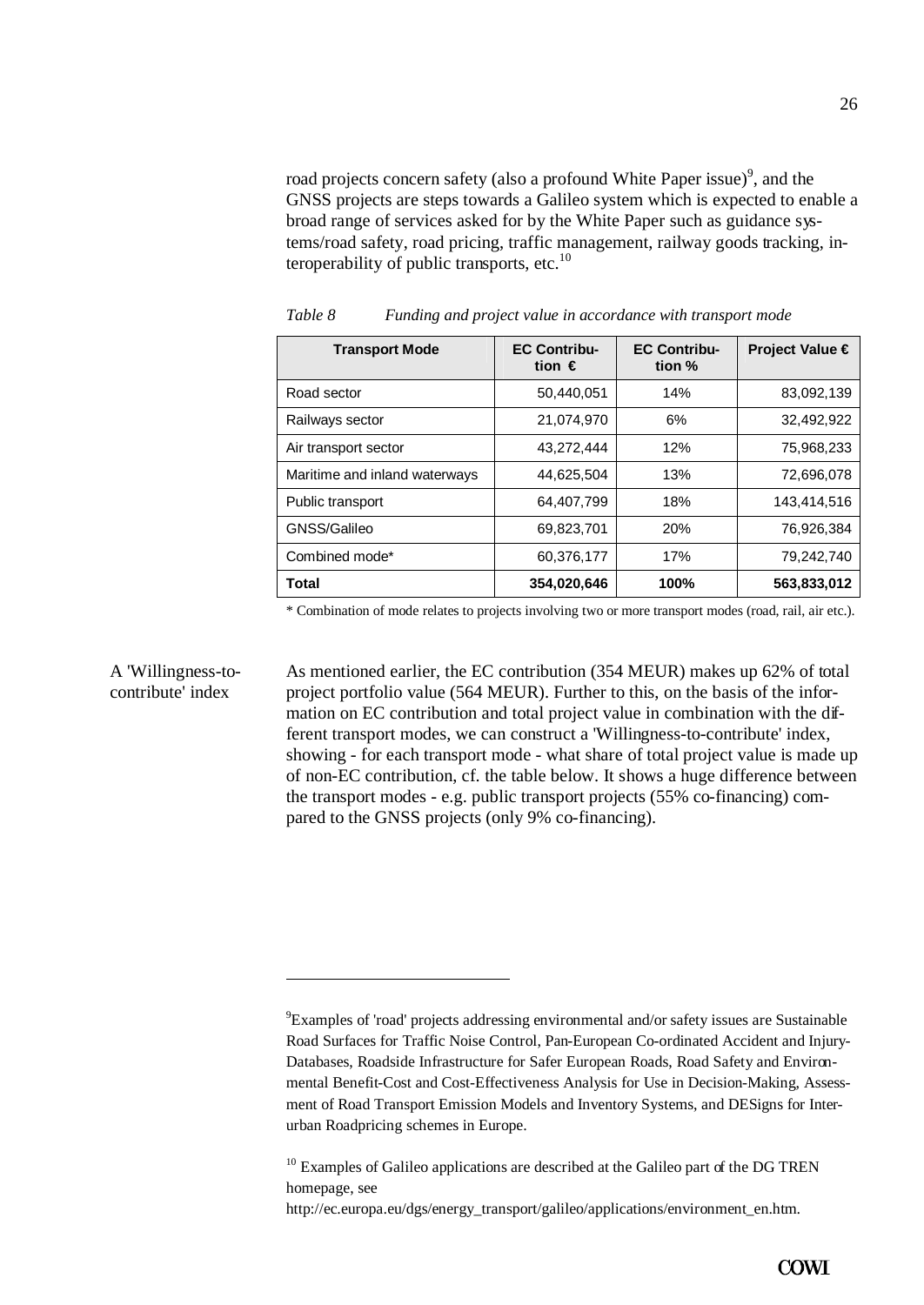road projects concern safety (also a profound White Paper issue)[9], and the GNSS projects are steps towards a Galileo system which is expected to enable a broad range of services asked for by the White Paper such as guidance systems/road safety, road pricing, traffic management, railway goods tracking, interoperability of public transports, etc.[10]

*Table 8 Funding and project value in accordance with transport mode*

| Transport Mode | EC Contribution € | EC Contribution % | Project Value € |
|---|---|---|---|
| Road sector | 50,440,051 | 14% | 83,092,139 |
| Railways sector | 21,074,970 | 6% | 32,492,922 |
| Air transport sector | 43,272,444 | 12% | 75,968,233 |
| Maritime and inland waterways | 44,625,504 | 13% | 72,696,078 |
| Public transport | 64,407,799 | 18% | 143,414,516 |
| GNSS/Galileo | 69,823,701 | 20% | 76,926,384 |
| Combined mode* | 60,376,177 | 17% | 79,242,740 |
| **Total** | **354,020,646** | **100%** | **563,833,012** |

\* Combination of mode relates to projects involving two or more transport modes (road, rail, air etc.).

A 'Willingness-to-contribute' index

As mentioned earlier, the EC contribution (354 MEUR) makes up 62% of total project portfolio value (564 MEUR). Further to this, on the basis of the information on EC contribution and total project value in combination with the different transport modes, we can construct a 'Willingness-to-contribute' index, showing - for each transport mode - what share of total project value is made up of non-EC contribution, cf. the table below. It shows a huge difference between the transport modes - e.g. public transport projects (55% co-financing) compared to the GNSS projects (only 9% co-financing).

---

[9] Examples of 'road' projects addressing environmental and/or safety issues are Sustainable Road Surfaces for Traffic Noise Control, Pan-European Co-ordinated Accident and Injury-Databases, Roadside Infrastructure for Safer European Roads, Road Safety and Environmental Benefit-Cost and Cost-Effectiveness Analysis for Use in Decision-Making, Assessment of Road Transport Emission Models and Inventory Systems, and DESigns for Interurban Roadpricing schemes in Europe.

[10] Examples of Galileo applications are described at the Galileo part of the DG TREN homepage, see http://ec.europa.eu/dgs/energy_transport/galileo/applications/environment_en.htm.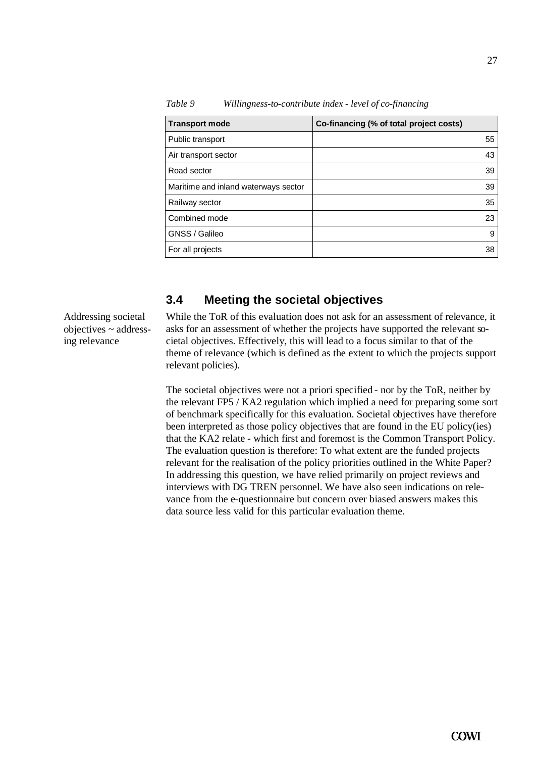*Table 9 Willingness-to-contribute index - level of co-financing*

| Transport mode | Co-financing (% of total project costs) |
|---|---|
| Public transport | 55 |
| Air transport sector | 43 |
| Road sector | 39 |
| Maritime and inland waterways sector | 39 |
| Railway sector | 35 |
| Combined mode | 23 |
| GNSS / Galileo | 9 |
| For all projects | 38 |

## 3.4 Meeting the societal objectives

Addressing societal objectives ~ addressing relevance

While the ToR of this evaluation does not ask for an assessment of relevance, it asks for an assessment of whether the projects have supported the relevant societal objectives. Effectively, this will lead to a focus similar to that of the theme of relevance (which is defined as the extent to which the projects support relevant policies).

The societal objectives were not a priori specified - nor by the ToR, neither by the relevant FP5 / KA2 regulation which implied a need for preparing some sort of benchmark specifically for this evaluation. Societal objectives have therefore been interpreted as those policy objectives that are found in the EU policy(ies) that the KA2 relate - which first and foremost is the Common Transport Policy. The evaluation question is therefore: To what extent are the funded projects relevant for the realisation of the policy priorities outlined in the White Paper? In addressing this question, we have relied primarily on project reviews and interviews with DG TREN personnel. We have also seen indications on relevance from the e-questionnaire but concern over biased answers makes this data source less valid for this particular evaluation theme.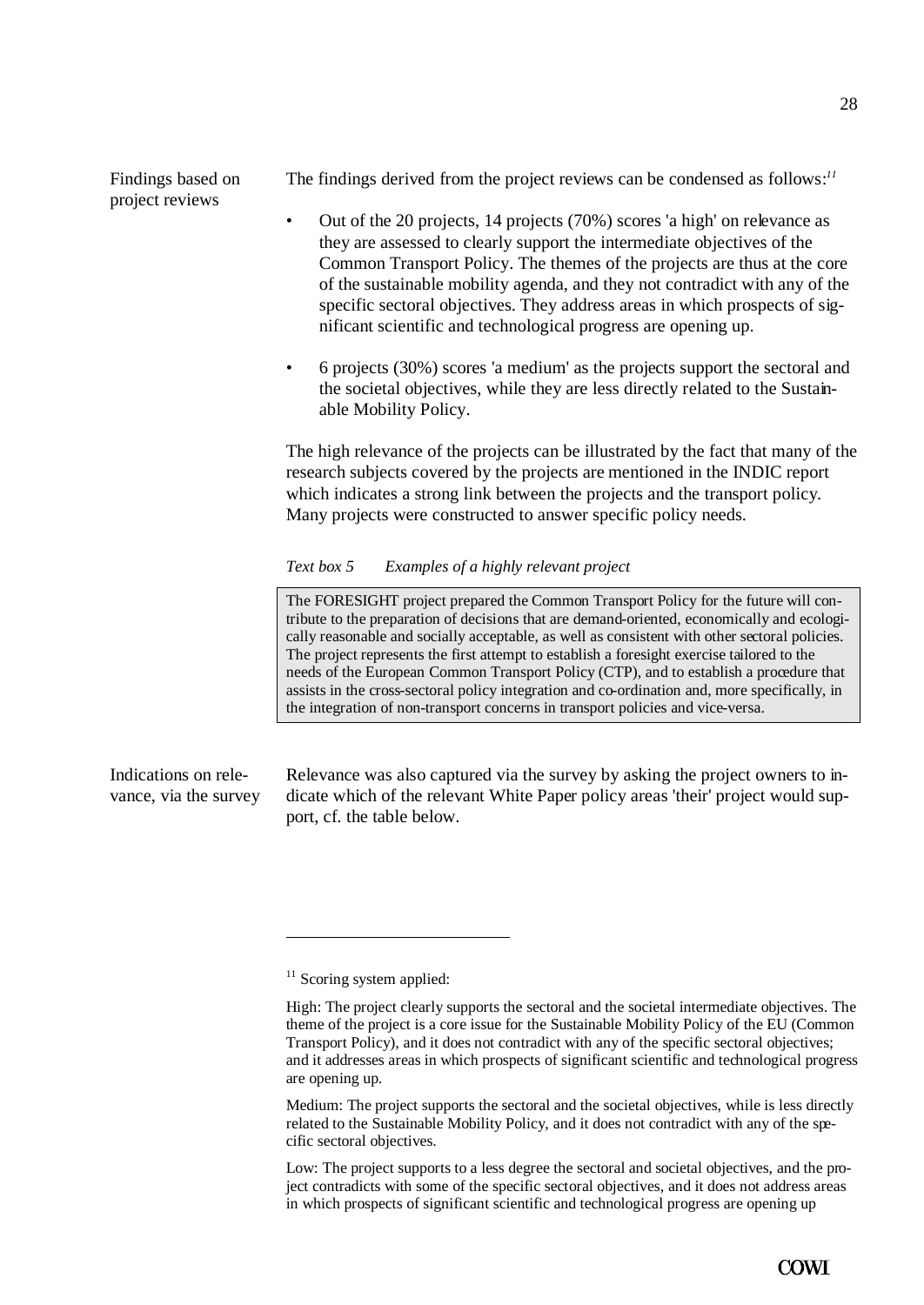**Findings based on project reviews**

The findings derived from the project reviews can be condensed as follows:[11]

- Out of the 20 projects, 14 projects (70%) scores 'a high' on relevance as they are assessed to clearly support the intermediate objectives of the Common Transport Policy. The themes of the projects are thus at the core of the sustainable mobility agenda, and they not contradict with any of the specific sectoral objectives. They address areas in which prospects of significant scientific and technological progress are opening up.

- 6 projects (30%) scores 'a medium' as the projects support the sectoral and the societal objectives, while they are less directly related to the Sustainable Mobility Policy.

The high relevance of the projects can be illustrated by the fact that many of the research subjects covered by the projects are mentioned in the INDIC report which indicates a strong link between the projects and the transport policy. Many projects were constructed to answer specific policy needs.

*Text box 5 Examples of a highly relevant project*

> The FORESIGHT project prepared the Common Transport Policy for the future will contribute to the preparation of decisions that are demand-oriented, economically and ecologically reasonable and socially acceptable, as well as consistent with other sectoral policies. The project represents the first attempt to establish a foresight exercise tailored to the needs of the European Common Transport Policy (CTP), and to establish a procedure that assists in the cross-sectoral policy integration and co-ordination and, more specifically, in the integration of non-transport concerns in transport policies and vice-versa.

**Indications on relevance, via the survey**

Relevance was also captured via the survey by asking the project owners to indicate which of the relevant White Paper policy areas 'their' project would support, cf. the table below.

---

[11] Scoring system applied:

High: The project clearly supports the sectoral and the societal intermediate objectives. The theme of the project is a core issue for the Sustainable Mobility Policy of the EU (Common Transport Policy), and it does not contradict with any of the specific sectoral objectives; and it addresses areas in which prospects of significant scientific and technological progress are opening up.

Medium: The project supports the sectoral and the societal objectives, while is less directly related to the Sustainable Mobility Policy, and it does not contradict with any of the specific sectoral objectives.

Low: The project supports to a less degree the sectoral and societal objectives, and the project contradicts with some of the specific sectoral objectives, and it does not address areas in which prospects of significant scientific and technological progress are opening up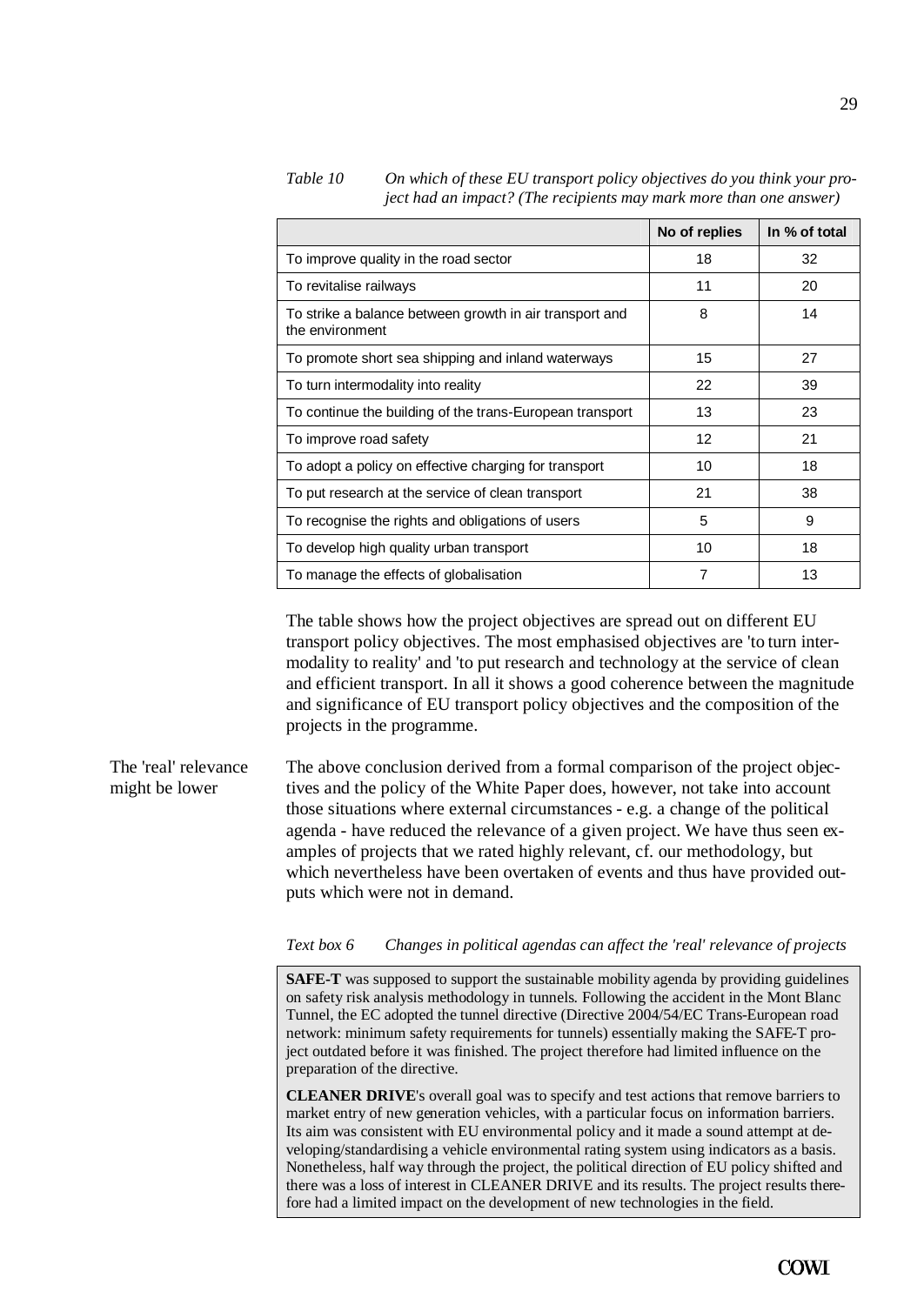*Table 10 On which of these EU transport policy objectives do you think your project had an impact? (The recipients may mark more than one answer)*

| | No of replies | In % of total |
|---|---|---|
| To improve quality in the road sector | 18 | 32 |
| To revitalise railways | 11 | 20 |
| To strike a balance between growth in air transport and the environment | 8 | 14 |
| To promote short sea shipping and inland waterways | 15 | 27 |
| To turn intermodality into reality | 22 | 39 |
| To continue the building of the trans-European transport | 13 | 23 |
| To improve road safety | 12 | 21 |
| To adopt a policy on effective charging for transport | 10 | 18 |
| To put research at the service of clean transport | 21 | 38 |
| To recognise the rights and obligations of users | 5 | 9 |
| To develop high quality urban transport | 10 | 18 |
| To manage the effects of globalisation | 7 | 13 |

The table shows how the project objectives are spread out on different EU transport policy objectives. The most emphasised objectives are 'to turn intermodality to reality' and 'to put research and technology at the service of clean and efficient transport. In all it shows a good coherence between the magnitude and significance of EU transport policy objectives and the composition of the projects in the programme.

**The 'real' relevance might be lower**

The above conclusion derived from a formal comparison of the project objectives and the policy of the White Paper does, however, not take into account those situations where external circumstances - e.g. a change of the political agenda - have reduced the relevance of a given project. We have thus seen examples of projects that we rated highly relevant, cf. our methodology, but which nevertheless have been overtaken of events and thus have provided outputs which were not in demand.

*Text box 6 Changes in political agendas can affect the 'real' relevance of projects*

**SAFE-T** was supposed to support the sustainable mobility agenda by providing guidelines on safety risk analysis methodology in tunnels. Following the accident in the Mont Blanc Tunnel, the EC adopted the tunnel directive (Directive 2004/54/EC Trans-European road network: minimum safety requirements for tunnels) essentially making the SAFE-T project outdated before it was finished. The project therefore had limited influence on the preparation of the directive.

**CLEANER DRIVE**'s overall goal was to specify and test actions that remove barriers to market entry of new generation vehicles, with a particular focus on information barriers. Its aim was consistent with EU environmental policy and it made a sound attempt at developing/standardising a vehicle environmental rating system using indicators as a basis. Nonetheless, half way through the project, the political direction of EU policy shifted and there was a loss of interest in CLEANER DRIVE and its results. The project results therefore had a limited impact on the development of new technologies in the field.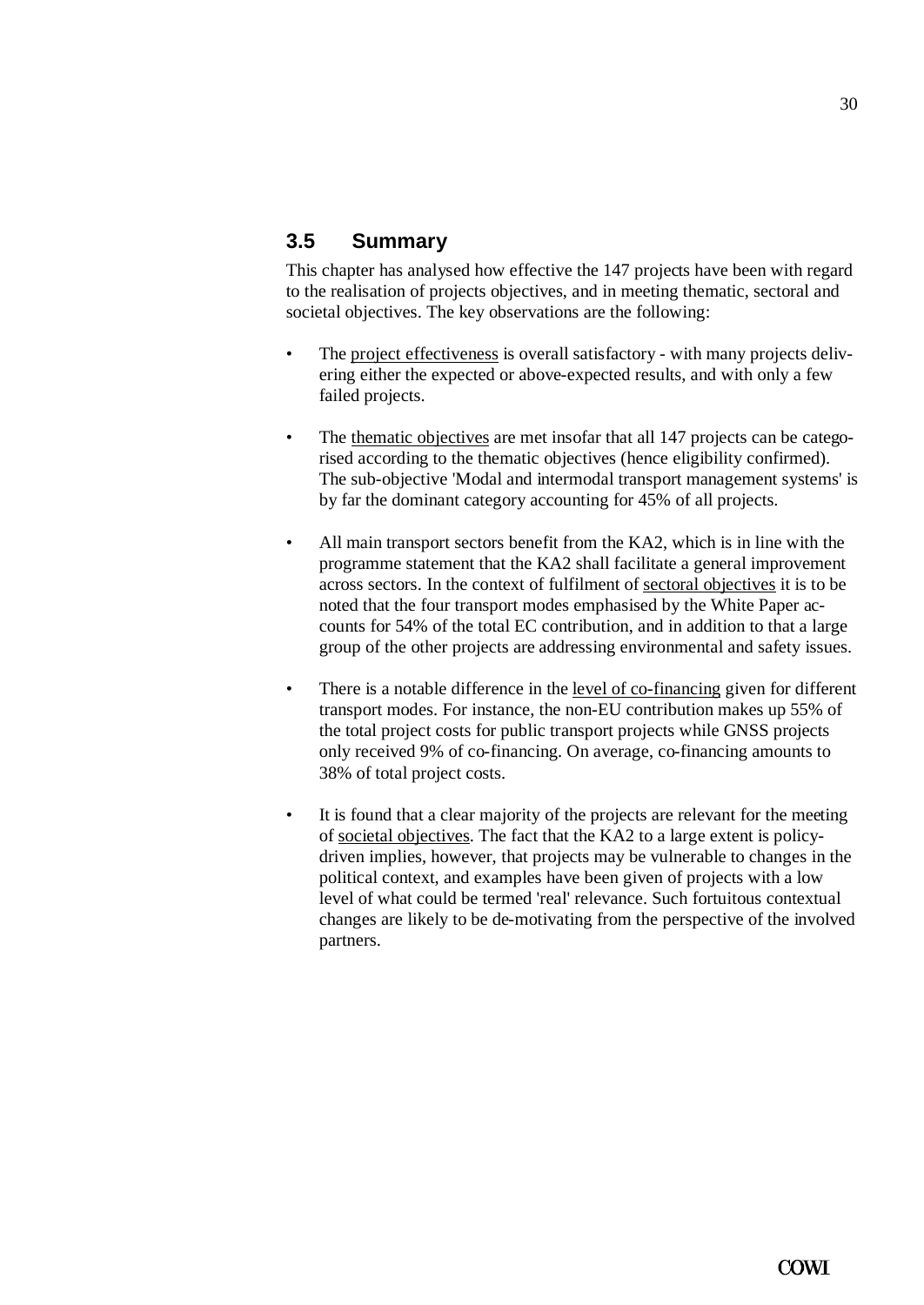## 3.5 Summary

This chapter has analysed how effective the 147 projects have been with regard to the realisation of projects objectives, and in meeting thematic, sectoral and societal objectives. The key observations are the following:

- The <u>project effectiveness</u> is overall satisfactory - with many projects delivering either the expected or above-expected results, and with only a few failed projects.

- The <u>thematic objectives</u> are met insofar that all 147 projects can be categorised according to the thematic objectives (hence eligibility confirmed). The sub-objective 'Modal and intermodal transport management systems' is by far the dominant category accounting for 45% of all projects.

- All main transport sectors benefit from the KA2, which is in line with the programme statement that the KA2 shall facilitate a general improvement across sectors. In the context of fulfilment of <u>sectoral objectives</u> it is to be noted that the four transport modes emphasised by the White Paper accounts for 54% of the total EC contribution, and in addition to that a large group of the other projects are addressing environmental and safety issues.

- There is a notable difference in the <u>level of co-financing</u> given for different transport modes. For instance, the non-EU contribution makes up 55% of the total project costs for public transport projects while GNSS projects only received 9% of co-financing. On average, co-financing amounts to 38% of total project costs.

- It is found that a clear majority of the projects are relevant for the meeting of <u>societal objectives</u>. The fact that the KA2 to a large extent is policy-driven implies, however, that projects may be vulnerable to changes in the political context, and examples have been given of projects with a low level of what could be termed 'real' relevance. Such fortuitous contextual changes are likely to be de-motivating from the perspective of the involved partners.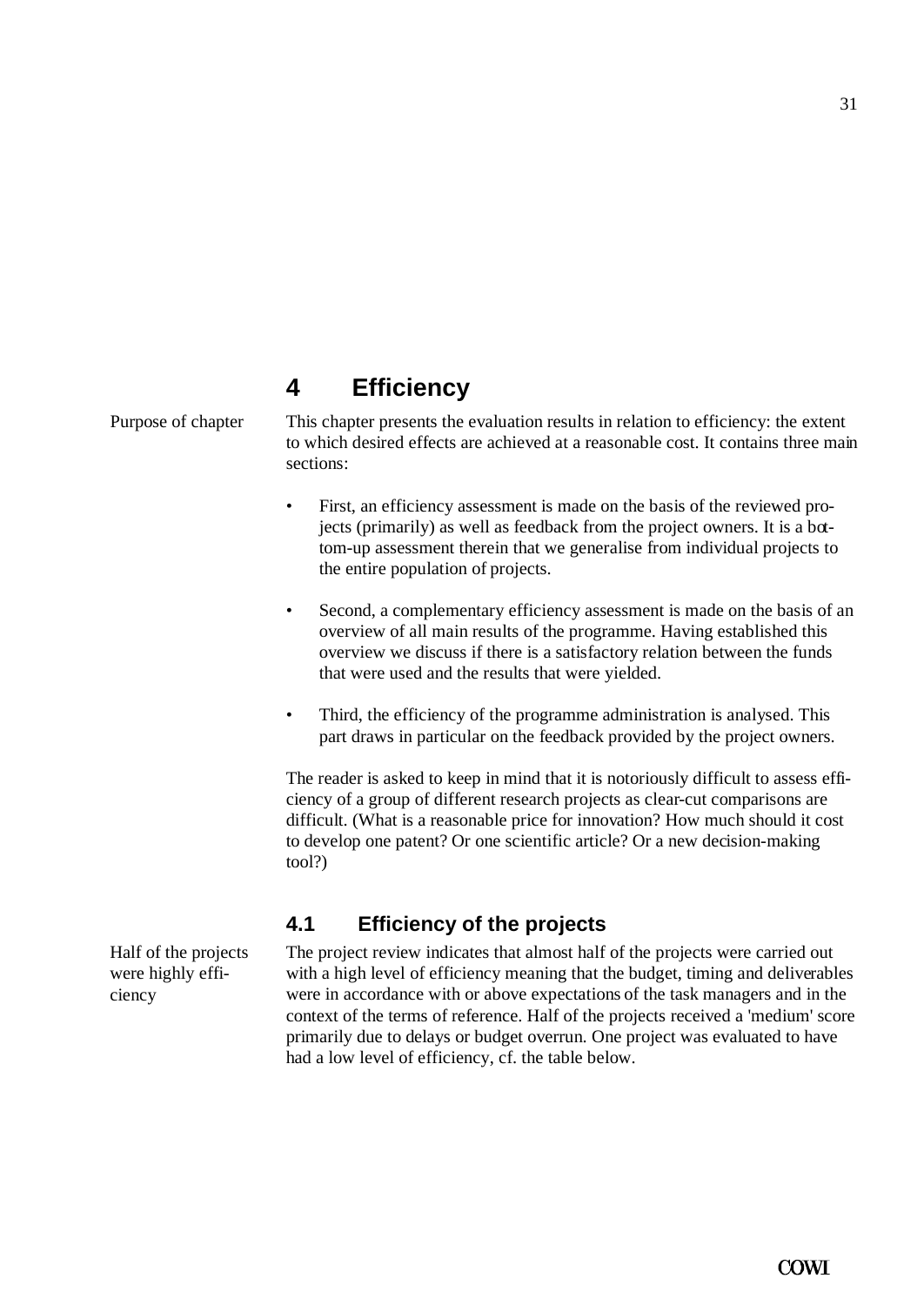# 4 Efficiency

Purpose of chapter

This chapter presents the evaluation results in relation to efficiency: the extent to which desired effects are achieved at a reasonable cost. It contains three main sections:

- First, an efficiency assessment is made on the basis of the reviewed projects (primarily) as well as feedback from the project owners. It is a bottom-up assessment therein that we generalise from individual projects to the entire population of projects.
- Second, a complementary efficiency assessment is made on the basis of an overview of all main results of the programme. Having established this overview we discuss if there is a satisfactory relation between the funds that were used and the results that were yielded.
- Third, the efficiency of the programme administration is analysed. This part draws in particular on the feedback provided by the project owners.

The reader is asked to keep in mind that it is notoriously difficult to assess efficiency of a group of different research projects as clear-cut comparisons are difficult. (What is a reasonable price for innovation? How much should it cost to develop one patent? Or one scientific article? Or a new decision-making tool?)

## 4.1 Efficiency of the projects

Half of the projects were highly efficiency

The project review indicates that almost half of the projects were carried out with a high level of efficiency meaning that the budget, timing and deliverables were in accordance with or above expectations of the task managers and in the context of the terms of reference. Half of the projects received a 'medium' score primarily due to delays or budget overrun. One project was evaluated to have had a low level of efficiency, cf. the table below.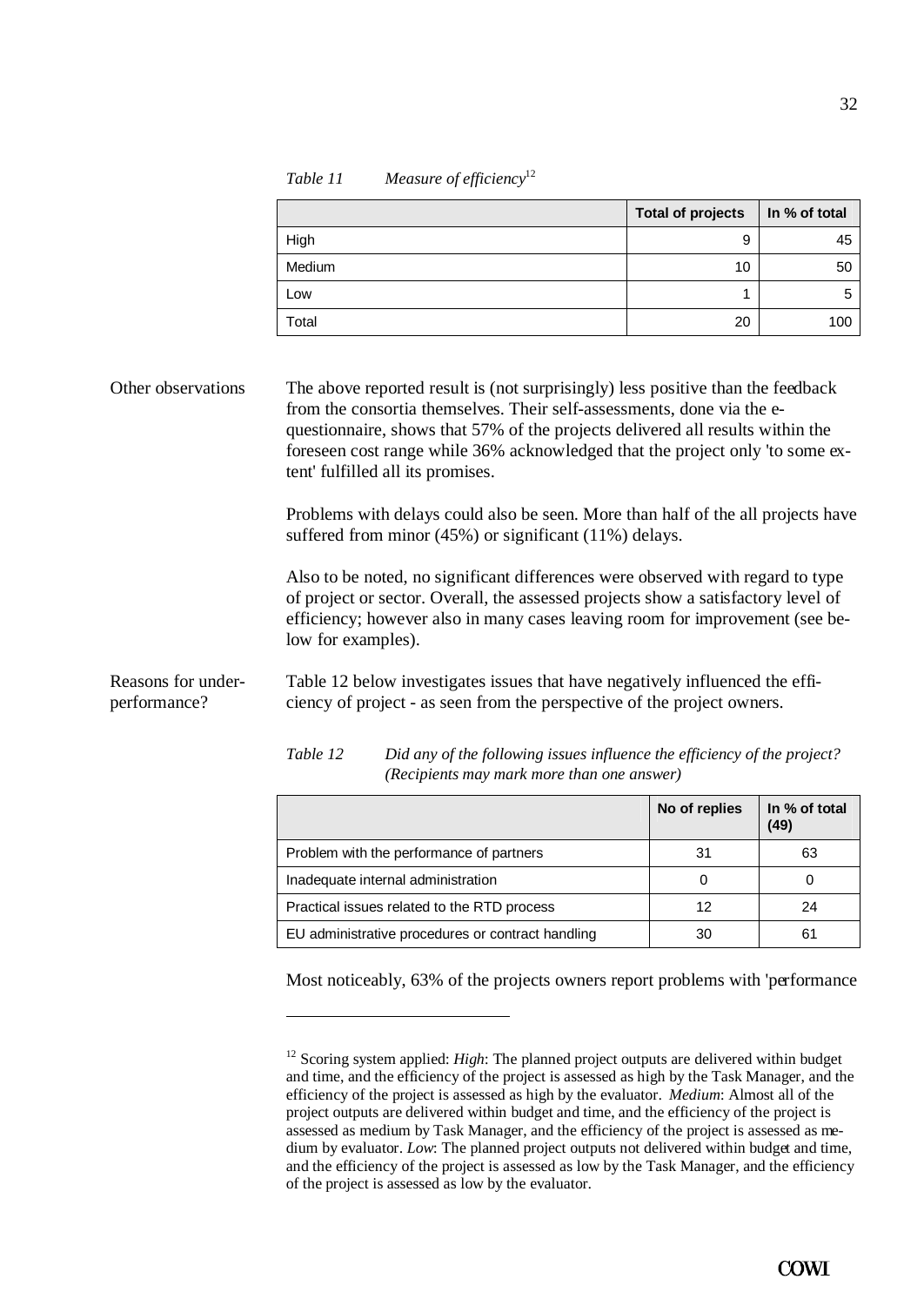*Table 11 Measure of efficiency*[12]

| | Total of projects | In % of total |
|---|---|---|
| High | 9 | 45 |
| Medium | 10 | 50 |
| Low | 1 | 5 |
| Total | 20 | 100 |

Other observations

The above reported result is (not surprisingly) less positive than the feedback from the consortia themselves. Their self-assessments, done via the e-questionnaire, shows that 57% of the projects delivered all results within the foreseen cost range while 36% acknowledged that the project only 'to some extent' fulfilled all its promises.

Problems with delays could also be seen. More than half of the all projects have suffered from minor (45%) or significant (11%) delays.

Also to be noted, no significant differences were observed with regard to type of project or sector. Overall, the assessed projects show a satisfactory level of efficiency; however also in many cases leaving room for improvement (see below for examples).

Reasons for under-performance?

Table 12 below investigates issues that have negatively influenced the efficiency of project - as seen from the perspective of the project owners.

*Table 12 Did any of the following issues influence the efficiency of the project? (Recipients may mark more than one answer)*

| | No of replies | In % of total (49) |
|---|---|---|
| Problem with the performance of partners | 31 | 63 |
| Inadequate internal administration | 0 | 0 |
| Practical issues related to the RTD process | 12 | 24 |
| EU administrative procedures or contract handling | 30 | 61 |

Most noticeably, 63% of the projects owners report problems with 'performance

[12] Scoring system applied: *High*: The planned project outputs are delivered within budget and time, and the efficiency of the project is assessed as high by the Task Manager, and the efficiency of the project is assessed as high by the evaluator. *Medium*: Almost all of the project outputs are delivered within budget and time, and the efficiency of the project is assessed as medium by Task Manager, and the efficiency of the project is assessed as medium by evaluator. *Low*: The planned project outputs not delivered within budget and time, and the efficiency of the project is assessed as low by the Task Manager, and the efficiency of the project is assessed as low by the evaluator.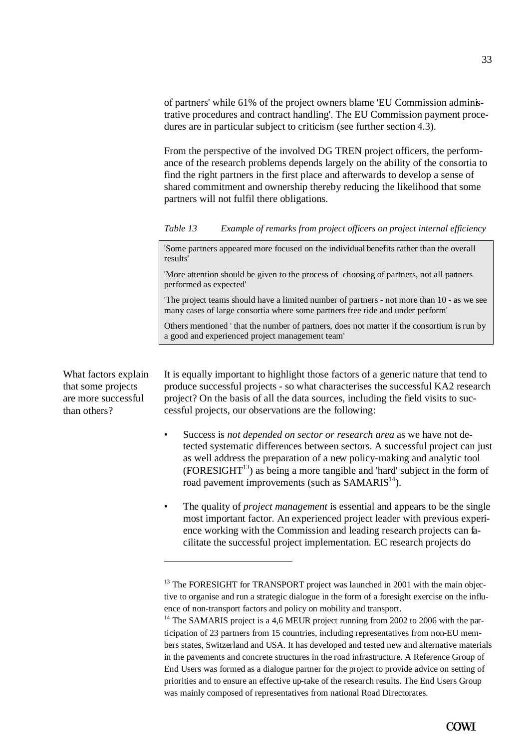of partners' while 61% of the project owners blame 'EU Commission administrative procedures and contract handling'. The EU Commission payment procedures are in particular subject to criticism (see further section 4.3).

From the perspective of the involved DG TREN project officers, the performance of the research problems depends largely on the ability of the consortia to find the right partners in the first place and afterwards to develop a sense of shared commitment and ownership thereby reducing the likelihood that some partners will not fulfil there obligations.

*Table 13 Example of remarks from project officers on project internal efficiency*

| |
|---|
| 'Some partners appeared more focused on the individual benefits rather than the overall results' |
| 'More attention should be given to the process of choosing of partners, not all partners performed as expected' |
| 'The project teams should have a limited number of partners - not more than 10 - as we see many cases of large consortia where some partners free ride and under perform' |
| Others mentioned ' that the number of partners, does not matter if the consortium is run by a good and experienced project management team' |

What factors explain that some projects are more successful than others?

It is equally important to highlight those factors of a generic nature that tend to produce successful projects - so what characterises the successful KA2 research project? On the basis of all the data sources, including the field visits to successful projects, our observations are the following:

- Success is *not depended on sector or research area* as we have not detected systematic differences between sectors. A successful project can just as well address the preparation of a new policy-making and analytic tool (FORESIGHT[13]) as being a more tangible and 'hard' subject in the form of road pavement improvements (such as SAMARIS[14]).
- The quality of *project management* is essential and appears to be the single most important factor. An experienced project leader with previous experience working with the Commission and leading research projects can facilitate the successful project implementation. EC research projects do

[13] The FORESIGHT for TRANSPORT project was launched in 2001 with the main objective to organise and run a strategic dialogue in the form of a foresight exercise on the influence of non-transport factors and policy on mobility and transport.

[14] The SAMARIS project is a 4,6 MEUR project running from 2002 to 2006 with the participation of 23 partners from 15 countries, including representatives from non-EU members states, Switzerland and USA. It has developed and tested new and alternative materials in the pavements and concrete structures in the road infrastructure. A Reference Group of End Users was formed as a dialogue partner for the project to provide advice on setting of priorities and to ensure an effective up-take of the research results. The End Users Group was mainly composed of representatives from national Road Directorates.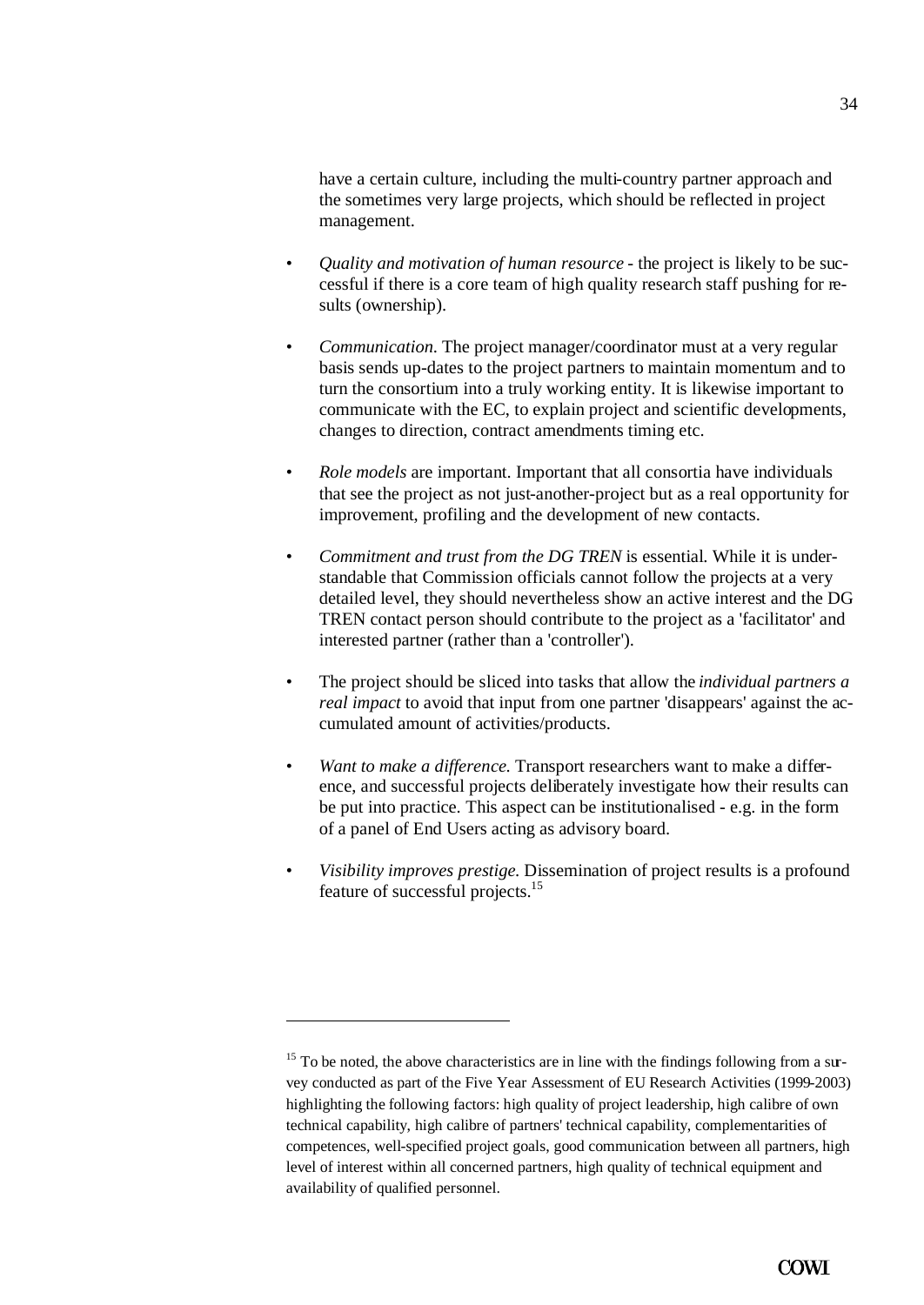have a certain culture, including the multi-country partner approach and the sometimes very large projects, which should be reflected in project management.

- *Quality and motivation of human resource* - the project is likely to be successful if there is a core team of high quality research staff pushing for results (ownership).
- *Communication.* The project manager/coordinator must at a very regular basis sends up-dates to the project partners to maintain momentum and to turn the consortium into a truly working entity. It is likewise important to communicate with the EC, to explain project and scientific developments, changes to direction, contract amendments timing etc.
- *Role models* are important. Important that all consortia have individuals that see the project as not just-another-project but as a real opportunity for improvement, profiling and the development of new contacts.
- *Commitment and trust from the DG TREN* is essential. While it is understandable that Commission officials cannot follow the projects at a very detailed level, they should nevertheless show an active interest and the DG TREN contact person should contribute to the project as a 'facilitator' and interested partner (rather than a 'controller').
- The project should be sliced into tasks that allow the *individual partners a real impact* to avoid that input from one partner 'disappears' against the accumulated amount of activities/products.
- *Want to make a difference.* Transport researchers want to make a difference, and successful projects deliberately investigate how their results can be put into practice. This aspect can be institutionalised - e.g. in the form of a panel of End Users acting as advisory board.
- *Visibility improves prestige.* Dissemination of project results is a profound feature of successful projects.[15]

---

[15] To be noted, the above characteristics are in line with the findings following from a survey conducted as part of the Five Year Assessment of EU Research Activities (1999-2003) highlighting the following factors: high quality of project leadership, high calibre of own technical capability, high calibre of partners' technical capability, complementarities of competences, well-specified project goals, good communication between all partners, high level of interest within all concerned partners, high quality of technical equipment and availability of qualified personnel.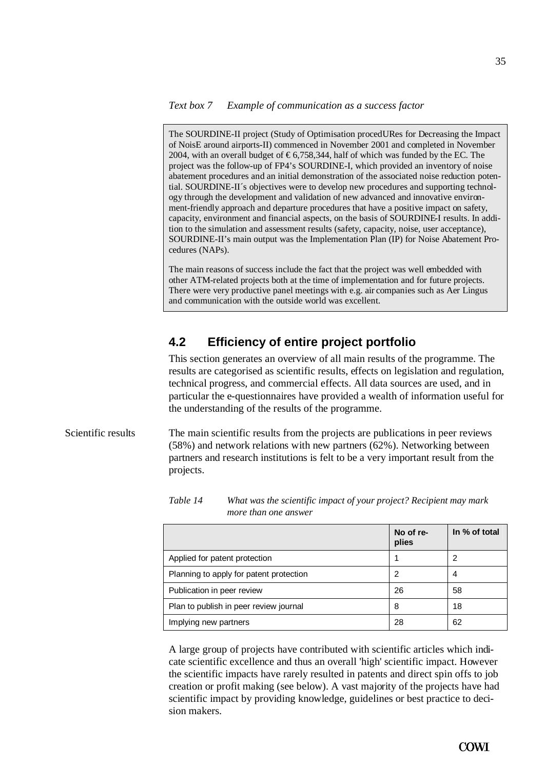*Text box 7 Example of communication as a success factor*

> The SOURDINE-II project (Study of Optimisation procedURes for Decreasing the Impact of NoisE around airports-II) commenced in November 2001 and completed in November 2004, with an overall budget of € 6,758,344, half of which was funded by the EC. The project was the follow-up of FP4's SOURDINE-I, which provided an inventory of noise abatement procedures and an initial demonstration of the associated noise reduction potential. SOURDINE-II´s objectives were to develop new procedures and supporting technology through the development and validation of new advanced and innovative environment-friendly approach and departure procedures that have a positive impact on safety, capacity, environment and financial aspects, on the basis of SOURDINE-I results. In addition to the simulation and assessment results (safety, capacity, noise, user acceptance), SOURDINE-II's main output was the Implementation Plan (IP) for Noise Abatement Procedures (NAPs).
>
> The main reasons of success include the fact that the project was well embedded with other ATM-related projects both at the time of implementation and for future projects. There were very productive panel meetings with e.g. air companies such as Aer Lingus and communication with the outside world was excellent.

## 4.2 Efficiency of entire project portfolio

This section generates an overview of all main results of the programme. The results are categorised as scientific results, effects on legislation and regulation, technical progress, and commercial effects. All data sources are used, and in particular the e-questionnaires have provided a wealth of information useful for the understanding of the results of the programme.

**Scientific results**

The main scientific results from the projects are publications in peer reviews (58%) and network relations with new partners (62%). Networking between partners and research institutions is felt to be a very important result from the projects.

*Table 14 What was the scientific impact of your project? Recipient may mark more than one answer*

| | No of replies | In % of total |
|---|---|---|
| Applied for patent protection | 1 | 2 |
| Planning to apply for patent protection | 2 | 4 |
| Publication in peer review | 26 | 58 |
| Plan to publish in peer review journal | 8 | 18 |
| Implying new partners | 28 | 62 |

A large group of projects have contributed with scientific articles which indicate scientific excellence and thus an overall 'high' scientific impact. However the scientific impacts have rarely resulted in patents and direct spin offs to job creation or profit making (see below). A vast majority of the projects have had scientific impact by providing knowledge, guidelines or best practice to decision makers.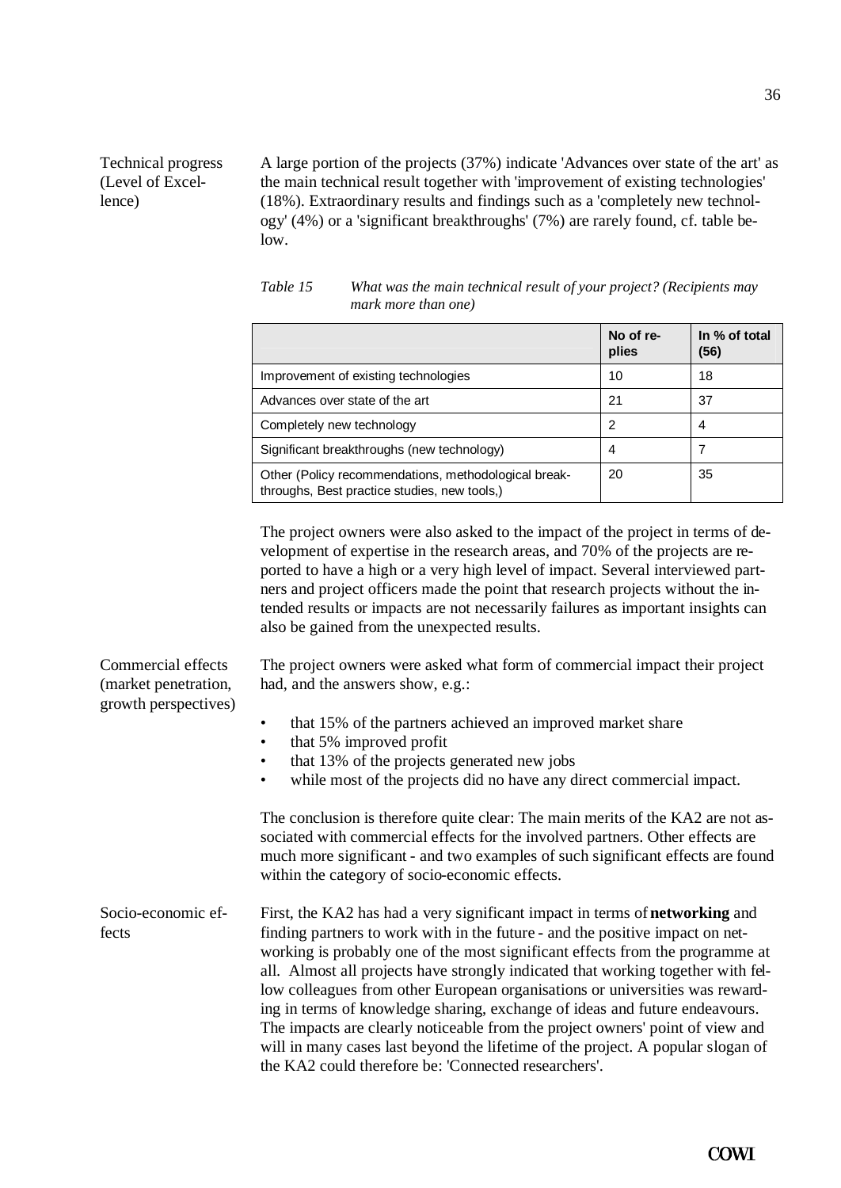**Technical progress (Level of Excellence)**

A large portion of the projects (37%) indicate 'Advances over state of the art' as the main technical result together with 'improvement of existing technologies' (18%). Extraordinary results and findings such as a 'completely new technology' (4%) or a 'significant breakthroughs' (7%) are rarely found, cf. table below.

*Table 15 What was the main technical result of your project? (Recipients may mark more than one)*

| | No of replies | In % of total (56) |
|---|---|---|
| Improvement of existing technologies | 10 | 18 |
| Advances over state of the art | 21 | 37 |
| Completely new technology | 2 | 4 |
| Significant breakthroughs (new technology) | 4 | 7 |
| Other (Policy recommendations, methodological breakthroughs, Best practice studies, new tools,) | 20 | 35 |

The project owners were also asked to the impact of the project in terms of development of expertise in the research areas, and 70% of the projects are reported to have a high or a very high level of impact. Several interviewed partners and project officers made the point that research projects without the intended results or impacts are not necessarily failures as important insights can also be gained from the unexpected results.

**Commercial effects (market penetration, growth perspectives)**

The project owners were asked what form of commercial impact their project had, and the answers show, e.g.:

- that 15% of the partners achieved an improved market share
- that 5% improved profit
- that 13% of the projects generated new jobs
- while most of the projects did no have any direct commercial impact.

The conclusion is therefore quite clear: The main merits of the KA2 are not associated with commercial effects for the involved partners. Other effects are much more significant - and two examples of such significant effects are found within the category of socio-economic effects.

**Socio-economic effects**

First, the KA2 has had a very significant impact in terms of **networking** and finding partners to work with in the future - and the positive impact on networking is probably one of the most significant effects from the programme at all. Almost all projects have strongly indicated that working together with fellow colleagues from other European organisations or universities was rewarding in terms of knowledge sharing, exchange of ideas and future endeavours. The impacts are clearly noticeable from the project owners' point of view and will in many cases last beyond the lifetime of the project. A popular slogan of the KA2 could therefore be: 'Connected researchers'.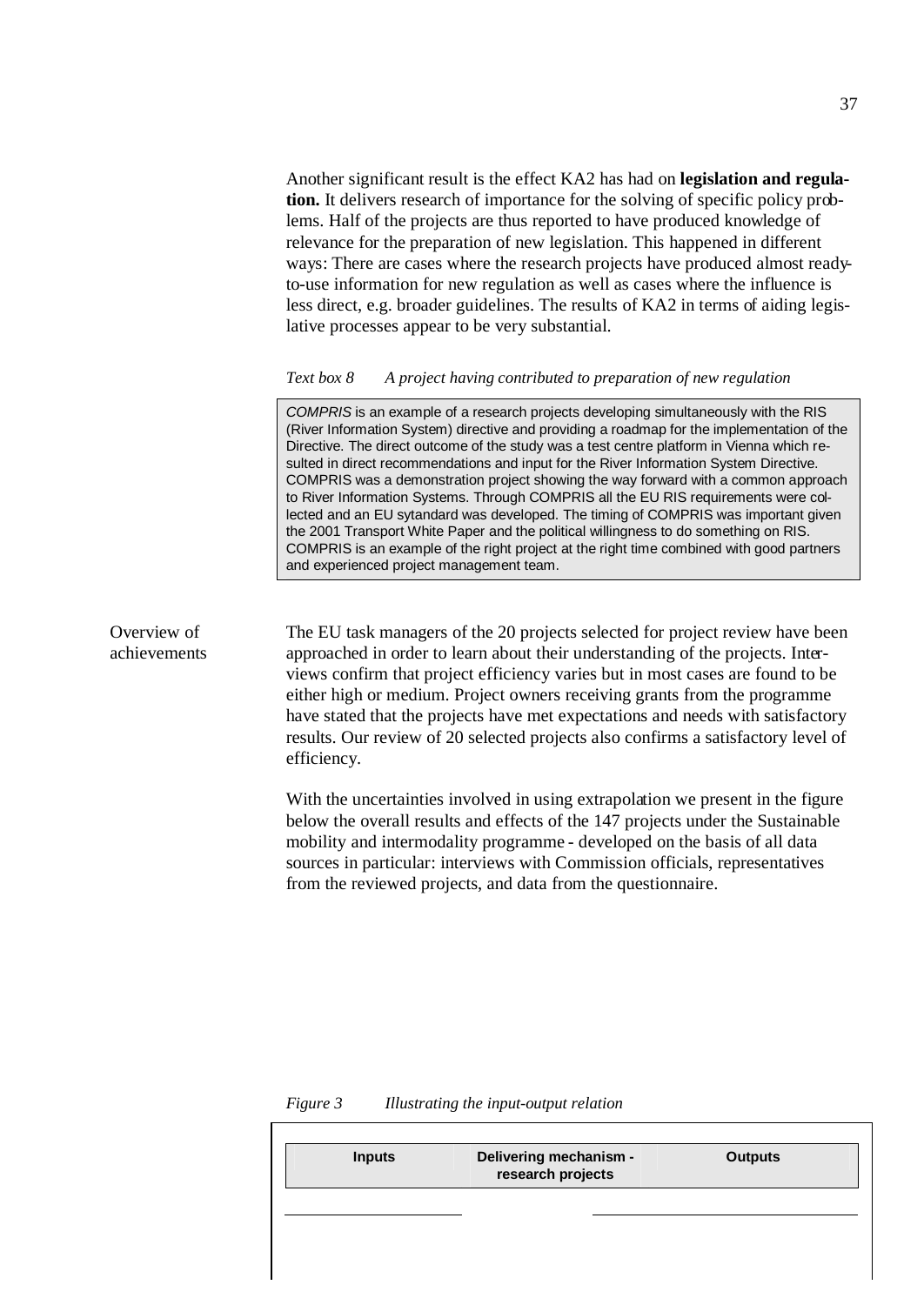Another significant result is the effect KA2 has had on **legislation and regulation.** It delivers research of importance for the solving of specific policy problems. Half of the projects are thus reported to have produced knowledge of relevance for the preparation of new legislation. This happened in different ways: There are cases where the research projects have produced almost ready-to-use information for new regulation as well as cases where the influence is less direct, e.g. broader guidelines. The results of KA2 in terms of aiding legislative processes appear to be very substantial.

*Text box 8 A project having contributed to preparation of new regulation*

> *COMPRIS* is an example of a research projects developing simultaneously with the RIS (River Information System) directive and providing a roadmap for the implementation of the Directive. The direct outcome of the study was a test centre platform in Vienna which resulted in direct recommendations and input for the River Information System Directive. COMPRIS was a demonstration project showing the way forward with a common approach to River Information Systems. Through COMPRIS all the EU RIS requirements were collected and an EU sytandard was developed. The timing of COMPRIS was important given the 2001 Transport White Paper and the political willingness to do something on RIS. COMPRIS is an example of the right project at the right time combined with good partners and experienced project management team.

**Overview of achievements**

The EU task managers of the 20 projects selected for project review have been approached in order to learn about their understanding of the projects. Interviews confirm that project efficiency varies but in most cases are found to be either high or medium. Project owners receiving grants from the programme have stated that the projects have met expectations and needs with satisfactory results. Our review of 20 selected projects also confirms a satisfactory level of efficiency.

With the uncertainties involved in using extrapolation we present in the figure below the overall results and effects of the 147 projects under the Sustainable mobility and intermodality programme - developed on the basis of all data sources in particular: interviews with Commission officials, representatives from the reviewed projects, and data from the questionnaire.

*Figure 3 Illustrating the input-output relation*

| Inputs | Delivering mechanism - research projects | Outputs |
|---|---|---|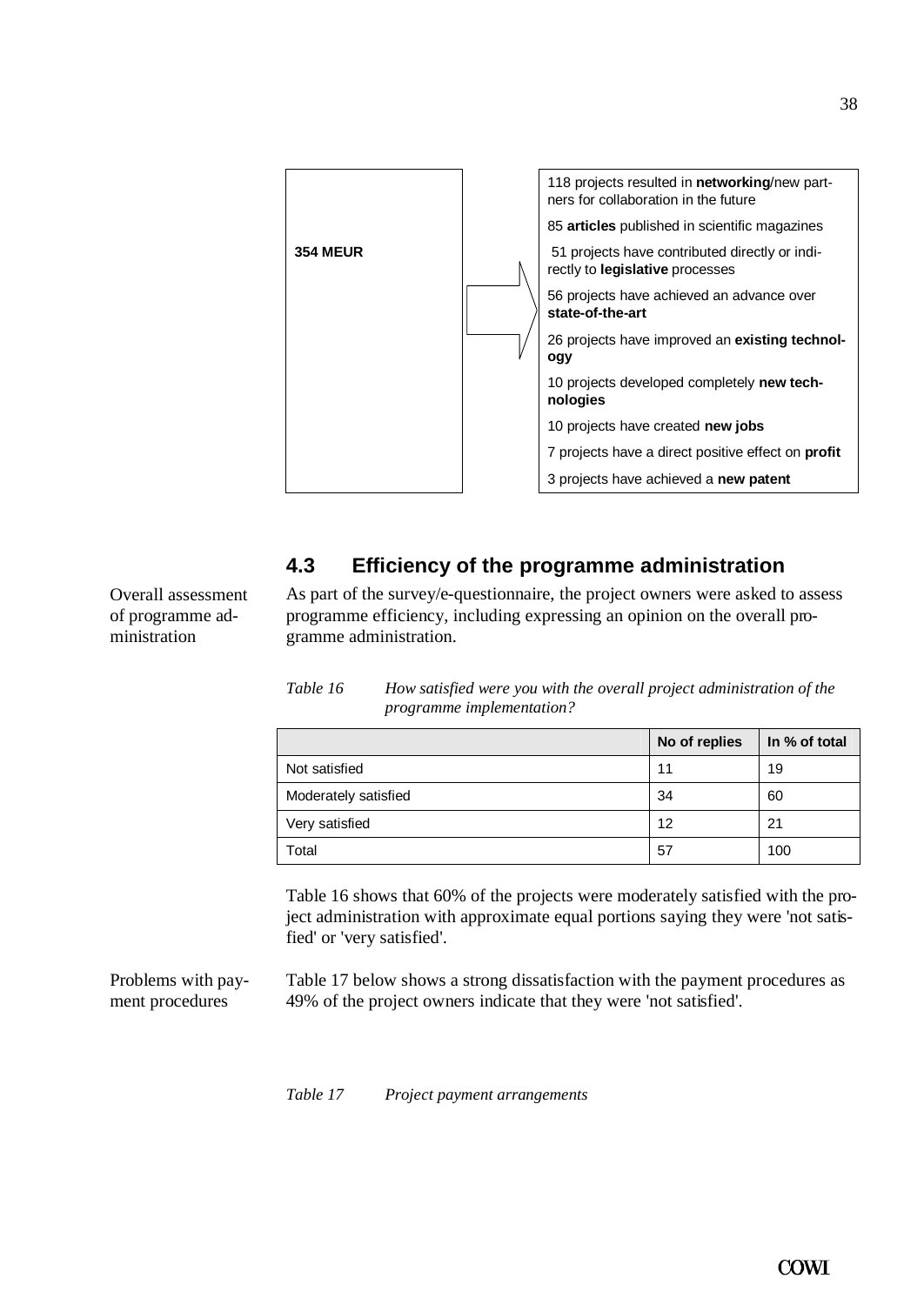| 354 MEUR | |
|---|---|
| | 118 projects resulted in **networking**/new partners for collaboration in the future |
| | 85 **articles** published in scientific magazines |
| | 51 projects have contributed directly or indirectly to **legislative** processes |
| | 56 projects have achieved an advance over **state-of-the-art** |
| | 26 projects have improved an **existing technology** |
| | 10 projects developed completely **new technologies** |
| | 10 projects have created **new jobs** |
| | 7 projects have a direct positive effect on **profit** |
| | 3 projects have achieved a **new patent** |

## 4.3 Efficiency of the programme administration

*Overall assessment of programme administration*

As part of the survey/e-questionnaire, the project owners were asked to assess programme efficiency, including expressing an opinion on the overall programme administration.

*Table 16 How satisfied were you with the overall project administration of the programme implementation?*

| | No of replies | In % of total |
|---|---|---|
| Not satisfied | 11 | 19 |
| Moderately satisfied | 34 | 60 |
| Very satisfied | 12 | 21 |
| Total | 57 | 100 |

Table 16 shows that 60% of the projects were moderately satisfied with the project administration with approximate equal portions saying they were 'not satisfied' or 'very satisfied'.

*Problems with payment procedures*

Table 17 below shows a strong dissatisfaction with the payment procedures as 49% of the project owners indicate that they were 'not satisfied'.

*Table 17 Project payment arrangements*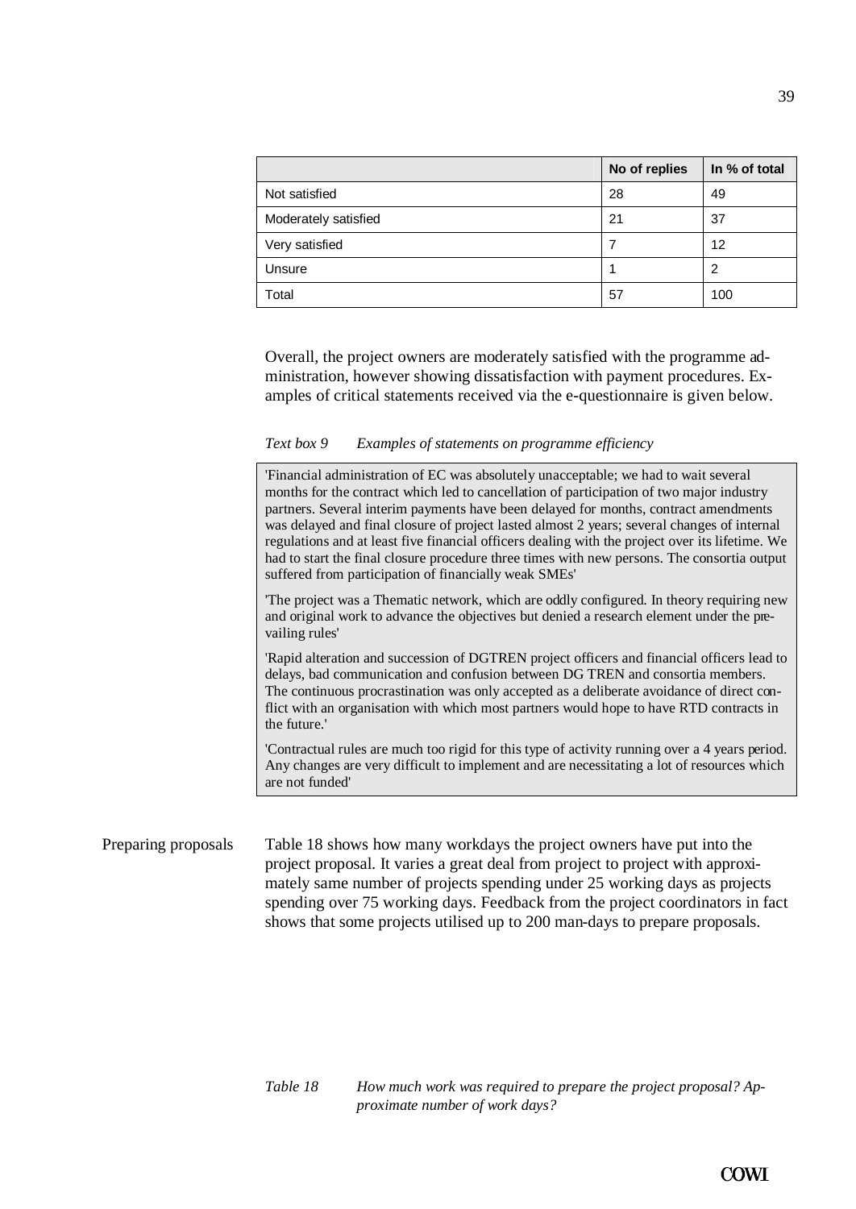| | No of replies | In % of total |
|---|---|---|
| Not satisfied | 28 | 49 |
| Moderately satisfied | 21 | 37 |
| Very satisfied | 7 | 12 |
| Unsure | 1 | 2 |
| Total | 57 | 100 |

Overall, the project owners are moderately satisfied with the programme administration, however showing dissatisfaction with payment procedures. Examples of critical statements received via the e-questionnaire is given below.

*Text box 9 Examples of statements on programme efficiency*

> 'Financial administration of EC was absolutely unacceptable; we had to wait several months for the contract which led to cancellation of participation of two major industry partners. Several interim payments have been delayed for months, contract amendments was delayed and final closure of project lasted almost 2 years; several changes of internal regulations and at least five financial officers dealing with the project over its lifetime. We had to start the final closure procedure three times with new persons. The consortia output suffered from participation of financially weak SMEs'
>
> 'The project was a Thematic network, which are oddly configured. In theory requiring new and original work to advance the objectives but denied a research element under the prevailing rules'
>
> 'Rapid alteration and succession of DGTREN project officers and financial officers lead to delays, bad communication and confusion between DG TREN and consortia members. The continuous procrastination was only accepted as a deliberate avoidance of direct conflict with an organisation with which most partners would hope to have RTD contracts in the future.'
>
> 'Contractual rules are much too rigid for this type of activity running over a 4 years period. Any changes are very difficult to implement and are necessitating a lot of resources which are not funded'

Preparing proposals

Table 18 shows how many workdays the project owners have put into the project proposal. It varies a great deal from project to project with approximately same number of projects spending under 25 working days as projects spending over 75 working days. Feedback from the project coordinators in fact shows that some projects utilised up to 200 man-days to prepare proposals.

*Table 18 How much work was required to prepare the project proposal? Approximate number of work days?*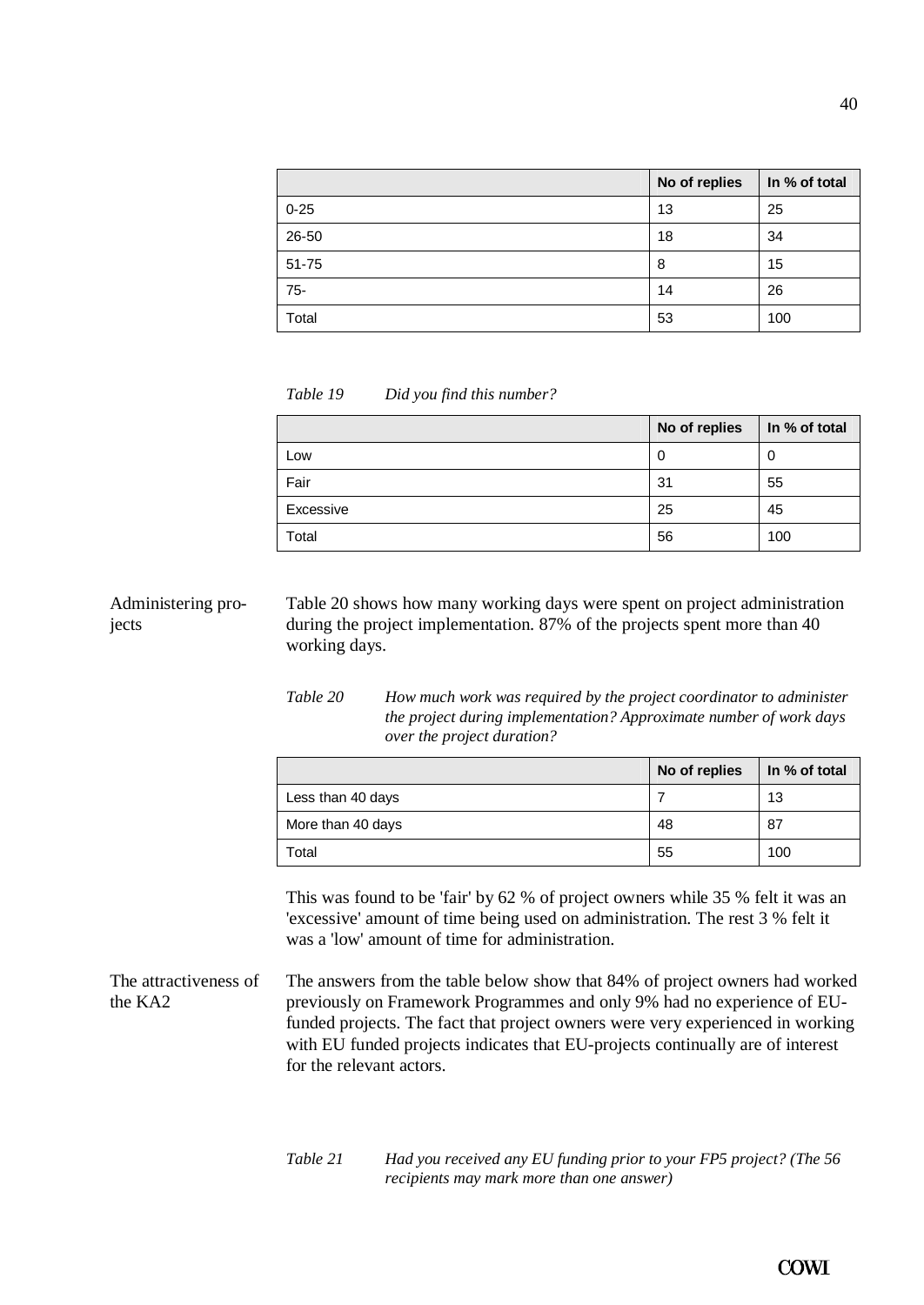| | No of replies | In % of total |
|---|---|---|
| 0-25 | 13 | 25 |
| 26-50 | 18 | 34 |
| 51-75 | 8 | 15 |
| 75- | 14 | 26 |
| Total | 53 | 100 |

*Table 19 Did you find this number?*

| | No of replies | In % of total |
|---|---|---|
| Low | 0 | 0 |
| Fair | 31 | 55 |
| Excessive | 25 | 45 |
| Total | 56 | 100 |

**Administering projects**

Table 20 shows how many working days were spent on project administration during the project implementation. 87% of the projects spent more than 40 working days.

*Table 20 How much work was required by the project coordinator to administer the project during implementation? Approximate number of work days over the project duration?*

| | No of replies | In % of total |
|---|---|---|
| Less than 40 days | 7 | 13 |
| More than 40 days | 48 | 87 |
| Total | 55 | 100 |

This was found to be 'fair' by 62 % of project owners while 35 % felt it was an 'excessive' amount of time being used on administration. The rest 3 % felt it was a 'low' amount of time for administration.

**The attractiveness of the KA2**

The answers from the table below show that 84% of project owners had worked previously on Framework Programmes and only 9% had no experience of EU-funded projects. The fact that project owners were very experienced in working with EU funded projects indicates that EU-projects continually are of interest for the relevant actors.

*Table 21 Had you received any EU funding prior to your FP5 project? (The 56 recipients may mark more than one answer)*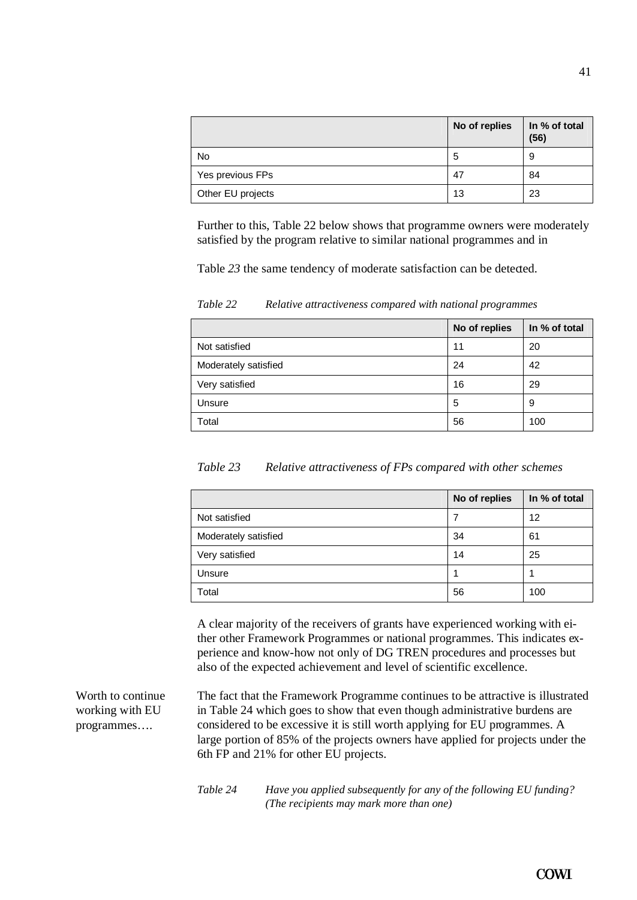|  | No of replies | In % of total (56) |
|---|---|---|
| No | 5 | 9 |
| Yes previous FPs | 47 | 84 |
| Other EU projects | 13 | 23 |

Further to this, Table 22 below shows that programme owners were moderately satisfied by the program relative to similar national programmes and in

Table *23* the same tendency of moderate satisfaction can be detected.

*Table 22 Relative attractiveness compared with national programmes*

|  | No of replies | In % of total |
|---|---|---|
| Not satisfied | 11 | 20 |
| Moderately satisfied | 24 | 42 |
| Very satisfied | 16 | 29 |
| Unsure | 5 | 9 |
| Total | 56 | 100 |

*Table 23 Relative attractiveness of FPs compared with other schemes*

|  | No of replies | In % of total |
|---|---|---|
| Not satisfied | 7 | 12 |
| Moderately satisfied | 34 | 61 |
| Very satisfied | 14 | 25 |
| Unsure | 1 | 1 |
| Total | 56 | 100 |

A clear majority of the receivers of grants have experienced working with either other Framework Programmes or national programmes. This indicates experience and know-how not only of DG TREN procedures and processes but also of the expected achievement and level of scientific excellence.

Worth to continue working with EU programmes….

The fact that the Framework Programme continues to be attractive is illustrated in Table 24 which goes to show that even though administrative burdens are considered to be excessive it is still worth applying for EU programmes. A large portion of 85% of the projects owners have applied for projects under the 6th FP and 21% for other EU projects.

*Table 24 Have you applied subsequently for any of the following EU funding? (The recipients may mark more than one)*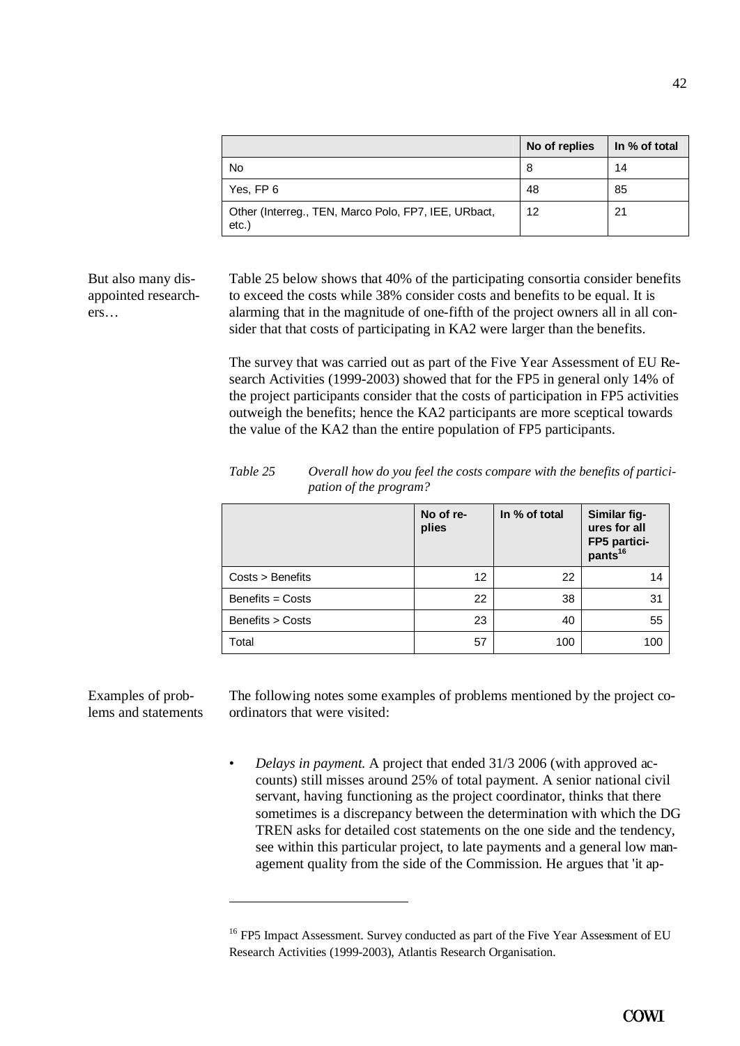|  | No of replies | In % of total |
|---|---|---|
| No | 8 | 14 |
| Yes, FP 6 | 48 | 85 |
| Other (Interreg., TEN, Marco Polo, FP7, IEE, URbact, etc.) | 12 | 21 |

But also many disappointed researchers…

Table 25 below shows that 40% of the participating consortia consider benefits to exceed the costs while 38% consider costs and benefits to be equal. It is alarming that in the magnitude of one-fifth of the project owners all in all consider that that costs of participating in KA2 were larger than the benefits.

The survey that was carried out as part of the Five Year Assessment of EU Research Activities (1999-2003) showed that for the FP5 in general only 14% of the project participants consider that the costs of participation in FP5 activities outweigh the benefits; hence the KA2 participants are more sceptical towards the value of the KA2 than the entire population of FP5 participants.

*Table 25 Overall how do you feel the costs compare with the benefits of participation of the program?*

|  | No of replies | In % of total | Similar figures for all FP5 participants[16] |
|---|---|---|---|
| Costs > Benefits | 12 | 22 | 14 |
| Benefits = Costs | 22 | 38 | 31 |
| Benefits > Costs | 23 | 40 | 55 |
| Total | 57 | 100 | 100 |

Examples of problems and statements

The following notes some examples of problems mentioned by the project coordinators that were visited:

- *Delays in payment.* A project that ended 31/3 2006 (with approved accounts) still misses around 25% of total payment. A senior national civil servant, having functioning as the project coordinator, thinks that there sometimes is a discrepancy between the determination with which the DG TREN asks for detailed cost statements on the one side and the tendency, see within this particular project, to late payments and a general low management quality from the side of the Commission. He argues that 'it ap-

[16] FP5 Impact Assessment. Survey conducted as part of the Five Year Assessment of EU Research Activities (1999-2003), Atlantis Research Organisation.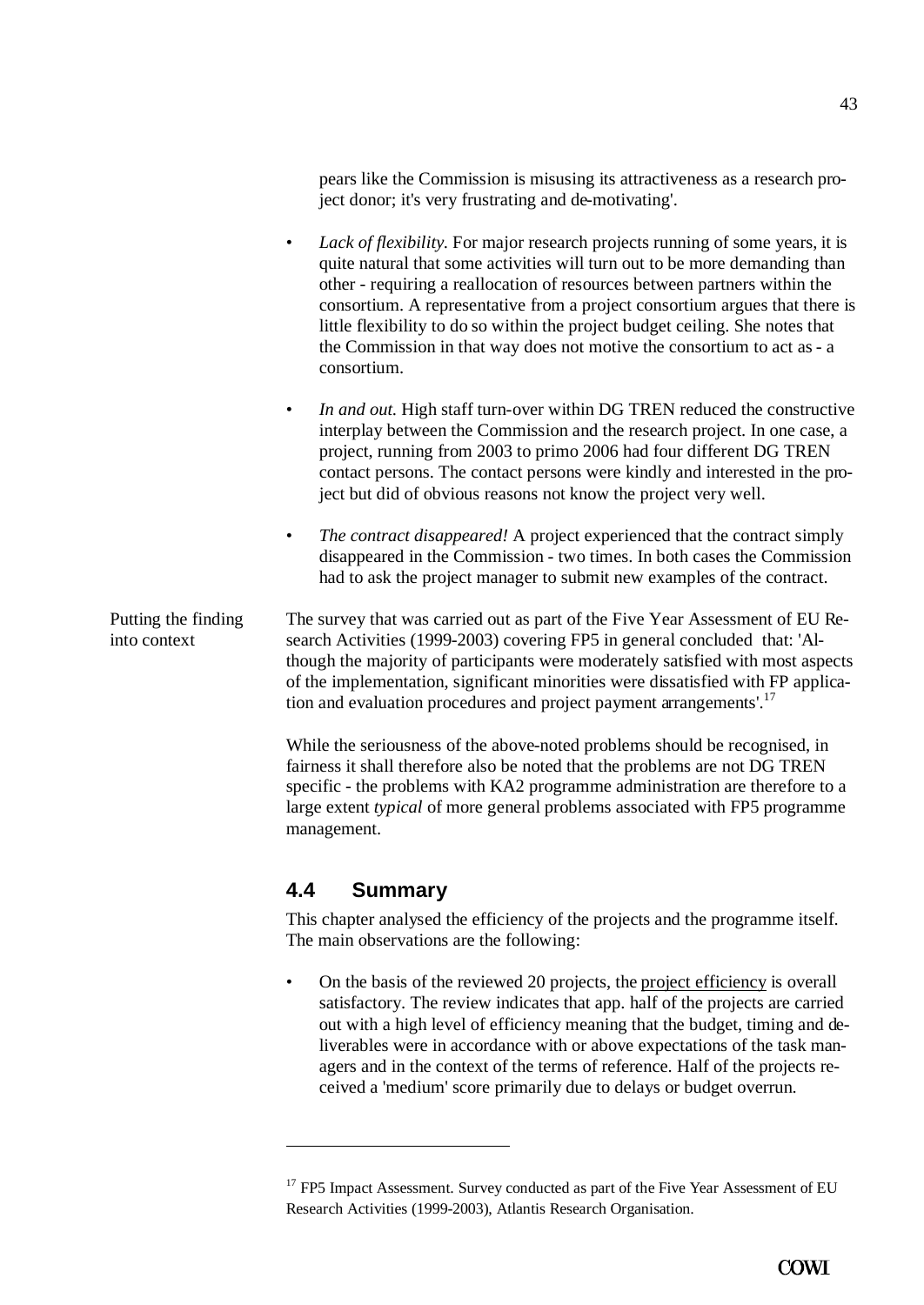pears like the Commission is misusing its attractiveness as a research project donor; it's very frustrating and de-motivating'.

- *Lack of flexibility.* For major research projects running of some years, it is quite natural that some activities will turn out to be more demanding than other - requiring a reallocation of resources between partners within the consortium. A representative from a project consortium argues that there is little flexibility to do so within the project budget ceiling. She notes that the Commission in that way does not motive the consortium to act as - a consortium.

- *In and out.* High staff turn-over within DG TREN reduced the constructive interplay between the Commission and the research project. In one case, a project, running from 2003 to primo 2006 had four different DG TREN contact persons. The contact persons were kindly and interested in the project but did of obvious reasons not know the project very well.

- *The contract disappeared!* A project experienced that the contract simply disappeared in the Commission - two times. In both cases the Commission had to ask the project manager to submit new examples of the contract.

Putting the finding into context

The survey that was carried out as part of the Five Year Assessment of EU Research Activities (1999-2003) covering FP5 in general concluded that: 'Although the majority of participants were moderately satisfied with most aspects of the implementation, significant minorities were dissatisfied with FP application and evaluation procedures and project payment arrangements'.[17]

While the seriousness of the above-noted problems should be recognised, in fairness it shall therefore also be noted that the problems are not DG TREN specific - the problems with KA2 programme administration are therefore to a large extent *typical* of more general problems associated with FP5 programme management.

## 4.4 Summary

This chapter analysed the efficiency of the projects and the programme itself. The main observations are the following:

- On the basis of the reviewed 20 projects, the project efficiency is overall satisfactory. The review indicates that app. half of the projects are carried out with a high level of efficiency meaning that the budget, timing and deliverables were in accordance with or above expectations of the task managers and in the context of the terms of reference. Half of the projects received a 'medium' score primarily due to delays or budget overrun.

---

[17] FP5 Impact Assessment. Survey conducted as part of the Five Year Assessment of EU Research Activities (1999-2003), Atlantis Research Organisation.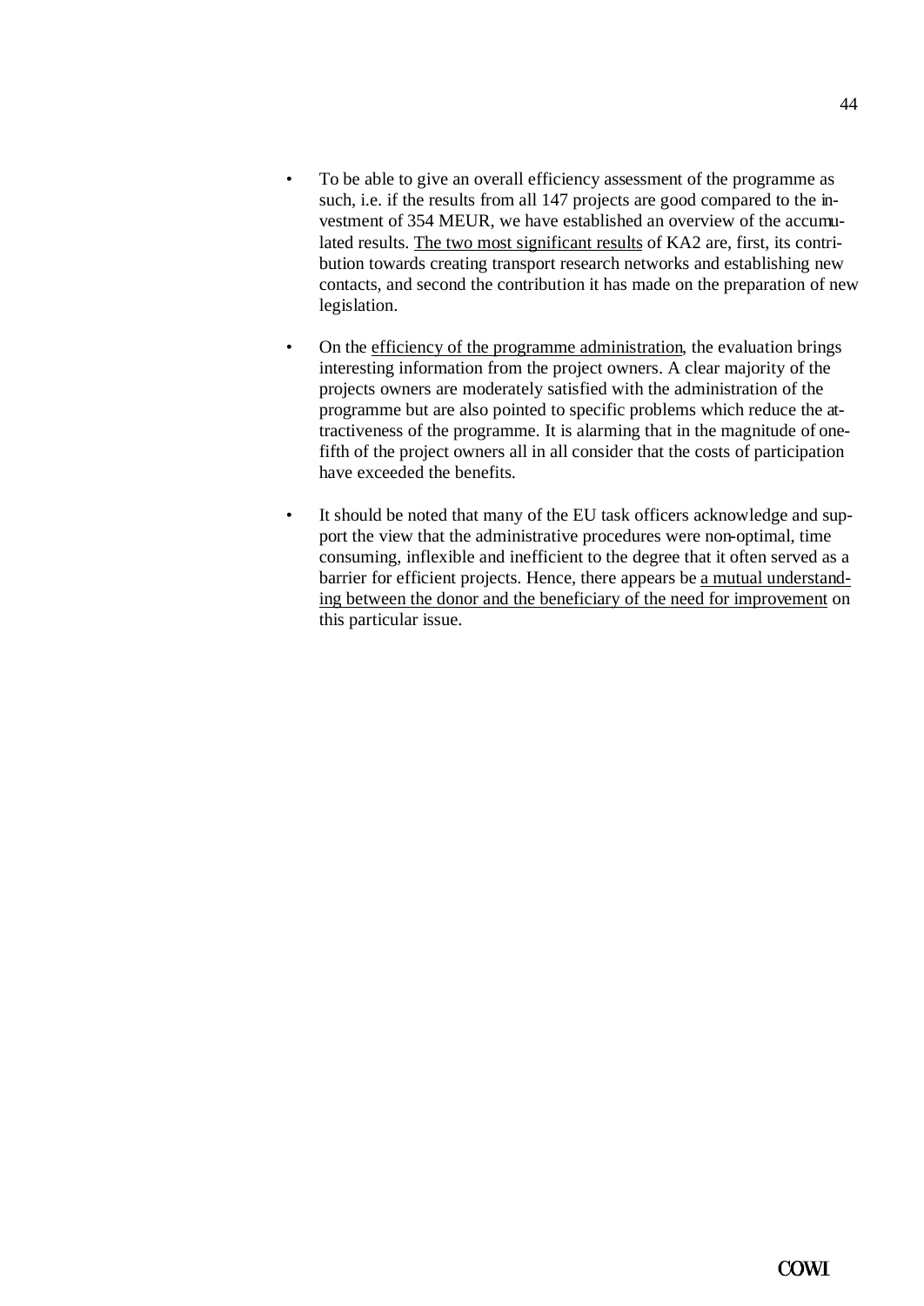- To be able to give an overall efficiency assessment of the programme as such, i.e. if the results from all 147 projects are good compared to the investment of 354 MEUR, we have established an overview of the accumulated results. The two most significant results of KA2 are, first, its contribution towards creating transport research networks and establishing new contacts, and second the contribution it has made on the preparation of new legislation.

- On the efficiency of the programme administration, the evaluation brings interesting information from the project owners. A clear majority of the projects owners are moderately satisfied with the administration of the programme but are also pointed to specific problems which reduce the attractiveness of the programme. It is alarming that in the magnitude of one-fifth of the project owners all in all consider that the costs of participation have exceeded the benefits.

- It should be noted that many of the EU task officers acknowledge and support the view that the administrative procedures were non-optimal, time consuming, inflexible and inefficient to the degree that it often served as a barrier for efficient projects. Hence, there appears be a mutual understanding between the donor and the beneficiary of the need for improvement on this particular issue.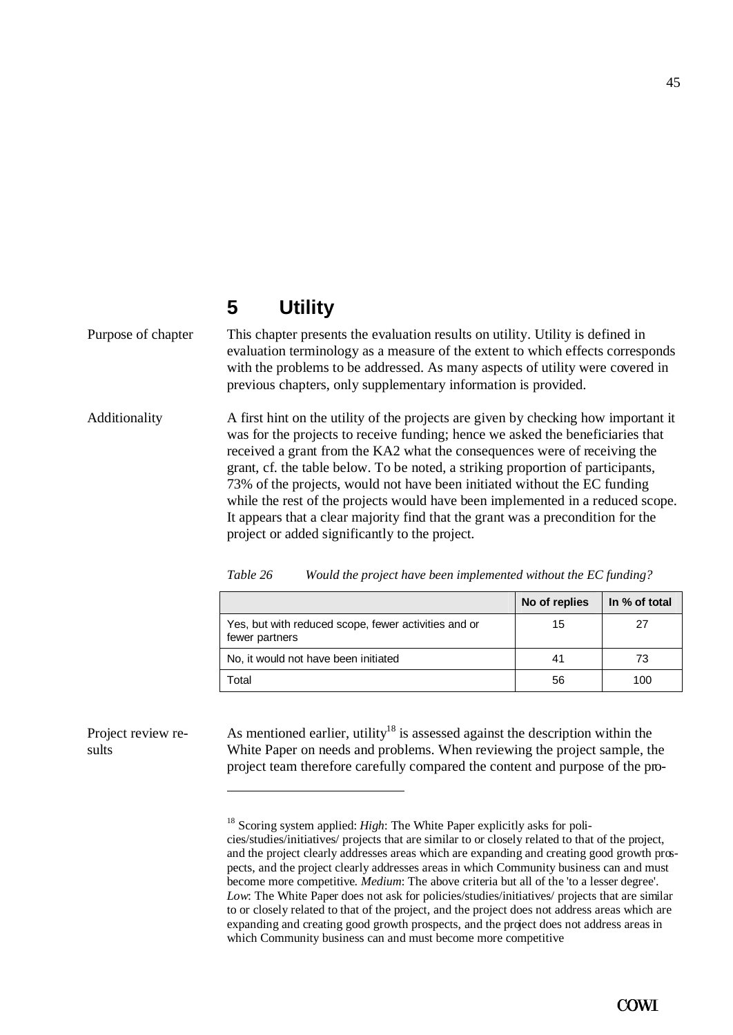# 5 Utility

Purpose of chapter

This chapter presents the evaluation results on utility. Utility is defined in evaluation terminology as a measure of the extent to which effects corresponds with the problems to be addressed. As many aspects of utility were covered in previous chapters, only supplementary information is provided.

Additionality

A first hint on the utility of the projects are given by checking how important it was for the projects to receive funding; hence we asked the beneficiaries that received a grant from the KA2 what the consequences were of receiving the grant, cf. the table below. To be noted, a striking proportion of participants, 73% of the projects, would not have been initiated without the EC funding while the rest of the projects would have been implemented in a reduced scope. It appears that a clear majority find that the grant was a precondition for the project or added significantly to the project.

*Table 26 Would the project have been implemented without the EC funding?*

| | No of replies | In % of total |
|---|---|---|
| Yes, but with reduced scope, fewer activities and or fewer partners | 15 | 27 |
| No, it would not have been initiated | 41 | 73 |
| Total | 56 | 100 |

Project review results

As mentioned earlier, utility[18] is assessed against the description within the White Paper on needs and problems. When reviewing the project sample, the project team therefore carefully compared the content and purpose of the pro-

[18] Scoring system applied: *High*: The White Paper explicitly asks for policies/studies/initiatives/ projects that are similar to or closely related to that of the project, and the project clearly addresses areas which are expanding and creating good growth prospects, and the project clearly addresses areas in which Community business can and must become more competitive. *Medium*: The above criteria but all of the 'to a lesser degree'. *Low*: The White Paper does not ask for policies/studies/initiatives/ projects that are similar to or closely related to that of the project, and the project does not address areas which are expanding and creating good growth prospects, and the project does not address areas in which Community business can and must become more competitive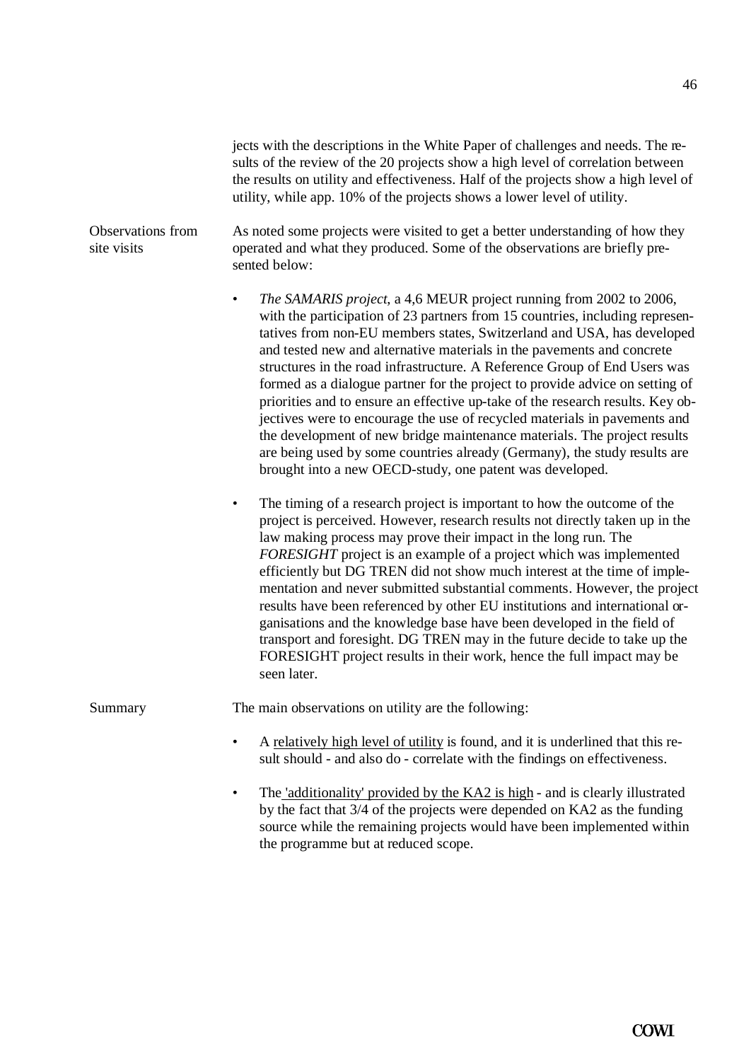jects with the descriptions in the White Paper of challenges and needs. The results of the review of the 20 projects show a high level of correlation between the results on utility and effectiveness. Half of the projects show a high level of utility, while app. 10% of the projects shows a lower level of utility.

**Observations from site visits**

As noted some projects were visited to get a better understanding of how they operated and what they produced. Some of the observations are briefly presented below:

- *The SAMARIS project*, a 4,6 MEUR project running from 2002 to 2006, with the participation of 23 partners from 15 countries, including representatives from non-EU members states, Switzerland and USA, has developed and tested new and alternative materials in the pavements and concrete structures in the road infrastructure. A Reference Group of End Users was formed as a dialogue partner for the project to provide advice on setting of priorities and to ensure an effective up-take of the research results. Key objectives were to encourage the use of recycled materials in pavements and the development of new bridge maintenance materials. The project results are being used by some countries already (Germany), the study results are brought into a new OECD-study, one patent was developed.

- The timing of a research project is important to how the outcome of the project is perceived. However, research results not directly taken up in the law making process may prove their impact in the long run. The *FORESIGHT* project is an example of a project which was implemented efficiently but DG TREN did not show much interest at the time of implementation and never submitted substantial comments. However, the project results have been referenced by other EU institutions and international organisations and the knowledge base have been developed in the field of transport and foresight. DG TREN may in the future decide to take up the FORESIGHT project results in their work, hence the full impact may be seen later.

**Summary**

The main observations on utility are the following:

- A <u>relatively high level of utility</u> is found, and it is underlined that this result should - and also do - correlate with the findings on effectiveness.

- The <u>'additionality' provided by the KA2 is high</u> - and is clearly illustrated by the fact that 3/4 of the projects were depended on KA2 as the funding source while the remaining projects would have been implemented within the programme but at reduced scope.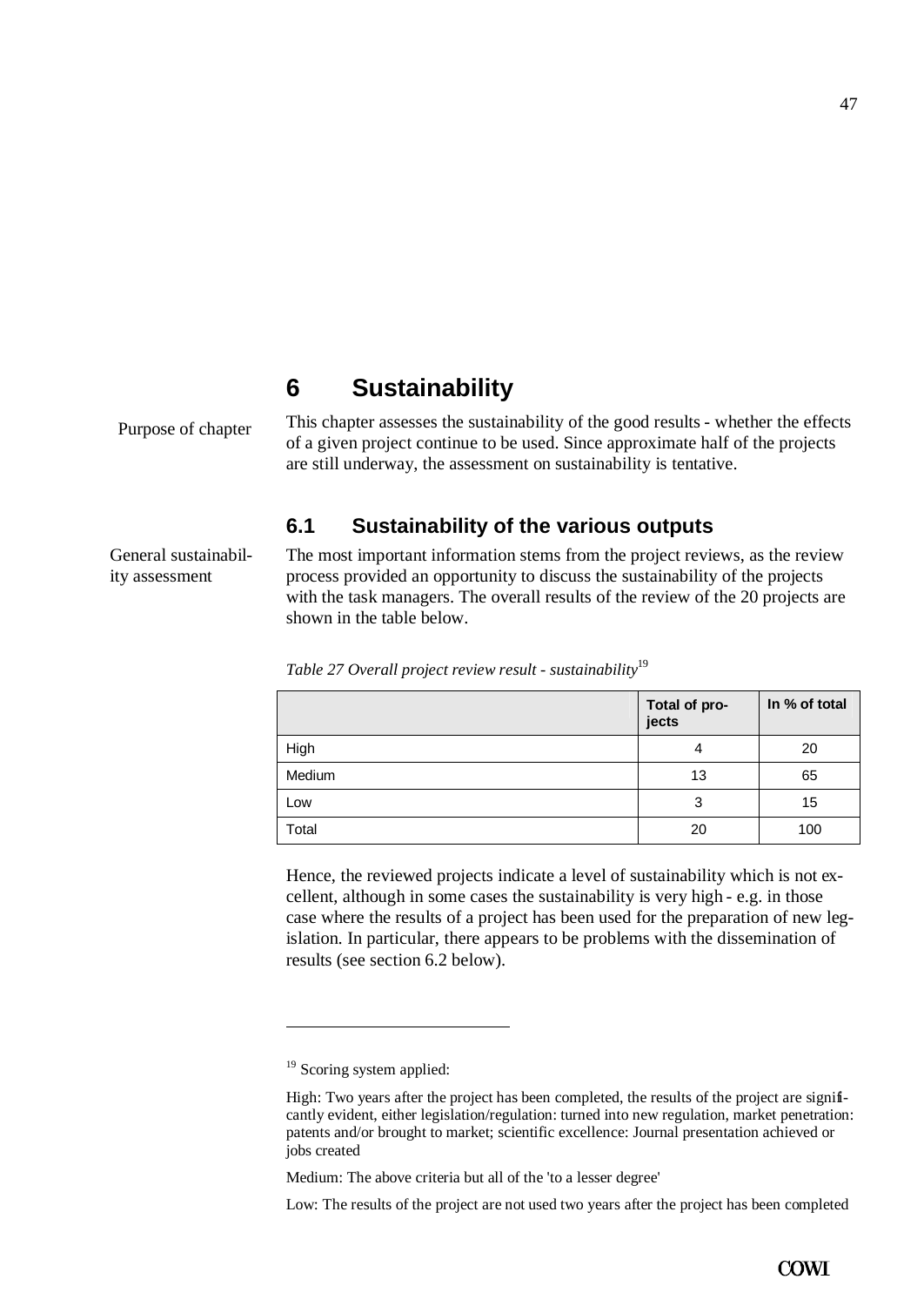# 6 Sustainability

Purpose of chapter

This chapter assesses the sustainability of the good results - whether the effects of a given project continue to be used. Since approximate half of the projects are still underway, the assessment on sustainability is tentative.

## 6.1 Sustainability of the various outputs

General sustainability assessment

The most important information stems from the project reviews, as the review process provided an opportunity to discuss the sustainability of the projects with the task managers. The overall results of the review of the 20 projects are shown in the table below.

*Table 27 Overall project review result - sustainability*[19]

| | Total of projects | In % of total |
|---|---|---|
| High | 4 | 20 |
| Medium | 13 | 65 |
| Low | 3 | 15 |
| Total | 20 | 100 |

Hence, the reviewed projects indicate a level of sustainability which is not excellent, although in some cases the sustainability is very high - e.g. in those case where the results of a project has been used for the preparation of new legislation. In particular, there appears to be problems with the dissemination of results (see section 6.2 below).

---

[19] Scoring system applied:

High: Two years after the project has been completed, the results of the project are significantly evident, either legislation/regulation: turned into new regulation, market penetration: patents and/or brought to market; scientific excellence: Journal presentation achieved or jobs created

Medium: The above criteria but all of the 'to a lesser degree'

Low: The results of the project are not used two years after the project has been completed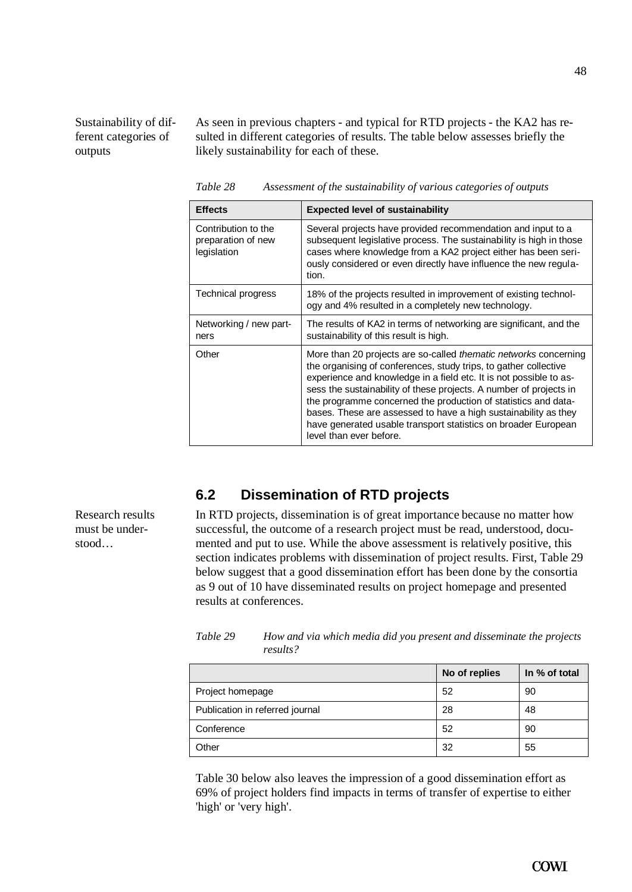Sustainability of different categories of outputs

As seen in previous chapters - and typical for RTD projects - the KA2 has resulted in different categories of results. The table below assesses briefly the likely sustainability for each of these.

*Table 28 Assessment of the sustainability of various categories of outputs*

| Effects | Expected level of sustainability |
|---|---|
| Contribution to the preparation of new legislation | Several projects have provided recommendation and input to a subsequent legislative process. The sustainability is high in those cases where knowledge from a KA2 project either has been seriously considered or even directly have influence the new regulation. |
| Technical progress | 18% of the projects resulted in improvement of existing technology and 4% resulted in a completely new technology. |
| Networking / new partners | The results of KA2 in terms of networking are significant, and the sustainability of this result is high. |
| Other | More than 20 projects are so-called *thematic networks* concerning the organising of conferences, study trips, to gather collective experience and knowledge in a field etc. It is not possible to assess the sustainability of these projects. A number of projects in the programme concerned the production of statistics and databases. These are assessed to have a high sustainability as they have generated usable transport statistics on broader European level than ever before. |

## 6.2 Dissemination of RTD projects

Research results must be understood…

In RTD projects, dissemination is of great importance because no matter how successful, the outcome of a research project must be read, understood, documented and put to use. While the above assessment is relatively positive, this section indicates problems with dissemination of project results. First, Table 29 below suggest that a good dissemination effort has been done by the consortia as 9 out of 10 have disseminated results on project homepage and presented results at conferences.

*Table 29 How and via which media did you present and disseminate the projects results?*

| | No of replies | In % of total |
|---|---|---|
| Project homepage | 52 | 90 |
| Publication in referred journal | 28 | 48 |
| Conference | 52 | 90 |
| Other | 32 | 55 |

Table 30 below also leaves the impression of a good dissemination effort as 69% of project holders find impacts in terms of transfer of expertise to either 'high' or 'very high'.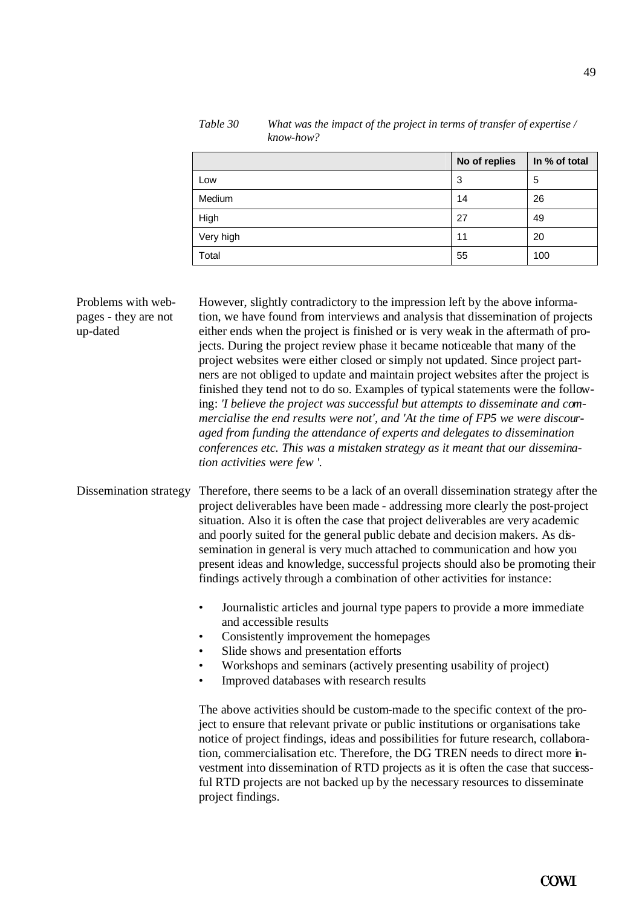*Table 30 What was the impact of the project in terms of transfer of expertise / know-how?*

| | No of replies | In % of total |
|---|---|---|
| Low | 3 | 5 |
| Medium | 14 | 26 |
| High | 27 | 49 |
| Very high | 11 | 20 |
| Total | 55 | 100 |

**Problems with web-pages - they are not up-dated**

However, slightly contradictory to the impression left by the above information, we have found from interviews and analysis that dissemination of projects either ends when the project is finished or is very weak in the aftermath of projects. During the project review phase it became noticeable that many of the project websites were either closed or simply not updated. Since project partners are not obliged to update and maintain project websites after the project is finished they tend not to do so. Examples of typical statements were the following: *'I believe the project was successful but attempts to disseminate and commercialise the end results were not', and 'At the time of FP5 we were discouraged from funding the attendance of experts and delegates to dissemination conferences etc. This was a mistaken strategy as it meant that our dissemination activities were few '.*

**Dissemination strategy**

Therefore, there seems to be a lack of an overall dissemination strategy after the project deliverables have been made - addressing more clearly the post-project situation. Also it is often the case that project deliverables are very academic and poorly suited for the general public debate and decision makers. As dissemination in general is very much attached to communication and how you present ideas and knowledge, successful projects should also be promoting their findings actively through a combination of other activities for instance:

- Journalistic articles and journal type papers to provide a more immediate and accessible results
- Consistently improvement the homepages
- Slide shows and presentation efforts
- Workshops and seminars (actively presenting usability of project)
- Improved databases with research results

The above activities should be custom-made to the specific context of the project to ensure that relevant private or public institutions or organisations take notice of project findings, ideas and possibilities for future research, collaboration, commercialisation etc. Therefore, the DG TREN needs to direct more investment into dissemination of RTD projects as it is often the case that successful RTD projects are not backed up by the necessary resources to disseminate project findings.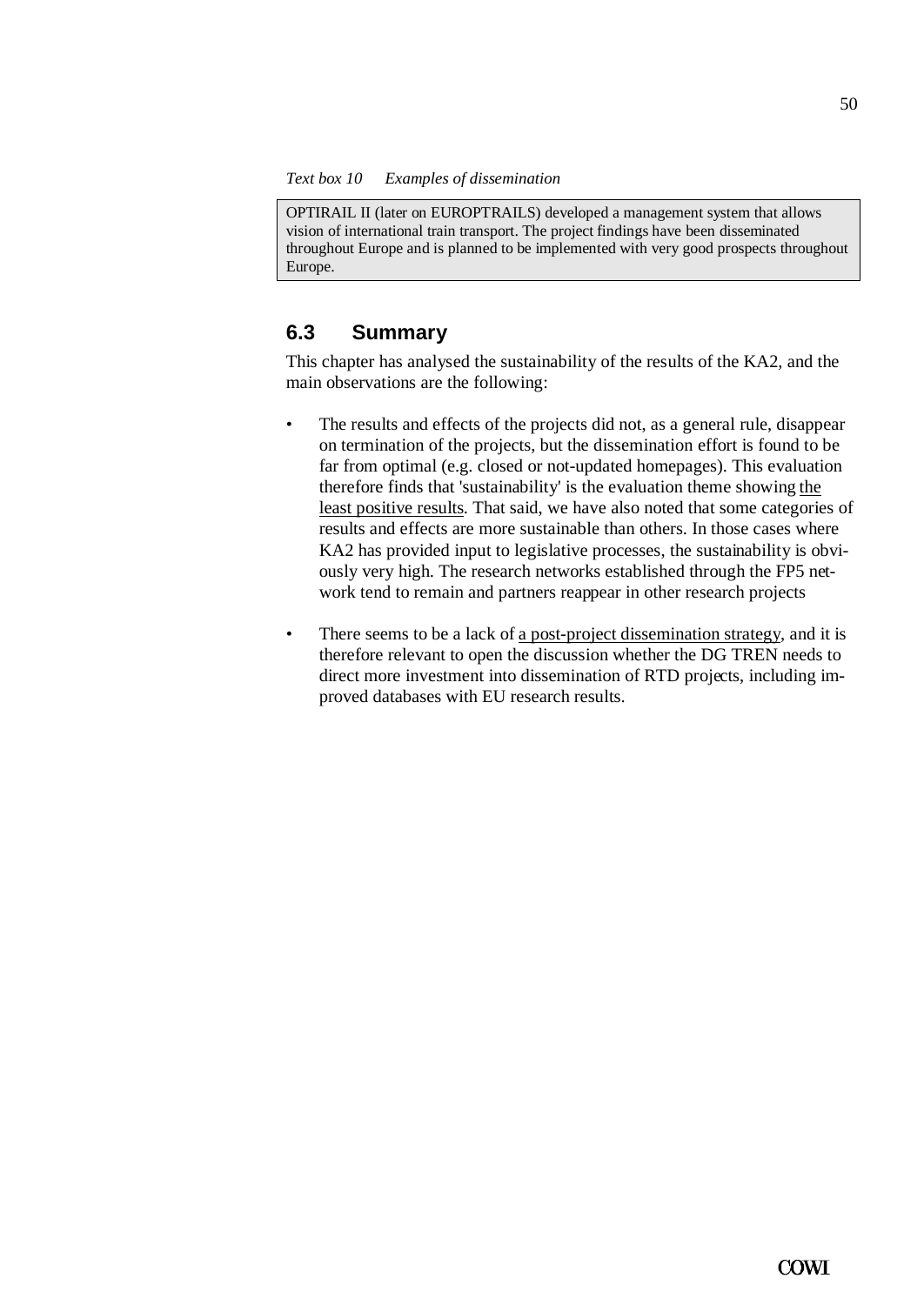*Text box 10 Examples of dissemination*

> OPTIRAIL II (later on EUROPTRAILS) developed a management system that allows vision of international train transport. The project findings have been disseminated throughout Europe and is planned to be implemented with very good prospects throughout Europe.

## 6.3 Summary

This chapter has analysed the sustainability of the results of the KA2, and the main observations are the following:

- The results and effects of the projects did not, as a general rule, disappear on termination of the projects, but the dissemination effort is found to be far from optimal (e.g. closed or not-updated homepages). This evaluation therefore finds that 'sustainability' is the evaluation theme showing <u>the least positive results</u>. That said, we have also noted that some categories of results and effects are more sustainable than others. In those cases where KA2 has provided input to legislative processes, the sustainability is obviously very high. The research networks established through the FP5 network tend to remain and partners reappear in other research projects

- There seems to be a lack of <u>a post-project dissemination strategy</u>, and it is therefore relevant to open the discussion whether the DG TREN needs to direct more investment into dissemination of RTD projects, including improved databases with EU research results.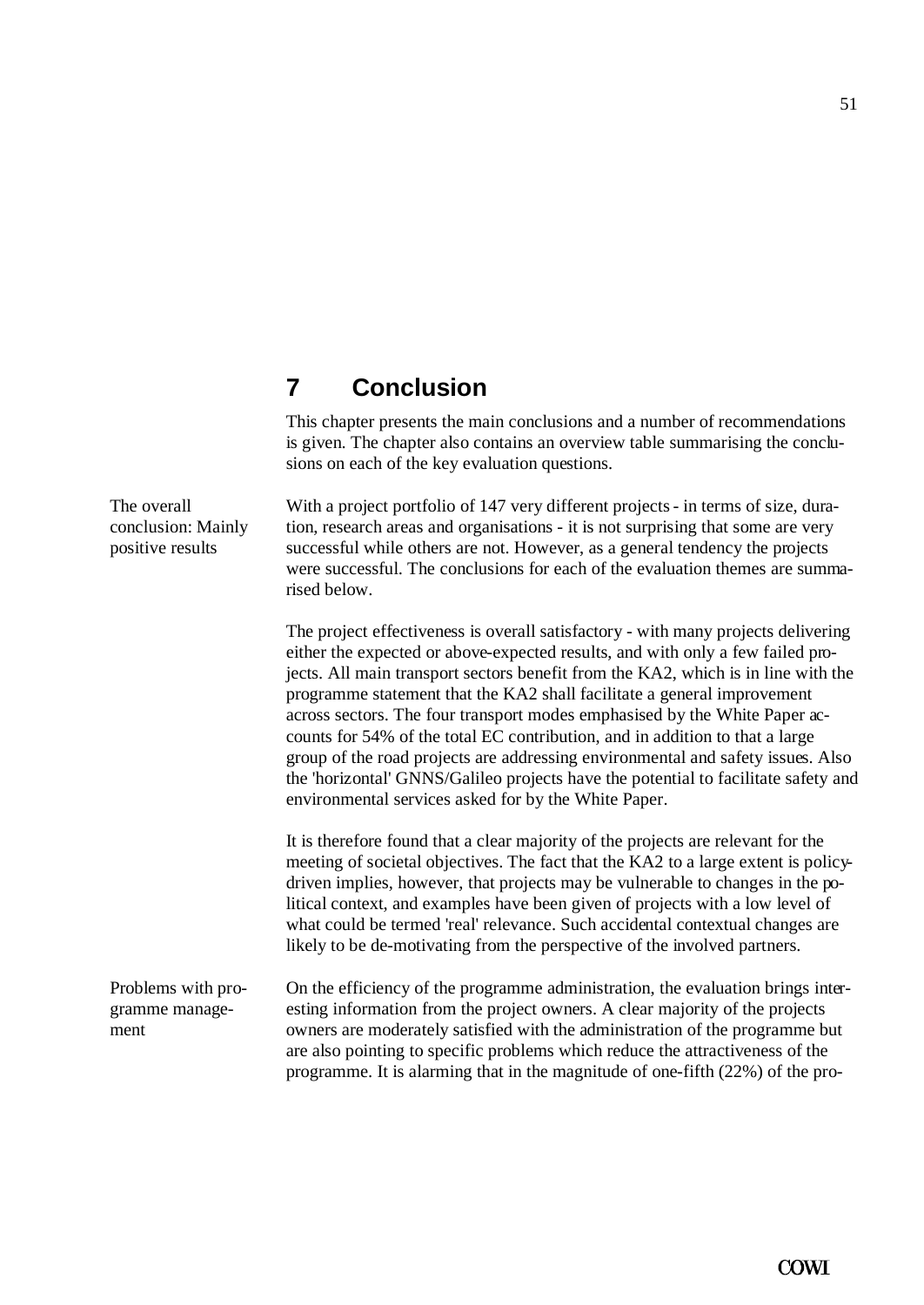# 7 Conclusion

This chapter presents the main conclusions and a number of recommendations is given. The chapter also contains an overview table summarising the conclusions on each of the key evaluation questions.

**The overall conclusion: Mainly positive results**

With a project portfolio of 147 very different projects - in terms of size, duration, research areas and organisations - it is not surprising that some are very successful while others are not. However, as a general tendency the projects were successful. The conclusions for each of the evaluation themes are summarised below.

The project effectiveness is overall satisfactory - with many projects delivering either the expected or above-expected results, and with only a few failed projects. All main transport sectors benefit from the KA2, which is in line with the programme statement that the KA2 shall facilitate a general improvement across sectors. The four transport modes emphasised by the White Paper accounts for 54% of the total EC contribution, and in addition to that a large group of the road projects are addressing environmental and safety issues. Also the 'horizontal' GNNS/Galileo projects have the potential to facilitate safety and environmental services asked for by the White Paper.

It is therefore found that a clear majority of the projects are relevant for the meeting of societal objectives. The fact that the KA2 to a large extent is policy-driven implies, however, that projects may be vulnerable to changes in the political context, and examples have been given of projects with a low level of what could be termed 'real' relevance. Such accidental contextual changes are likely to be de-motivating from the perspective of the involved partners.

**Problems with programme management**

On the efficiency of the programme administration, the evaluation brings interesting information from the project owners. A clear majority of the projects owners are moderately satisfied with the administration of the programme but are also pointing to specific problems which reduce the attractiveness of the programme. It is alarming that in the magnitude of one-fifth (22%) of the pro-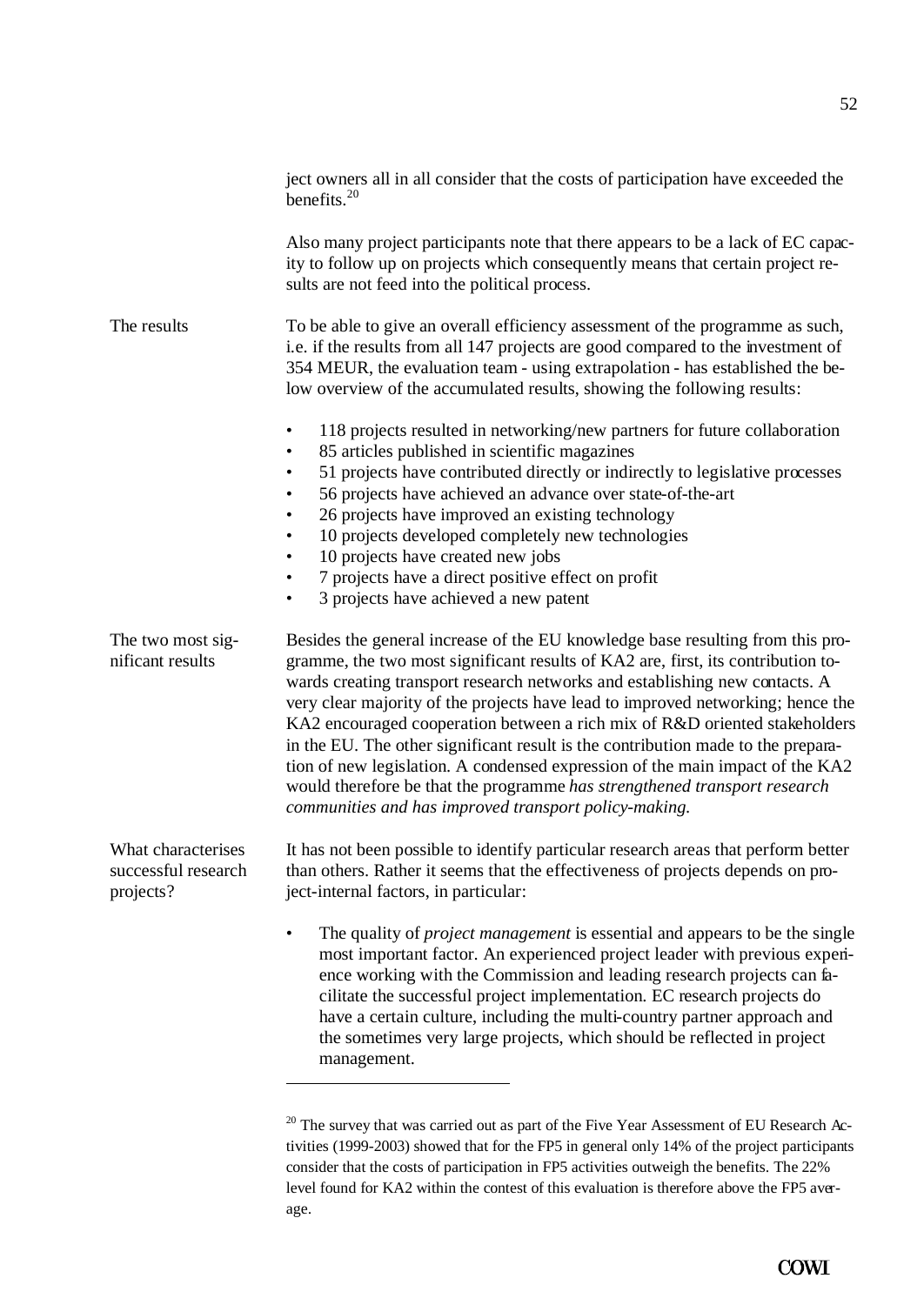ject owners all in all consider that the costs of participation have exceeded the benefits.[20]

Also many project participants note that there appears to be a lack of EC capacity to follow up on projects which consequently means that certain project results are not feed into the political process.

**The results**

To be able to give an overall efficiency assessment of the programme as such, i.e. if the results from all 147 projects are good compared to the investment of 354 MEUR, the evaluation team - using extrapolation - has established the below overview of the accumulated results, showing the following results:

- 118 projects resulted in networking/new partners for future collaboration
- 85 articles published in scientific magazines
- 51 projects have contributed directly or indirectly to legislative processes
- 56 projects have achieved an advance over state-of-the-art
- 26 projects have improved an existing technology
- 10 projects developed completely new technologies
- 10 projects have created new jobs
- 7 projects have a direct positive effect on profit
- 3 projects have achieved a new patent

**The two most significant results**

Besides the general increase of the EU knowledge base resulting from this programme, the two most significant results of KA2 are, first, its contribution towards creating transport research networks and establishing new contacts. A very clear majority of the projects have lead to improved networking; hence the KA2 encouraged cooperation between a rich mix of R&D oriented stakeholders in the EU. The other significant result is the contribution made to the preparation of new legislation. A condensed expression of the main impact of the KA2 would therefore be that the programme *has strengthened transport research communities and has improved transport policy-making.*

**What characterises successful research projects?**

It has not been possible to identify particular research areas that perform better than others. Rather it seems that the effectiveness of projects depends on project-internal factors, in particular:

- The quality of *project management* is essential and appears to be the single most important factor. An experienced project leader with previous experience working with the Commission and leading research projects can facilitate the successful project implementation. EC research projects do have a certain culture, including the multi-country partner approach and the sometimes very large projects, which should be reflected in project management.

---

[20] The survey that was carried out as part of the Five Year Assessment of EU Research Activities (1999-2003) showed that for the FP5 in general only 14% of the project participants consider that the costs of participation in FP5 activities outweigh the benefits. The 22% level found for KA2 within the contest of this evaluation is therefore above the FP5 average.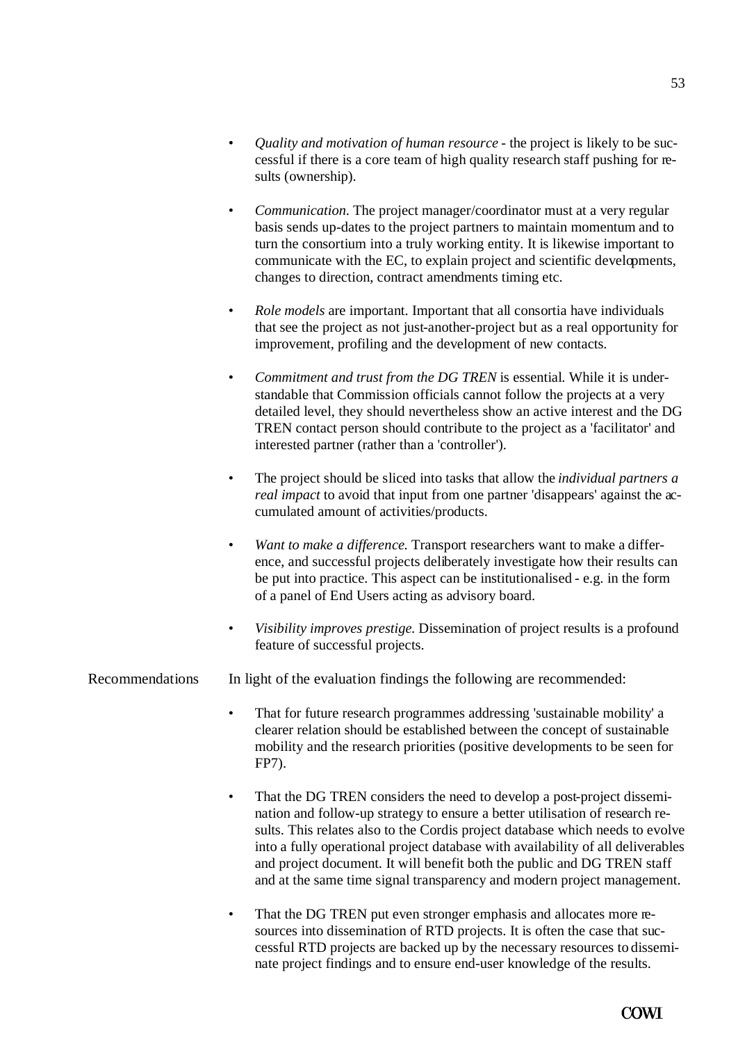- *Quality and motivation of human resource* - the project is likely to be successful if there is a core team of high quality research staff pushing for results (ownership).

- *Communication.* The project manager/coordinator must at a very regular basis sends up-dates to the project partners to maintain momentum and to turn the consortium into a truly working entity. It is likewise important to communicate with the EC, to explain project and scientific developments, changes to direction, contract amendments timing etc.

- *Role models* are important. Important that all consortia have individuals that see the project as not just-another-project but as a real opportunity for improvement, profiling and the development of new contacts.

- *Commitment and trust from the DG TREN* is essential. While it is understandable that Commission officials cannot follow the projects at a very detailed level, they should nevertheless show an active interest and the DG TREN contact person should contribute to the project as a 'facilitator' and interested partner (rather than a 'controller').

- The project should be sliced into tasks that allow the *individual partners a real impact* to avoid that input from one partner 'disappears' against the accumulated amount of activities/products.

- *Want to make a difference.* Transport researchers want to make a difference, and successful projects deliberately investigate how their results can be put into practice. This aspect can be institutionalised - e.g. in the form of a panel of End Users acting as advisory board.

- *Visibility improves prestige.* Dissemination of project results is a profound feature of successful projects.

Recommendations

In light of the evaluation findings the following are recommended:

- That for future research programmes addressing 'sustainable mobility' a clearer relation should be established between the concept of sustainable mobility and the research priorities (positive developments to be seen for FP7).

- That the DG TREN considers the need to develop a post-project dissemination and follow-up strategy to ensure a better utilisation of research results. This relates also to the Cordis project database which needs to evolve into a fully operational project database with availability of all deliverables and project document. It will benefit both the public and DG TREN staff and at the same time signal transparency and modern project management.

- That the DG TREN put even stronger emphasis and allocates more resources into dissemination of RTD projects. It is often the case that successful RTD projects are backed up by the necessary resources to disseminate project findings and to ensure end-user knowledge of the results.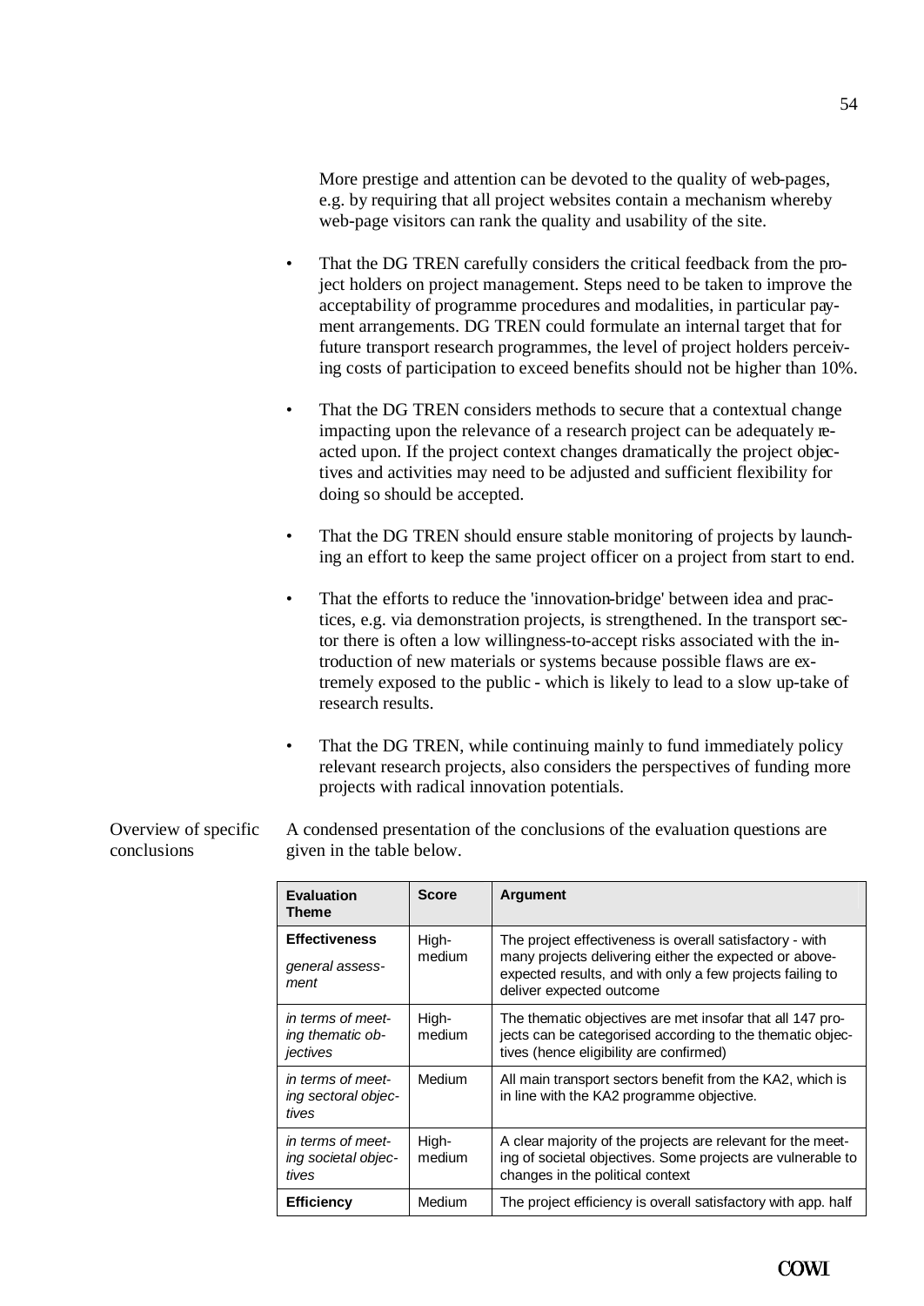More prestige and attention can be devoted to the quality of web-pages, e.g. by requiring that all project websites contain a mechanism whereby web-page visitors can rank the quality and usability of the site.

- That the DG TREN carefully considers the critical feedback from the project holders on project management. Steps need to be taken to improve the acceptability of programme procedures and modalities, in particular payment arrangements. DG TREN could formulate an internal target that for future transport research programmes, the level of project holders perceiving costs of participation to exceed benefits should not be higher than 10%.

- That the DG TREN considers methods to secure that a contextual change impacting upon the relevance of a research project can be adequately reacted upon. If the project context changes dramatically the project objectives and activities may need to be adjusted and sufficient flexibility for doing so should be accepted.

- That the DG TREN should ensure stable monitoring of projects by launching an effort to keep the same project officer on a project from start to end.

- That the efforts to reduce the 'innovation-bridge' between idea and practices, e.g. via demonstration projects, is strengthened. In the transport sector there is often a low willingness-to-accept risks associated with the introduction of new materials or systems because possible flaws are extremely exposed to the public - which is likely to lead to a slow up-take of research results.

- That the DG TREN, while continuing mainly to fund immediately policy relevant research projects, also considers the perspectives of funding more projects with radical innovation potentials.

**Overview of specific conclusions**

A condensed presentation of the conclusions of the evaluation questions are given in the table below.

| Evaluation Theme | Score | Argument |
|---|---|---|
| **Effectiveness** *general assessment* | High-medium | The project effectiveness is overall satisfactory - with many projects delivering either the expected or above-expected results, and with only a few projects failing to deliver expected outcome |
| *in terms of meeting thematic objectives* | High-medium | The thematic objectives are met insofar that all 147 projects can be categorised according to the thematic objectives (hence eligibility are confirmed) |
| *in terms of meeting sectoral objectives* | Medium | All main transport sectors benefit from the KA2, which is in line with the KA2 programme objective. |
| *in terms of meeting societal objectives* | High-medium | A clear majority of the projects are relevant for the meeting of societal objectives. Some projects are vulnerable to changes in the political context |
| **Efficiency** | Medium | The project efficiency is overall satisfactory with app. half |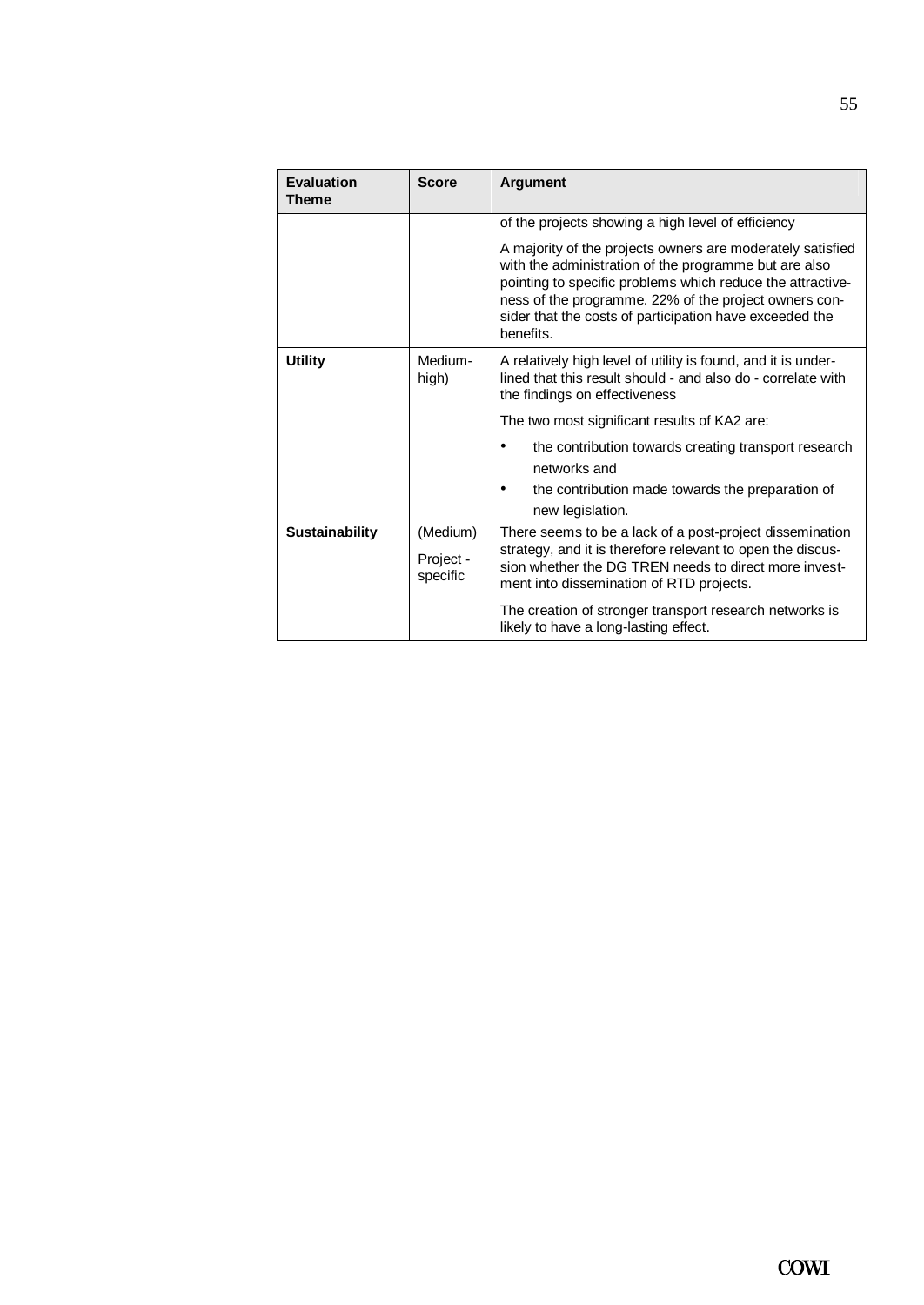| Evaluation Theme | Score | Argument |
|---|---|---|
| | | of the projects showing a high level of efficiency<br><br>A majority of the projects owners are moderately satisfied with the administration of the programme but are also pointing to specific problems which reduce the attractiveness of the programme. 22% of the project owners consider that the costs of participation have exceeded the benefits. |
| **Utility** | Medium-high) | A relatively high level of utility is found, and it is underlined that this result should - and also do - correlate with the findings on effectiveness<br><br>The two most significant results of KA2 are:<br>• the contribution towards creating transport research networks and<br>• the contribution made towards the preparation of new legislation. |
| **Sustainability** | (Medium)<br><br>Project - specific | There seems to be a lack of a post-project dissemination strategy, and it is therefore relevant to open the discussion whether the DG TREN needs to direct more investment into dissemination of RTD projects.<br><br>The creation of stronger transport research networks is likely to have a long-lasting effect. |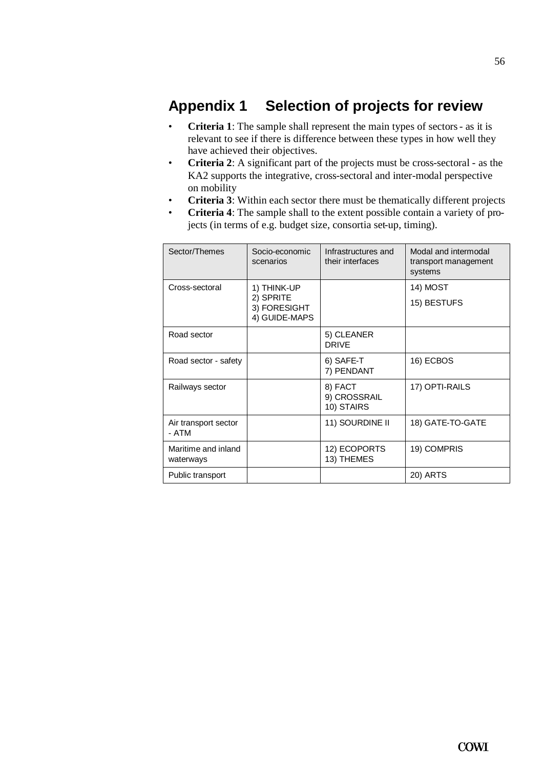# Appendix 1 Selection of projects for review

- **Criteria 1**: The sample shall represent the main types of sectors - as it is relevant to see if there is difference between these types in how well they have achieved their objectives.
- **Criteria 2**: A significant part of the projects must be cross-sectoral - as the KA2 supports the integrative, cross-sectoral and inter-modal perspective on mobility
- **Criteria 3**: Within each sector there must be thematically different projects
- **Criteria 4**: The sample shall to the extent possible contain a variety of projects (in terms of e.g. budget size, consortia set-up, timing).

| Sector/Themes | Socio-economic scenarios | Infrastructures and their interfaces | Modal and intermodal transport management systems |
|---|---|---|---|
| Cross-sectoral | 1) THINK-UP<br>2) SPRITE<br>3) FORESIGHT<br>4) GUIDE-MAPS | | 14) MOST<br>15) BESTUFS |
| Road sector | | 5) CLEANER DRIVE | |
| Road sector - safety | | 6) SAFE-T<br>7) PENDANT | 16) ECBOS |
| Railways sector | | 8) FACT<br>9) CROSSRAIL<br>10) STAIRS | 17) OPTI-RAILS |
| Air transport sector - ATM | | 11) SOURDINE II | 18) GATE-TO-GATE |
| Maritime and inland waterways | | 12) ECOPORTS<br>13) THEMES | 19) COMPRIS |
| Public transport | | | 20) ARTS |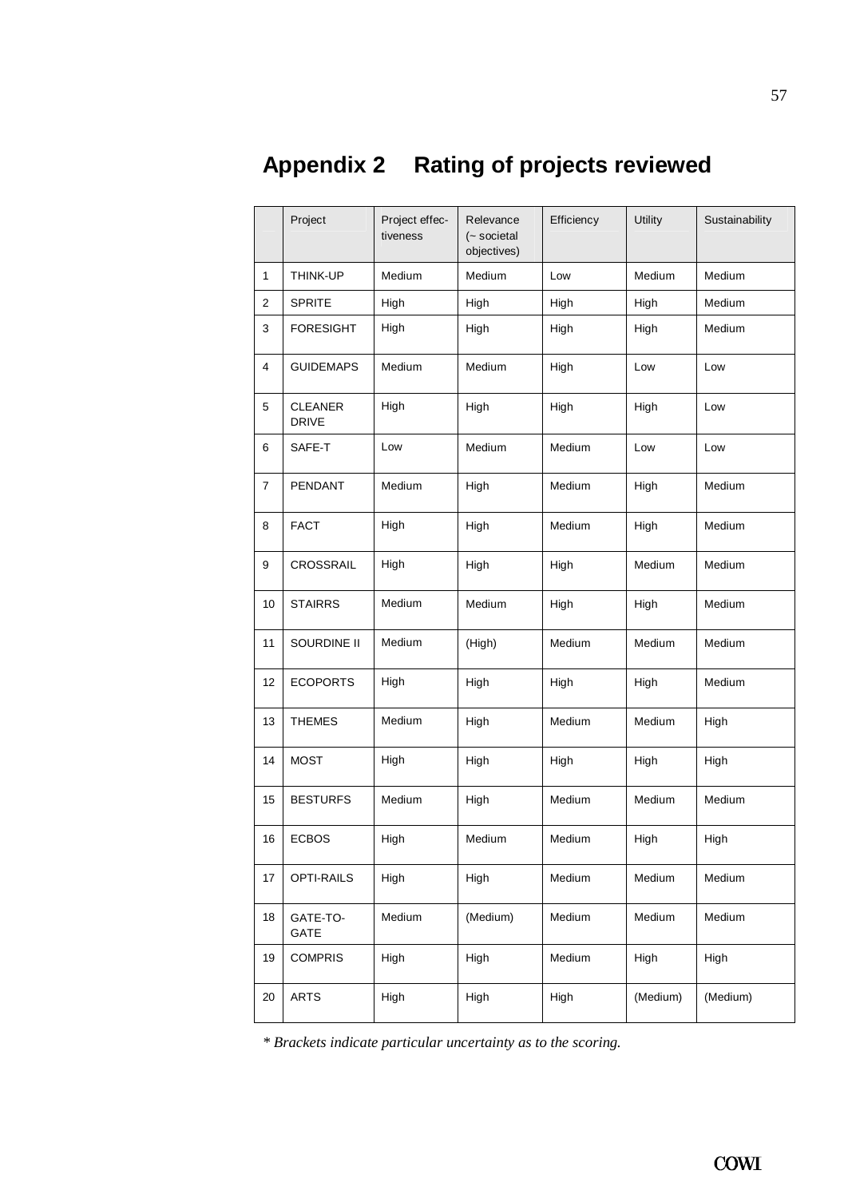# Appendix 2 Rating of projects reviewed

|  | Project | Project effectiveness | Relevance (~ societal objectives) | Efficiency | Utility | Sustainability |
|---|---|---|---|---|---|---|
| 1 | THINK-UP | Medium | Medium | Low | Medium | Medium |
| 2 | SPRITE | High | High | High | High | Medium |
| 3 | FORESIGHT | High | High | High | High | Medium |
| 4 | GUIDEMAPS | Medium | Medium | High | Low | Low |
| 5 | CLEANER DRIVE | High | High | High | High | Low |
| 6 | SAFE-T | Low | Medium | Medium | Low | Low |
| 7 | PENDANT | Medium | High | Medium | High | Medium |
| 8 | FACT | High | High | Medium | High | Medium |
| 9 | CROSSRAIL | High | High | High | Medium | Medium |
| 10 | STAIRRS | Medium | Medium | High | High | Medium |
| 11 | SOURDINE II | Medium | (High) | Medium | Medium | Medium |
| 12 | ECOPORTS | High | High | High | High | Medium |
| 13 | THEMES | Medium | High | Medium | Medium | High |
| 14 | MOST | High | High | High | High | High |
| 15 | BESTURFS | Medium | High | Medium | Medium | Medium |
| 16 | ECBOS | High | Medium | Medium | High | High |
| 17 | OPTI-RAILS | High | High | Medium | Medium | Medium |
| 18 | GATE-TO-GATE | Medium | (Medium) | Medium | Medium | Medium |
| 19 | COMPRIS | High | High | Medium | High | High |
| 20 | ARTS | High | High | High | (Medium) | (Medium) |

*\* Brackets indicate particular uncertainty as to the scoring.*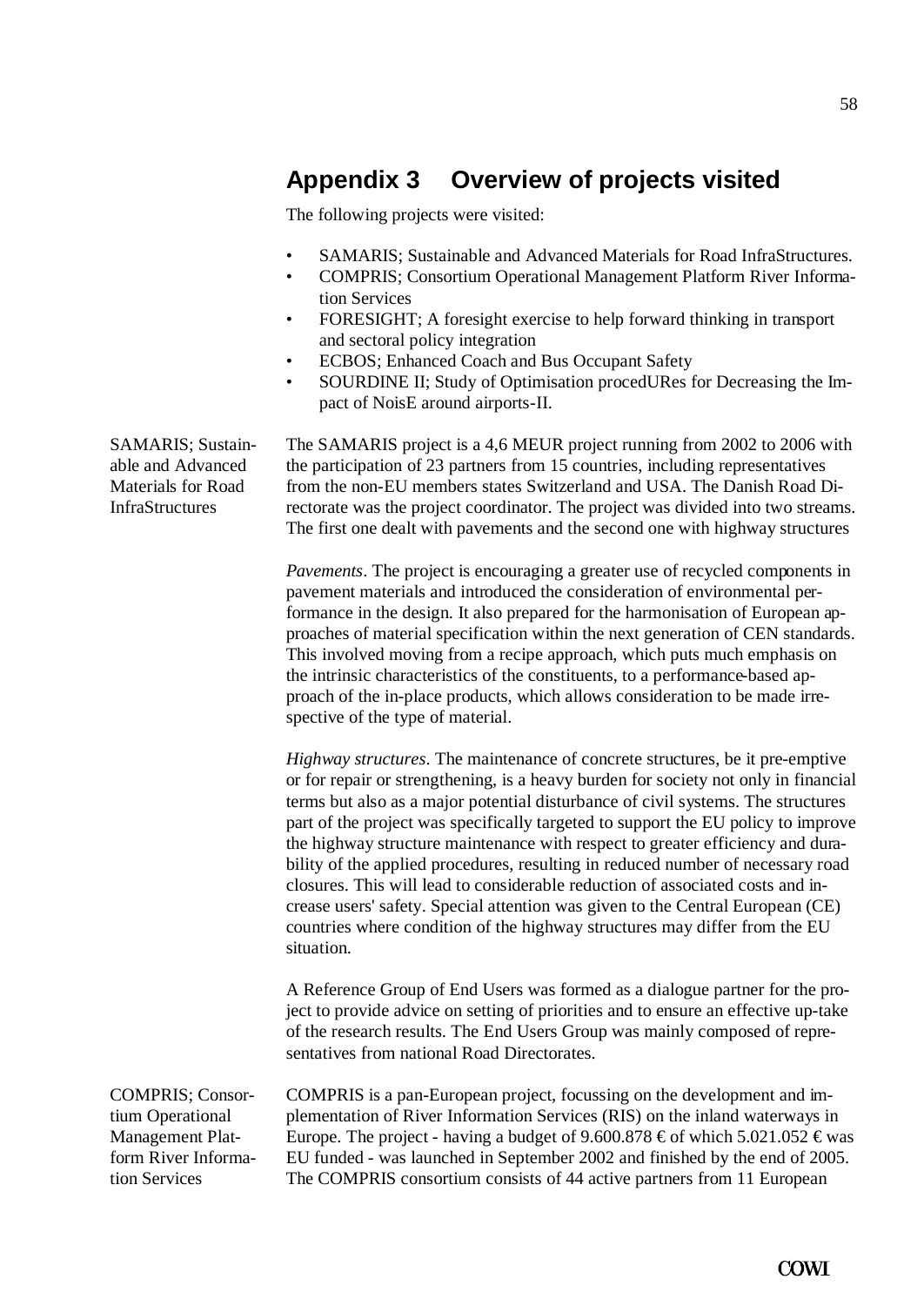# Appendix 3 Overview of projects visited

The following projects were visited:

- SAMARIS; Sustainable and Advanced Materials for Road InfraStructures.
- COMPRIS; Consortium Operational Management Platform River Information Services
- FORESIGHT; A foresight exercise to help forward thinking in transport and sectoral policy integration
- ECBOS; Enhanced Coach and Bus Occupant Safety
- SOURDINE II; Study of Optimisation procedURes for Decreasing the Impact of NoisE around airports-II.

**SAMARIS; Sustainable and Advanced Materials for Road InfraStructures**

The SAMARIS project is a 4,6 MEUR project running from 2002 to 2006 with the participation of 23 partners from 15 countries, including representatives from the non-EU members states Switzerland and USA. The Danish Road Directorate was the project coordinator. The project was divided into two streams. The first one dealt with pavements and the second one with highway structures

*Pavements*. The project is encouraging a greater use of recycled components in pavement materials and introduced the consideration of environmental performance in the design. It also prepared for the harmonisation of European approaches of material specification within the next generation of CEN standards. This involved moving from a recipe approach, which puts much emphasis on the intrinsic characteristics of the constituents, to a performance-based approach of the in-place products, which allows consideration to be made irrespective of the type of material.

*Highway structures*. The maintenance of concrete structures, be it pre-emptive or for repair or strengthening, is a heavy burden for society not only in financial terms but also as a major potential disturbance of civil systems. The structures part of the project was specifically targeted to support the EU policy to improve the highway structure maintenance with respect to greater efficiency and durability of the applied procedures, resulting in reduced number of necessary road closures. This will lead to considerable reduction of associated costs and increase users' safety. Special attention was given to the Central European (CE) countries where condition of the highway structures may differ from the EU situation.

A Reference Group of End Users was formed as a dialogue partner for the project to provide advice on setting of priorities and to ensure an effective up-take of the research results. The End Users Group was mainly composed of representatives from national Road Directorates.

**COMPRIS; Consortium Operational Management Platform River Information Services**

COMPRIS is a pan-European project, focussing on the development and implementation of River Information Services (RIS) on the inland waterways in Europe. The project - having a budget of 9.600.878 € of which 5.021.052 € was EU funded - was launched in September 2002 and finished by the end of 2005. The COMPRIS consortium consists of 44 active partners from 11 European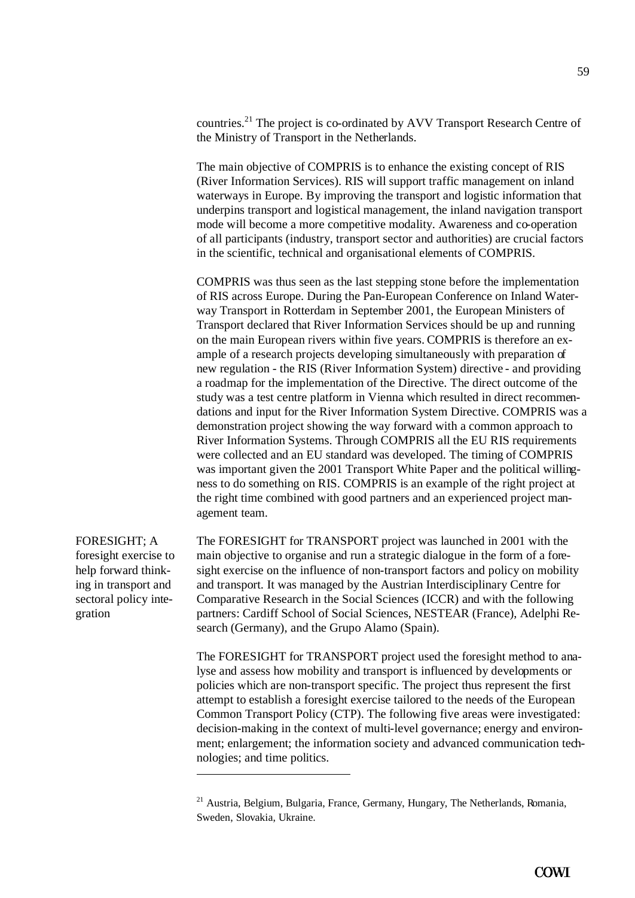countries.[21] The project is co-ordinated by AVV Transport Research Centre of the Ministry of Transport in the Netherlands.

The main objective of COMPRIS is to enhance the existing concept of RIS (River Information Services). RIS will support traffic management on inland waterways in Europe. By improving the transport and logistic information that underpins transport and logistical management, the inland navigation transport mode will become a more competitive modality. Awareness and co-operation of all participants (industry, transport sector and authorities) are crucial factors in the scientific, technical and organisational elements of COMPRIS.

COMPRIS was thus seen as the last stepping stone before the implementation of RIS across Europe. During the Pan-European Conference on Inland Waterway Transport in Rotterdam in September 2001, the European Ministers of Transport declared that River Information Services should be up and running on the main European rivers within five years. COMPRIS is therefore an example of a research projects developing simultaneously with preparation of new regulation - the RIS (River Information System) directive - and providing a roadmap for the implementation of the Directive. The direct outcome of the study was a test centre platform in Vienna which resulted in direct recommendations and input for the River Information System Directive. COMPRIS was a demonstration project showing the way forward with a common approach to River Information Systems. Through COMPRIS all the EU RIS requirements were collected and an EU standard was developed. The timing of COMPRIS was important given the 2001 Transport White Paper and the political willingness to do something on RIS. COMPRIS is an example of the right project at the right time combined with good partners and an experienced project management team.

**FORESIGHT; A foresight exercise to help forward thinking in transport and sectoral policy integration**

The FORESIGHT for TRANSPORT project was launched in 2001 with the main objective to organise and run a strategic dialogue in the form of a foresight exercise on the influence of non-transport factors and policy on mobility and transport. It was managed by the Austrian Interdisciplinary Centre for Comparative Research in the Social Sciences (ICCR) and with the following partners: Cardiff School of Social Sciences, NESTEAR (France), Adelphi Research (Germany), and the Grupo Alamo (Spain).

The FORESIGHT for TRANSPORT project used the foresight method to analyse and assess how mobility and transport is influenced by developments or policies which are non-transport specific. The project thus represent the first attempt to establish a foresight exercise tailored to the needs of the European Common Transport Policy (CTP). The following five areas were investigated: decision-making in the context of multi-level governance; energy and environment; enlargement; the information society and advanced communication technologies; and time politics.

---

[21] Austria, Belgium, Bulgaria, France, Germany, Hungary, The Netherlands, Romania, Sweden, Slovakia, Ukraine.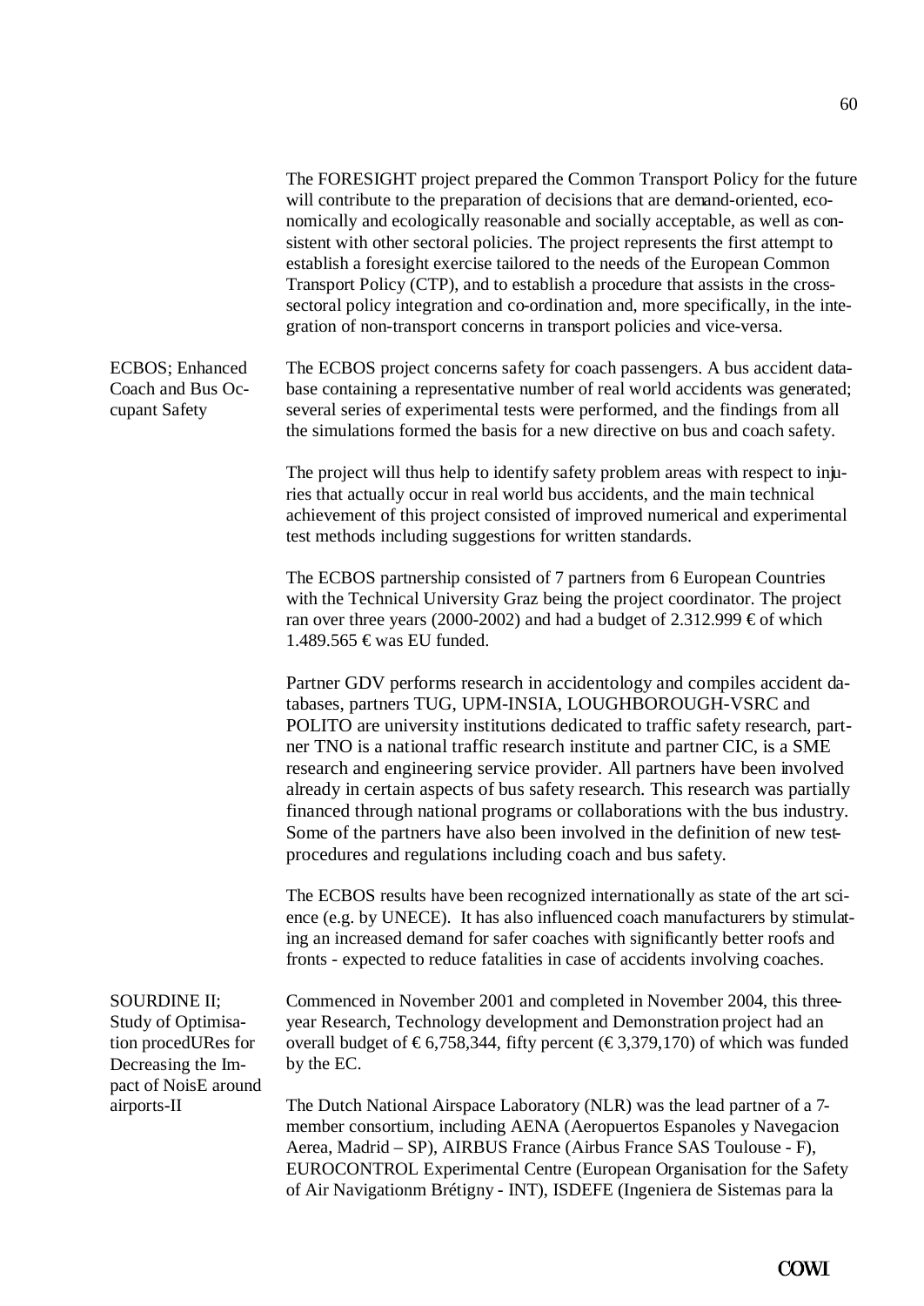The FORESIGHT project prepared the Common Transport Policy for the future will contribute to the preparation of decisions that are demand-oriented, economically and ecologically reasonable and socially acceptable, as well as consistent with other sectoral policies. The project represents the first attempt to establish a foresight exercise tailored to the needs of the European Common Transport Policy (CTP), and to establish a procedure that assists in the cross-sectoral policy integration and co-ordination and, more specifically, in the integration of non-transport concerns in transport policies and vice-versa.

**ECBOS; Enhanced Coach and Bus Occupant Safety**

The ECBOS project concerns safety for coach passengers. A bus accident database containing a representative number of real world accidents was generated; several series of experimental tests were performed, and the findings from all the simulations formed the basis for a new directive on bus and coach safety.

The project will thus help to identify safety problem areas with respect to injuries that actually occur in real world bus accidents, and the main technical achievement of this project consisted of improved numerical and experimental test methods including suggestions for written standards.

The ECBOS partnership consisted of 7 partners from 6 European Countries with the Technical University Graz being the project coordinator. The project ran over three years (2000-2002) and had a budget of 2.312.999 € of which 1.489.565 € was EU funded.

Partner GDV performs research in accidentology and compiles accident databases, partners TUG, UPM-INSIA, LOUGHBOROUGH-VSRC and POLITO are university institutions dedicated to traffic safety research, partner TNO is a national traffic research institute and partner CIC, is a SME research and engineering service provider. All partners have been involved already in certain aspects of bus safety research. This research was partially financed through national programs or collaborations with the bus industry. Some of the partners have also been involved in the definition of new test-procedures and regulations including coach and bus safety.

The ECBOS results have been recognized internationally as state of the art science (e.g. by UNECE). It has also influenced coach manufacturers by stimulating an increased demand for safer coaches with significantly better roofs and fronts - expected to reduce fatalities in case of accidents involving coaches.

**SOURDINE II; Study of Optimisation procedURes for Decreasing the Impact of NoisE around airports-II**

Commenced in November 2001 and completed in November 2004, this three-year Research, Technology development and Demonstration project had an overall budget of € 6,758,344, fifty percent (€ 3,379,170) of which was funded by the EC.

The Dutch National Airspace Laboratory (NLR) was the lead partner of a 7-member consortium, including AENA (Aeropuertos Espanoles y Navegacion Aerea, Madrid – SP), AIRBUS France (Airbus France SAS Toulouse - F), EUROCONTROL Experimental Centre (European Organisation for the Safety of Air Navigationm Brétigny - INT), ISDEFE (Ingeniera de Sistemas para la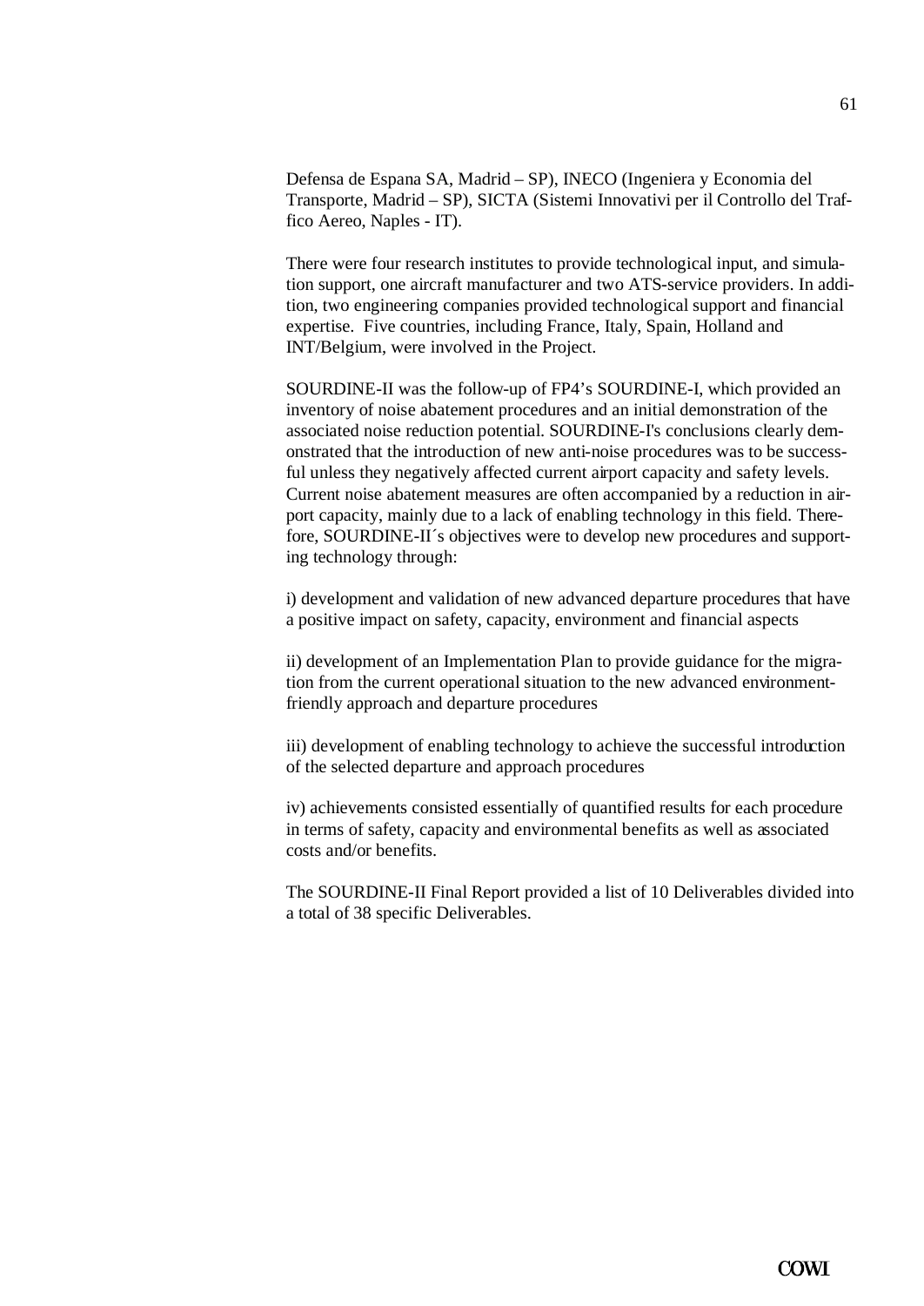Defensa de Espana SA, Madrid – SP), INECO (Ingeniera y Economia del Transporte, Madrid – SP), SICTA (Sistemi Innovativi per il Controllo del Traffico Aereo, Naples - IT).

There were four research institutes to provide technological input, and simulation support, one aircraft manufacturer and two ATS-service providers. In addition, two engineering companies provided technological support and financial expertise. Five countries, including France, Italy, Spain, Holland and INT/Belgium, were involved in the Project.

SOURDINE-II was the follow-up of FP4's SOURDINE-I, which provided an inventory of noise abatement procedures and an initial demonstration of the associated noise reduction potential. SOURDINE-I's conclusions clearly demonstrated that the introduction of new anti-noise procedures was to be successful unless they negatively affected current airport capacity and safety levels. Current noise abatement measures are often accompanied by a reduction in airport capacity, mainly due to a lack of enabling technology in this field. Therefore, SOURDINE-II´s objectives were to develop new procedures and supporting technology through:

i) development and validation of new advanced departure procedures that have a positive impact on safety, capacity, environment and financial aspects

ii) development of an Implementation Plan to provide guidance for the migration from the current operational situation to the new advanced environment-friendly approach and departure procedures

iii) development of enabling technology to achieve the successful introduction of the selected departure and approach procedures

iv) achievements consisted essentially of quantified results for each procedure in terms of safety, capacity and environmental benefits as well as associated costs and/or benefits.

The SOURDINE-II Final Report provided a list of 10 Deliverables divided into a total of 38 specific Deliverables.